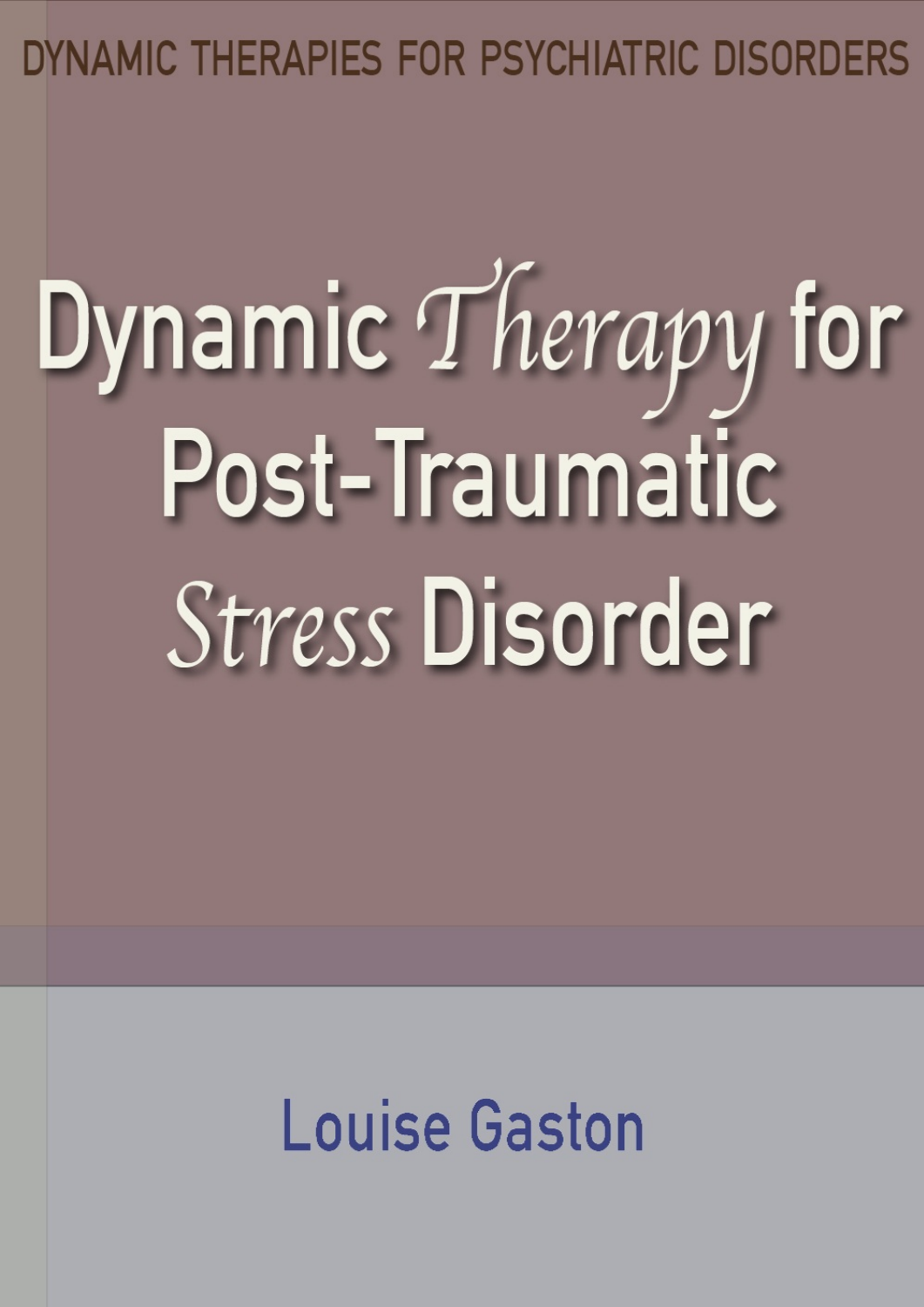DYNAMIC THERAPIES FOR PSYCHIATRIC DISORDERS

# Dynamic *Therapy* for Post-Traumatic *Stress* Disorder

Louise Gaston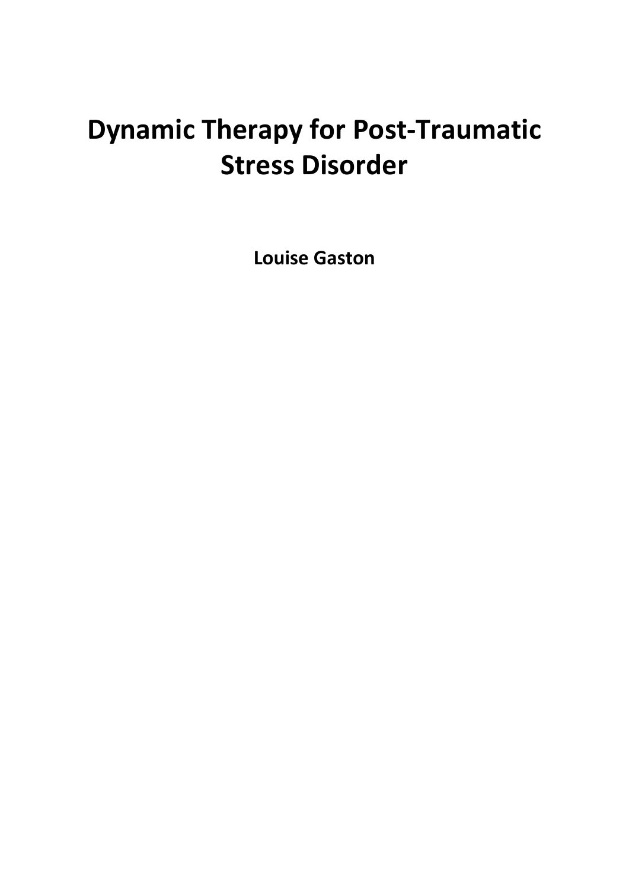# Dynamic Therapy for Post-Traumatic Stress Disorder

**Louise Gaston**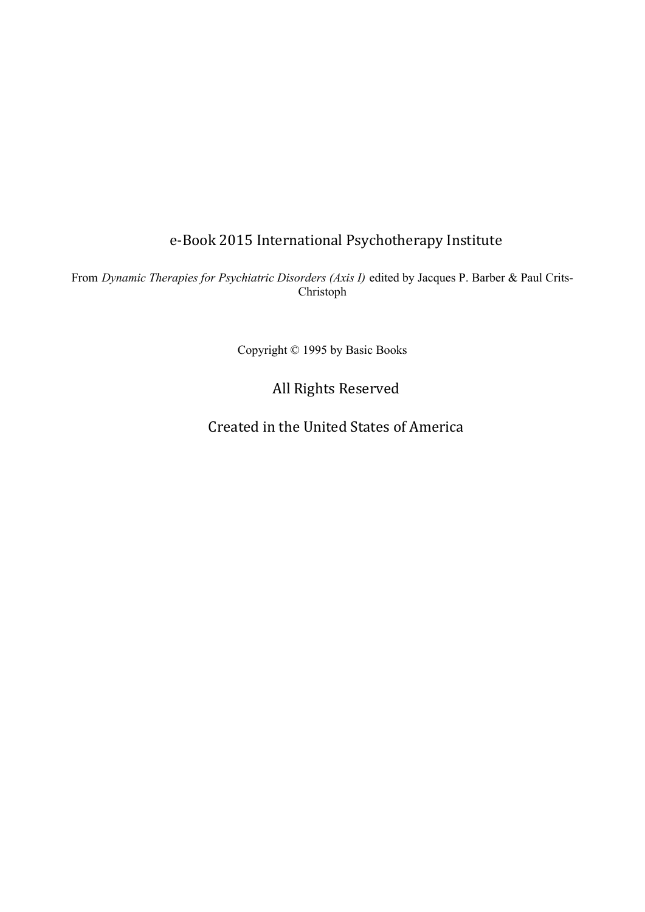e-Book 2015 International Psychotherapy Institute

From *Dynamic Therapies for Psychiatric Disorders (Axis I)* edited by Jacques P. Barber & Paul Crits-Christoph

Copyright © 1995 by Basic Books

All Rights Reserved

Created in the United States of America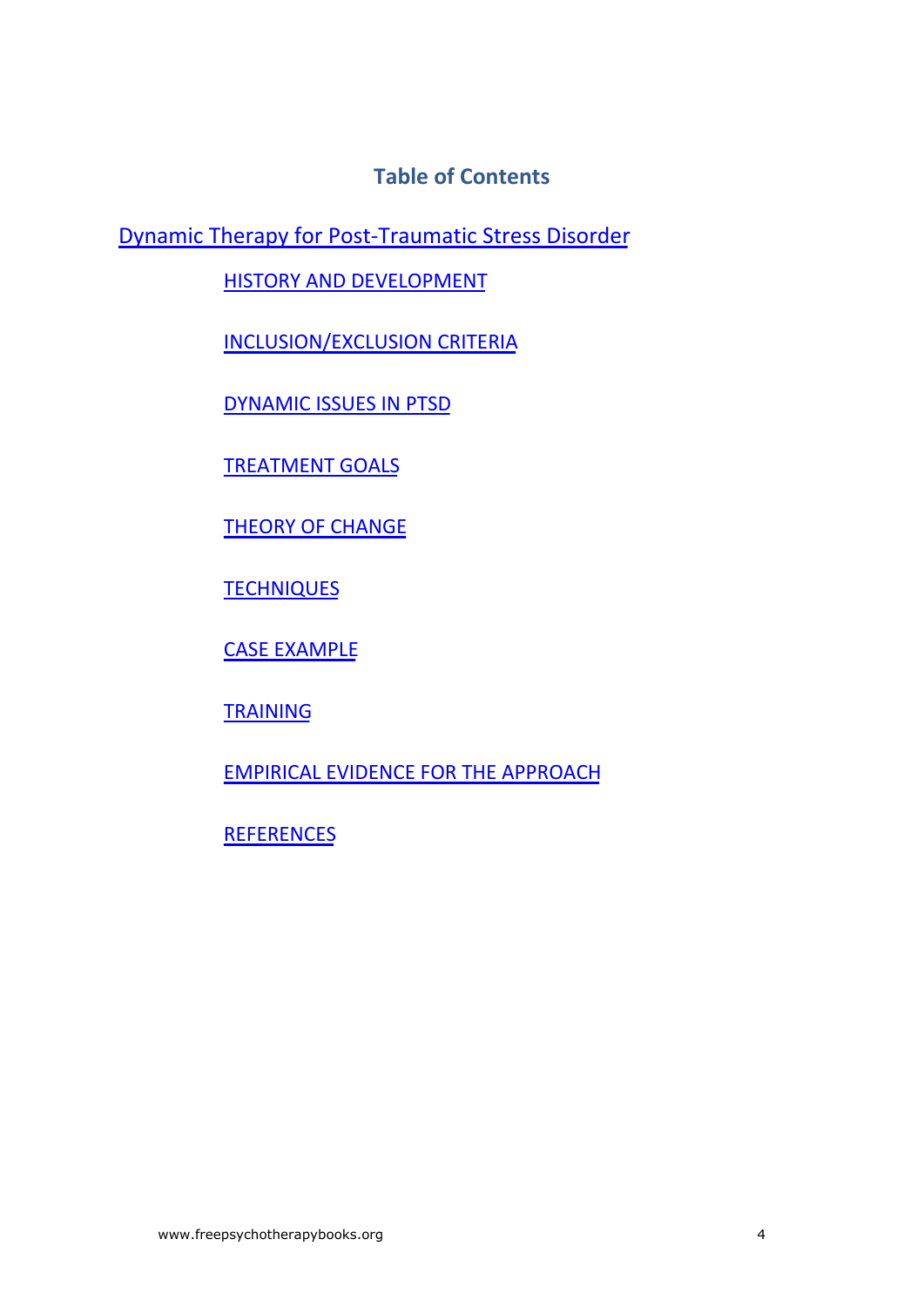## Table of Contents

Dynamic Therapy for Post-Traumatic Stress Disorder

- HISTORY AND DEVELOPMENT
- INCLUSION/EXCLUSION CRITERIA
- DYNAMIC ISSUES IN PTSD
- TREATMENT GOALS
- THEORY OF CHANGE
- TECHNIQUES
- CASE EXAMPLE
- TRAINING
- EMPIRICAL EVIDENCE FOR THE APPROACH
- REFERENCES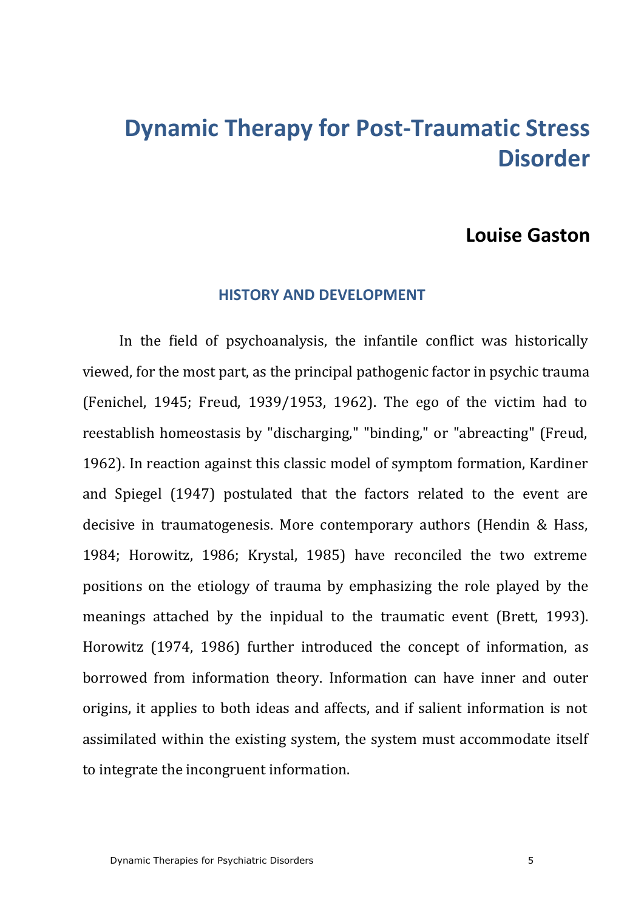# Dynamic Therapy for Post-Traumatic Stress Disorder

**Louise Gaston**

## HISTORY AND DEVELOPMENT

In the field of psychoanalysis, the infantile conflict was historically viewed, for the most part, as the principal pathogenic factor in psychic trauma (Fenichel, 1945; Freud, 1939/1953, 1962). The ego of the victim had to reestablish homeostasis by "discharging," "binding," or "abreacting" (Freud, 1962). In reaction against this classic model of symptom formation, Kardiner and Spiegel (1947) postulated that the factors related to the event are decisive in traumatogenesis. More contemporary authors (Hendin & Hass, 1984; Horowitz, 1986; Krystal, 1985) have reconciled the two extreme positions on the etiology of trauma by emphasizing the role played by the meanings attached by the inpidual to the traumatic event (Brett, 1993). Horowitz (1974, 1986) further introduced the concept of information, as borrowed from information theory. Information can have inner and outer origins, it applies to both ideas and affects, and if salient information is not assimilated within the existing system, the system must accommodate itself to integrate the incongruent information.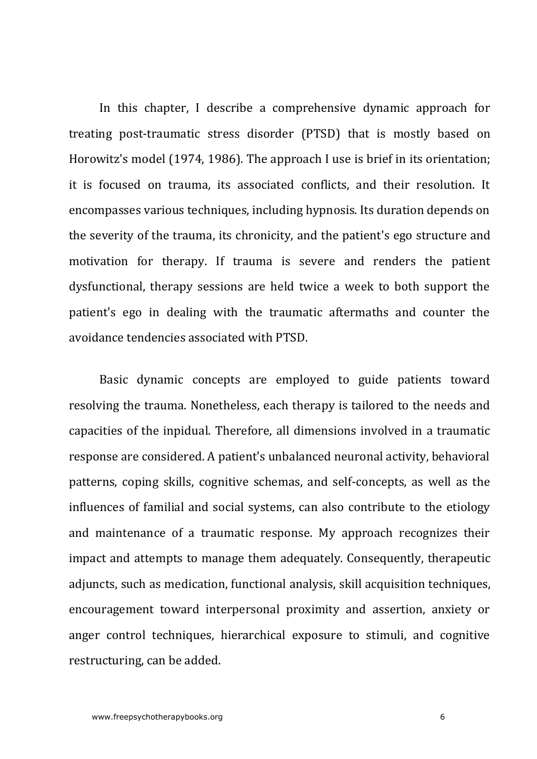In this chapter, I describe a comprehensive dynamic approach for treating post-traumatic stress disorder (PTSD) that is mostly based on Horowitz's model (1974, 1986). The approach I use is brief in its orientation; it is focused on trauma, its associated conflicts, and their resolution. It encompasses various techniques, including hypnosis. Its duration depends on the severity of the trauma, its chronicity, and the patient's ego structure and motivation for therapy. If trauma is severe and renders the patient dysfunctional, therapy sessions are held twice a week to both support the patient's ego in dealing with the traumatic aftermaths and counter the avoidance tendencies associated with PTSD.

Basic dynamic concepts are employed to guide patients toward resolving the trauma. Nonetheless, each therapy is tailored to the needs and capacities of the inpidual. Therefore, all dimensions involved in a traumatic response are considered. A patient's unbalanced neuronal activity, behavioral patterns, coping skills, cognitive schemas, and self-concepts, as well as the influences of familial and social systems, can also contribute to the etiology and maintenance of a traumatic response. My approach recognizes their impact and attempts to manage them adequately. Consequently, therapeutic adjuncts, such as medication, functional analysis, skill acquisition techniques, encouragement toward interpersonal proximity and assertion, anxiety or anger control techniques, hierarchical exposure to stimuli, and cognitive restructuring, can be added.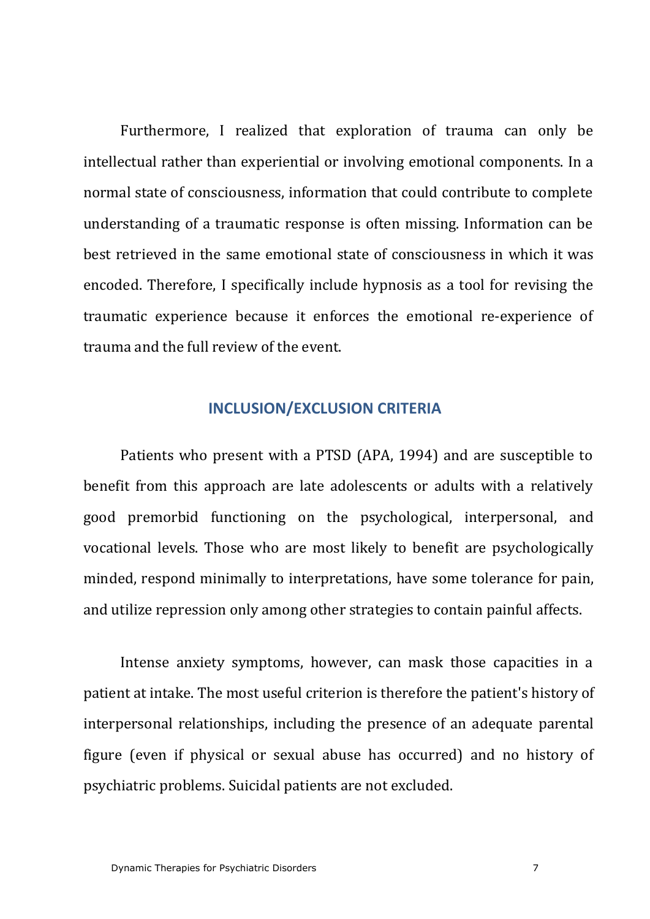Furthermore, I realized that exploration of trauma can only be intellectual rather than experiential or involving emotional components. In a normal state of consciousness, information that could contribute to complete understanding of a traumatic response is often missing. Information can be best retrieved in the same emotional state of consciousness in which it was encoded. Therefore, I specifically include hypnosis as a tool for revising the traumatic experience because it enforces the emotional re-experience of trauma and the full review of the event.

## INCLUSION/EXCLUSION CRITERIA

Patients who present with a PTSD (APA, 1994) and are susceptible to benefit from this approach are late adolescents or adults with a relatively good premorbid functioning on the psychological, interpersonal, and vocational levels. Those who are most likely to benefit are psychologically minded, respond minimally to interpretations, have some tolerance for pain, and utilize repression only among other strategies to contain painful affects.

Intense anxiety symptoms, however, can mask those capacities in a patient at intake. The most useful criterion is therefore the patient's history of interpersonal relationships, including the presence of an adequate parental figure (even if physical or sexual abuse has occurred) and no history of psychiatric problems. Suicidal patients are not excluded.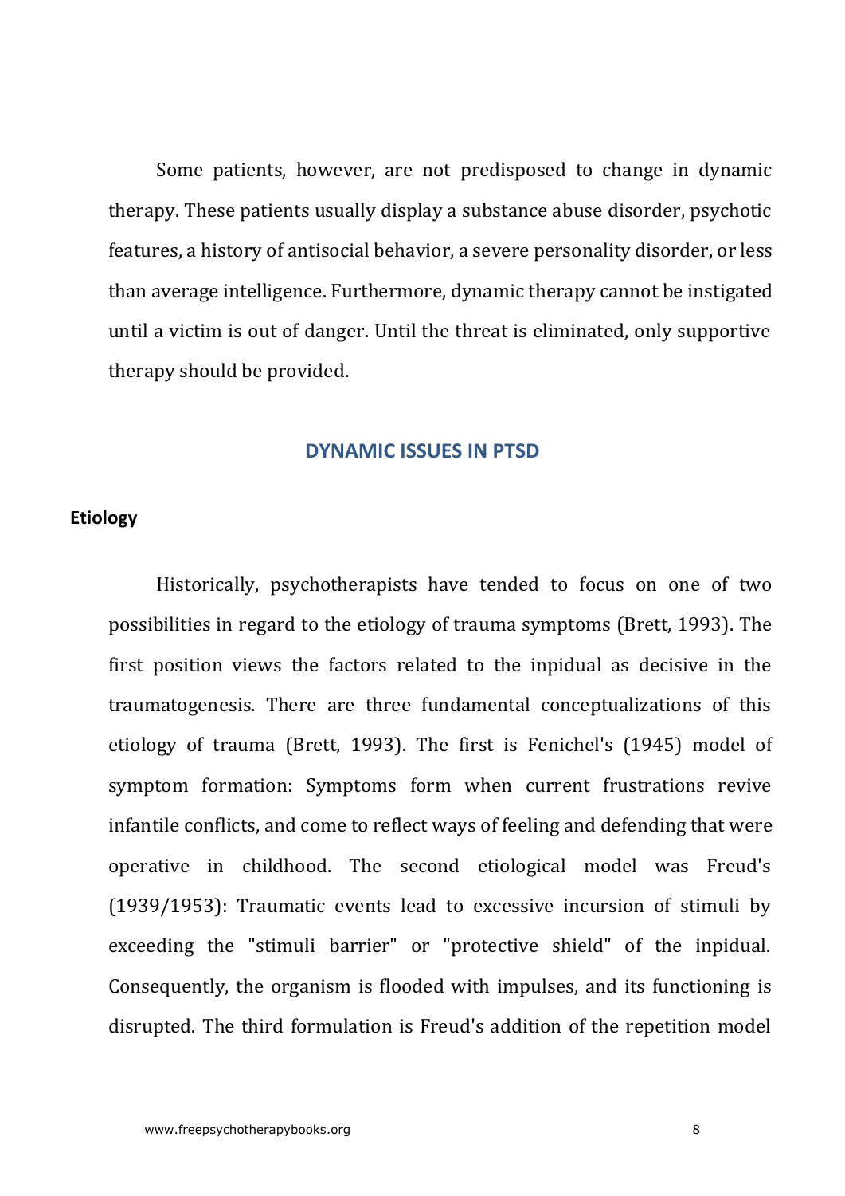Some patients, however, are not predisposed to change in dynamic therapy. These patients usually display a substance abuse disorder, psychotic features, a history of antisocial behavior, a severe personality disorder, or less than average intelligence. Furthermore, dynamic therapy cannot be instigated until a victim is out of danger. Until the threat is eliminated, only supportive therapy should be provided.

## DYNAMIC ISSUES IN PTSD

### Etiology

Historically, psychotherapists have tended to focus on one of two possibilities in regard to the etiology of trauma symptoms (Brett, 1993). The first position views the factors related to the inpidual as decisive in the traumatogenesis. There are three fundamental conceptualizations of this etiology of trauma (Brett, 1993). The first is Fenichel's (1945) model of symptom formation: Symptoms form when current frustrations revive infantile conflicts, and come to reflect ways of feeling and defending that were operative in childhood. The second etiological model was Freud's (1939/1953): Traumatic events lead to excessive incursion of stimuli by exceeding the "stimuli barrier" or "protective shield" of the inpidual. Consequently, the organism is flooded with impulses, and its functioning is disrupted. The third formulation is Freud's addition of the repetition model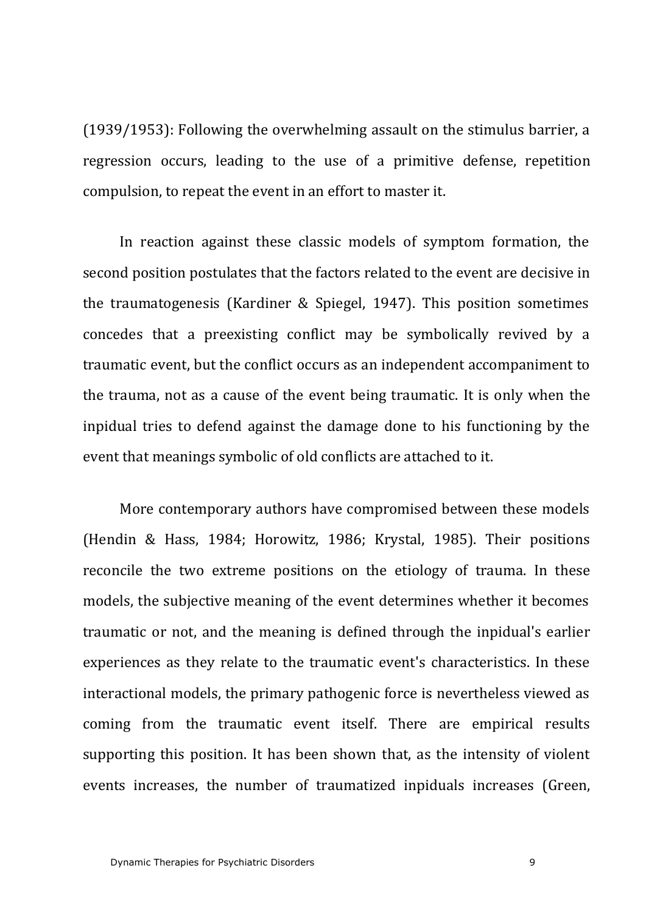(1939/1953): Following the overwhelming assault on the stimulus barrier, a regression occurs, leading to the use of a primitive defense, repetition compulsion, to repeat the event in an effort to master it.

In reaction against these classic models of symptom formation, the second position postulates that the factors related to the event are decisive in the traumatogenesis (Kardiner & Spiegel, 1947). This position sometimes concedes that a preexisting conflict may be symbolically revived by a traumatic event, but the conflict occurs as an independent accompaniment to the trauma, not as a cause of the event being traumatic. It is only when the inpidual tries to defend against the damage done to his functioning by the event that meanings symbolic of old conflicts are attached to it.

More contemporary authors have compromised between these models (Hendin & Hass, 1984; Horowitz, 1986; Krystal, 1985). Their positions reconcile the two extreme positions on the etiology of trauma. In these models, the subjective meaning of the event determines whether it becomes traumatic or not, and the meaning is defined through the inpidual's earlier experiences as they relate to the traumatic event's characteristics. In these interactional models, the primary pathogenic force is nevertheless viewed as coming from the traumatic event itself. There are empirical results supporting this position. It has been shown that, as the intensity of violent events increases, the number of traumatized inpiduals increases (Green,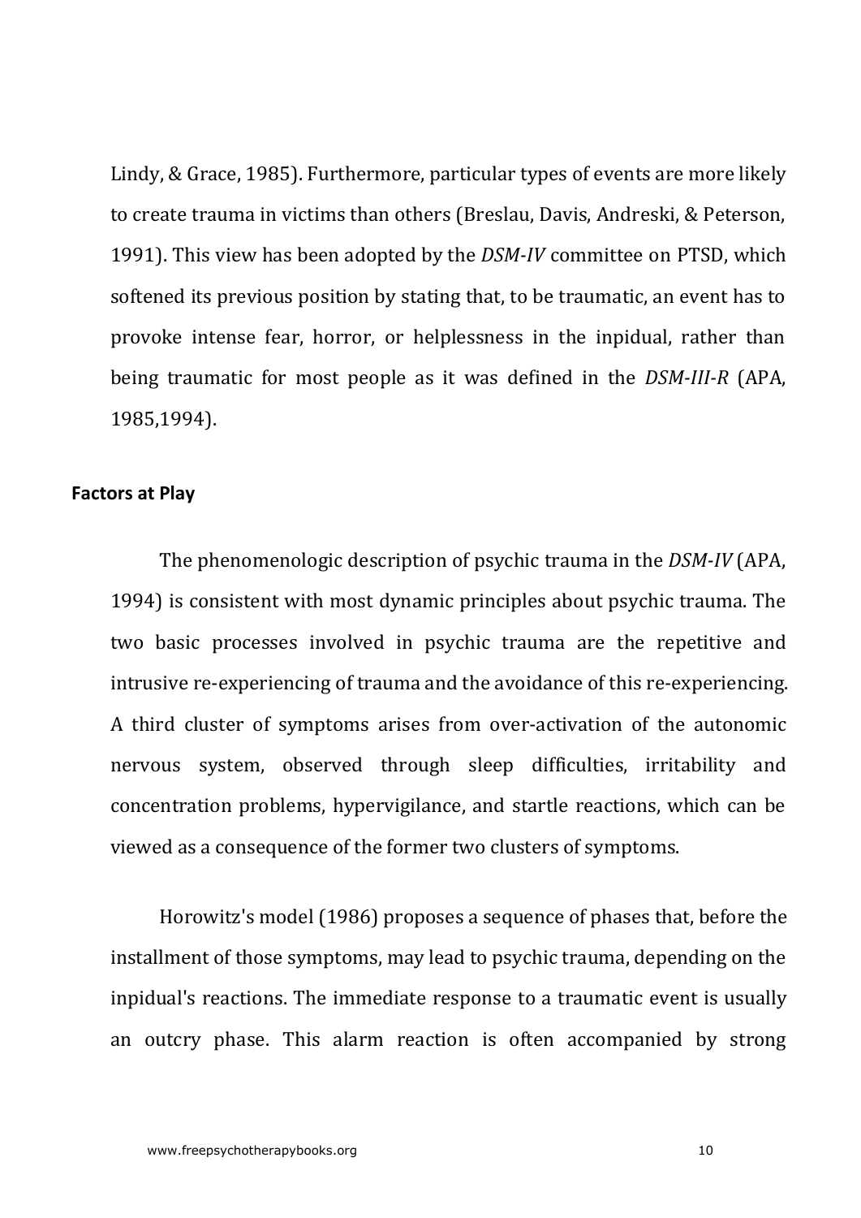Lindy, & Grace, 1985). Furthermore, particular types of events are more likely to create trauma in victims than others (Breslau, Davis, Andreski, & Peterson, 1991). This view has been adopted by the *DSM-IV* committee on PTSD, which softened its previous position by stating that, to be traumatic, an event has to provoke intense fear, horror, or helplessness in the inpidual, rather than being traumatic for most people as it was defined in the *DSM-III-R* (APA, 1985,1994).

**Factors at Play**

The phenomenologic description of psychic trauma in the *DSM-IV* (APA, 1994) is consistent with most dynamic principles about psychic trauma. The two basic processes involved in psychic trauma are the repetitive and intrusive re-experiencing of trauma and the avoidance of this re-experiencing. A third cluster of symptoms arises from over-activation of the autonomic nervous system, observed through sleep difficulties, irritability and concentration problems, hypervigilance, and startle reactions, which can be viewed as a consequence of the former two clusters of symptoms.

Horowitz's model (1986) proposes a sequence of phases that, before the installment of those symptoms, may lead to psychic trauma, depending on the inpidual's reactions. The immediate response to a traumatic event is usually an outcry phase. This alarm reaction is often accompanied by strong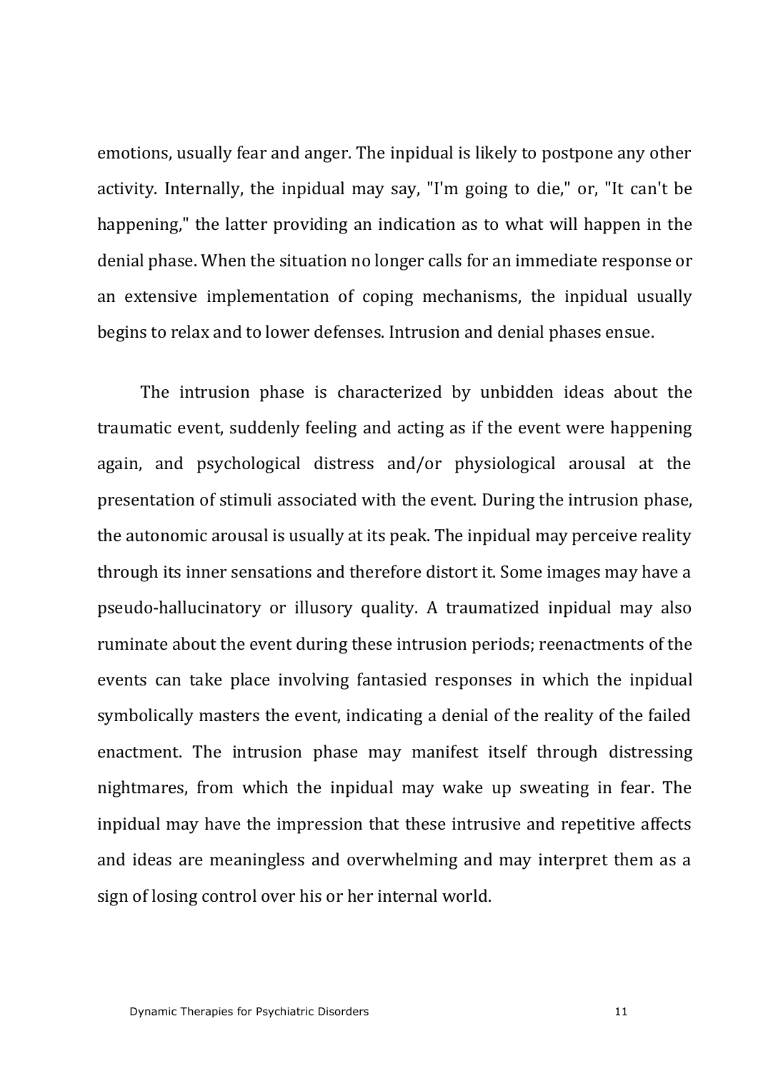emotions, usually fear and anger. The inpidual is likely to postpone any other activity. Internally, the inpidual may say, "I'm going to die," or, "It can't be happening," the latter providing an indication as to what will happen in the denial phase. When the situation no longer calls for an immediate response or an extensive implementation of coping mechanisms, the inpidual usually begins to relax and to lower defenses. Intrusion and denial phases ensue.

The intrusion phase is characterized by unbidden ideas about the traumatic event, suddenly feeling and acting as if the event were happening again, and psychological distress and/or physiological arousal at the presentation of stimuli associated with the event. During the intrusion phase, the autonomic arousal is usually at its peak. The inpidual may perceive reality through its inner sensations and therefore distort it. Some images may have a pseudo-hallucinatory or illusory quality. A traumatized inpidual may also ruminate about the event during these intrusion periods; reenactments of the events can take place involving fantasied responses in which the inpidual symbolically masters the event, indicating a denial of the reality of the failed enactment. The intrusion phase may manifest itself through distressing nightmares, from which the inpidual may wake up sweating in fear. The inpidual may have the impression that these intrusive and repetitive affects and ideas are meaningless and overwhelming and may interpret them as a sign of losing control over his or her internal world.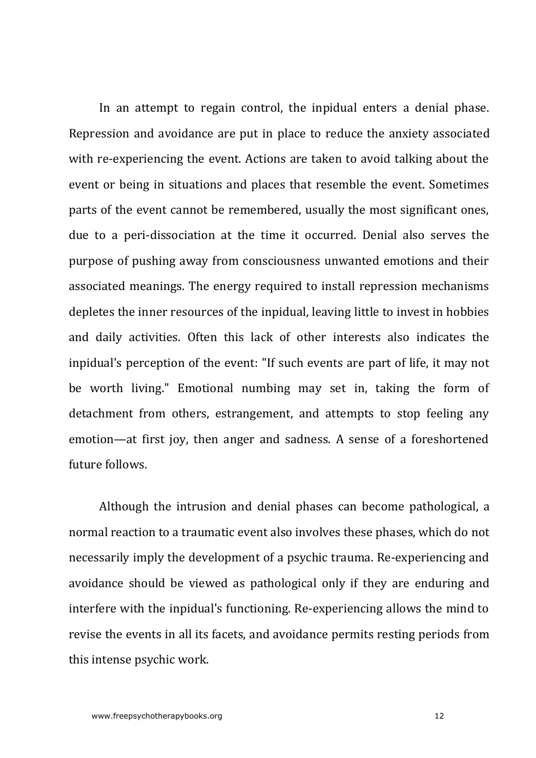In an attempt to regain control, the inpidual enters a denial phase. Repression and avoidance are put in place to reduce the anxiety associated with re-experiencing the event. Actions are taken to avoid talking about the event or being in situations and places that resemble the event. Sometimes parts of the event cannot be remembered, usually the most significant ones, due to a peri-dissociation at the time it occurred. Denial also serves the purpose of pushing away from consciousness unwanted emotions and their associated meanings. The energy required to install repression mechanisms depletes the inner resources of the inpidual, leaving little to invest in hobbies and daily activities. Often this lack of other interests also indicates the inpidual's perception of the event: "If such events are part of life, it may not be worth living." Emotional numbing may set in, taking the form of detachment from others, estrangement, and attempts to stop feeling any emotion—at first joy, then anger and sadness. A sense of a foreshortened future follows.

Although the intrusion and denial phases can become pathological, a normal reaction to a traumatic event also involves these phases, which do not necessarily imply the development of a psychic trauma. Re-experiencing and avoidance should be viewed as pathological only if they are enduring and interfere with the inpidual's functioning. Re-experiencing allows the mind to revise the events in all its facets, and avoidance permits resting periods from this intense psychic work.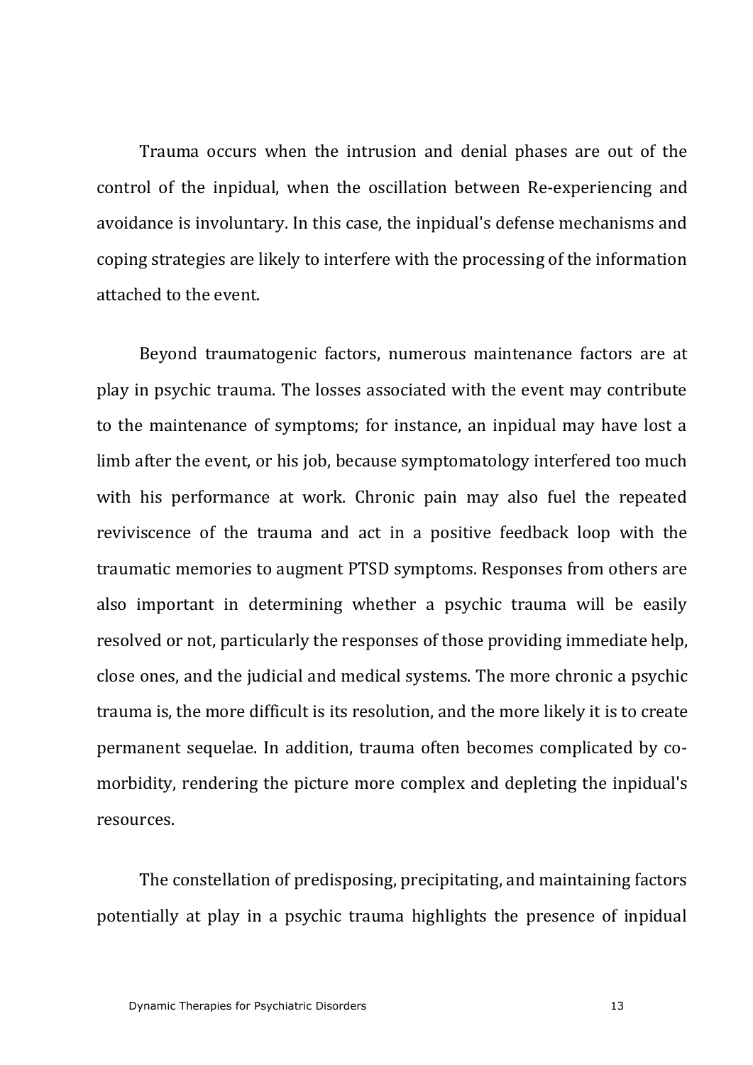Trauma occurs when the intrusion and denial phases are out of the control of the inpidual, when the oscillation between Re-experiencing and avoidance is involuntary. In this case, the inpidual's defense mechanisms and coping strategies are likely to interfere with the processing of the information attached to the event.

Beyond traumatogenic factors, numerous maintenance factors are at play in psychic trauma. The losses associated with the event may contribute to the maintenance of symptoms; for instance, an inpidual may have lost a limb after the event, or his job, because symptomatology interfered too much with his performance at work. Chronic pain may also fuel the repeated reviviscence of the trauma and act in a positive feedback loop with the traumatic memories to augment PTSD symptoms. Responses from others are also important in determining whether a psychic trauma will be easily resolved or not, particularly the responses of those providing immediate help, close ones, and the judicial and medical systems. The more chronic a psychic trauma is, the more difficult is its resolution, and the more likely it is to create permanent sequelae. In addition, trauma often becomes complicated by co-morbidity, rendering the picture more complex and depleting the inpidual's resources.

The constellation of predisposing, precipitating, and maintaining factors potentially at play in a psychic trauma highlights the presence of inpidual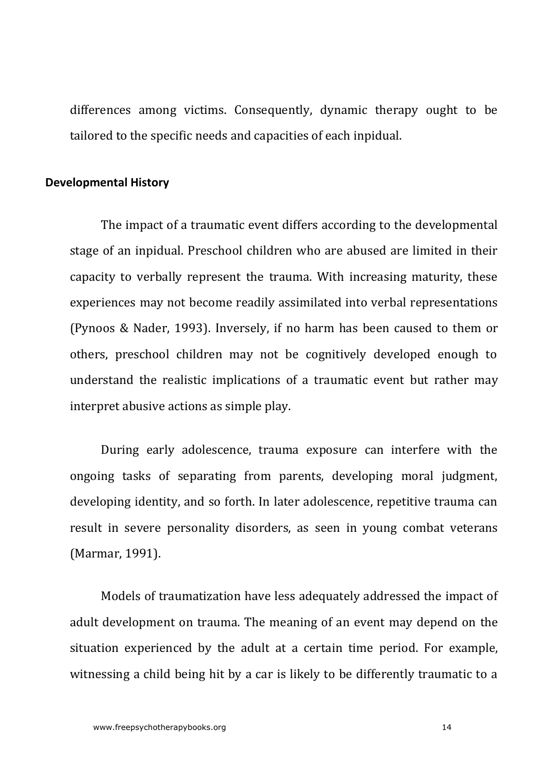differences among victims. Consequently, dynamic therapy ought to be tailored to the specific needs and capacities of each inpidual.

### Developmental History

The impact of a traumatic event differs according to the developmental stage of an inpidual. Preschool children who are abused are limited in their capacity to verbally represent the trauma. With increasing maturity, these experiences may not become readily assimilated into verbal representations (Pynoos & Nader, 1993). Inversely, if no harm has been caused to them or others, preschool children may not be cognitively developed enough to understand the realistic implications of a traumatic event but rather may interpret abusive actions as simple play.

During early adolescence, trauma exposure can interfere with the ongoing tasks of separating from parents, developing moral judgment, developing identity, and so forth. In later adolescence, repetitive trauma can result in severe personality disorders, as seen in young combat veterans (Marmar, 1991).

Models of traumatization have less adequately addressed the impact of adult development on trauma. The meaning of an event may depend on the situation experienced by the adult at a certain time period. For example, witnessing a child being hit by a car is likely to be differently traumatic to a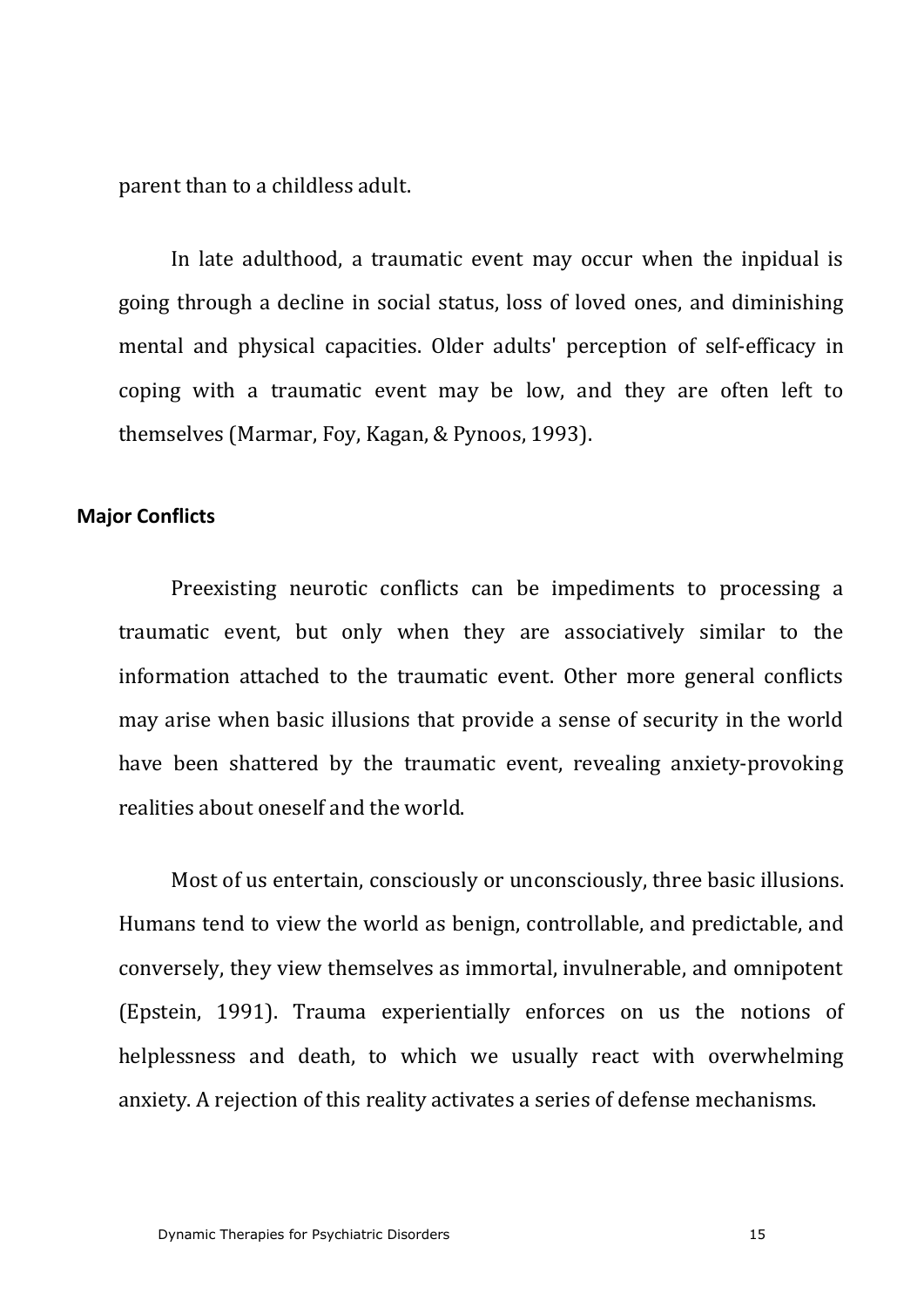parent than to a childless adult.

In late adulthood, a traumatic event may occur when the inpidual is going through a decline in social status, loss of loved ones, and diminishing mental and physical capacities. Older adults' perception of self-efficacy in coping with a traumatic event may be low, and they are often left to themselves (Marmar, Foy, Kagan, & Pynoos, 1993).

## Major Conflicts

Preexisting neurotic conflicts can be impediments to processing a traumatic event, but only when they are associatively similar to the information attached to the traumatic event. Other more general conflicts may arise when basic illusions that provide a sense of security in the world have been shattered by the traumatic event, revealing anxiety-provoking realities about oneself and the world.

Most of us entertain, consciously or unconsciously, three basic illusions. Humans tend to view the world as benign, controllable, and predictable, and conversely, they view themselves as immortal, invulnerable, and omnipotent (Epstein, 1991). Trauma experientially enforces on us the notions of helplessness and death, to which we usually react with overwhelming anxiety. A rejection of this reality activates a series of defense mechanisms.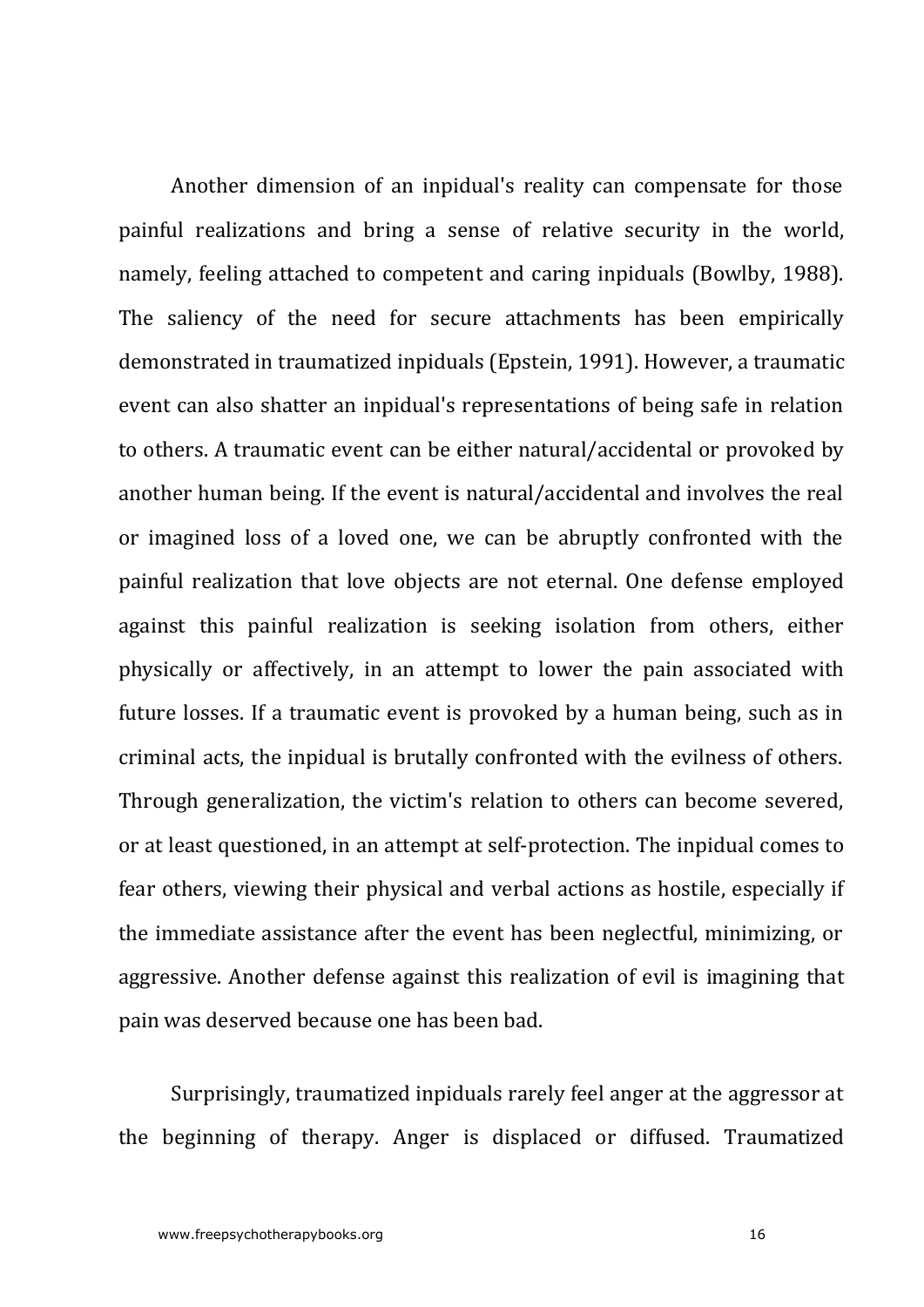Another dimension of an inpidual's reality can compensate for those painful realizations and bring a sense of relative security in the world, namely, feeling attached to competent and caring inpiduals (Bowlby, 1988). The saliency of the need for secure attachments has been empirically demonstrated in traumatized inpiduals (Epstein, 1991). However, a traumatic event can also shatter an inpidual's representations of being safe in relation to others. A traumatic event can be either natural/accidental or provoked by another human being. If the event is natural/accidental and involves the real or imagined loss of a loved one, we can be abruptly confronted with the painful realization that love objects are not eternal. One defense employed against this painful realization is seeking isolation from others, either physically or affectively, in an attempt to lower the pain associated with future losses. If a traumatic event is provoked by a human being, such as in criminal acts, the inpidual is brutally confronted with the evilness of others. Through generalization, the victim's relation to others can become severed, or at least questioned, in an attempt at self-protection. The inpidual comes to fear others, viewing their physical and verbal actions as hostile, especially if the immediate assistance after the event has been neglectful, minimizing, or aggressive. Another defense against this realization of evil is imagining that pain was deserved because one has been bad.

Surprisingly, traumatized inpiduals rarely feel anger at the aggressor at the beginning of therapy. Anger is displaced or diffused. Traumatized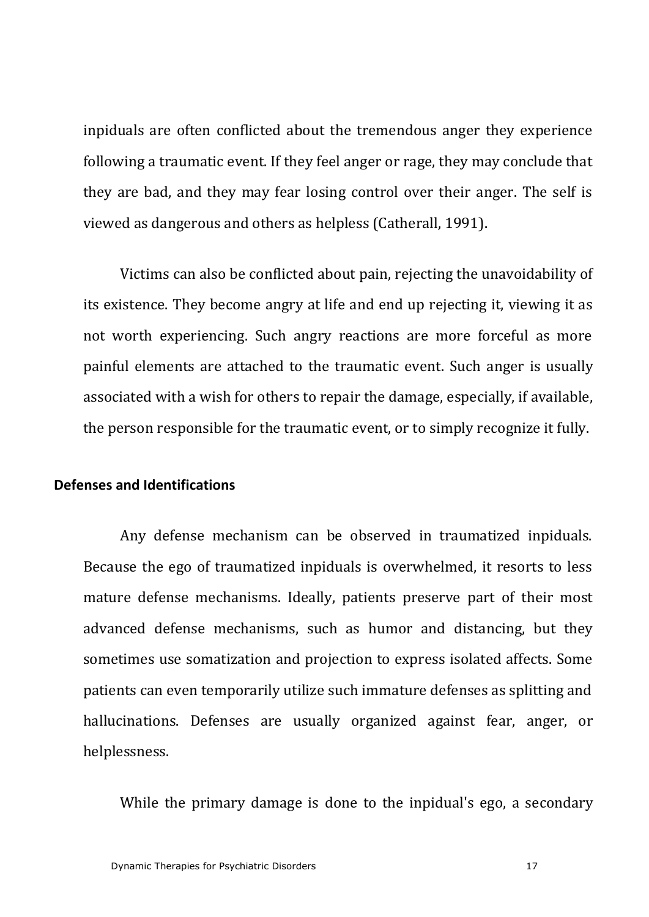inpiduals are often conflicted about the tremendous anger they experience following a traumatic event. If they feel anger or rage, they may conclude that they are bad, and they may fear losing control over their anger. The self is viewed as dangerous and others as helpless (Catherall, 1991).

Victims can also be conflicted about pain, rejecting the unavoidability of its existence. They become angry at life and end up rejecting it, viewing it as not worth experiencing. Such angry reactions are more forceful as more painful elements are attached to the traumatic event. Such anger is usually associated with a wish for others to repair the damage, especially, if available, the person responsible for the traumatic event, or to simply recognize it fully.

**Defenses and Identifications**

Any defense mechanism can be observed in traumatized inpiduals. Because the ego of traumatized inpiduals is overwhelmed, it resorts to less mature defense mechanisms. Ideally, patients preserve part of their most advanced defense mechanisms, such as humor and distancing, but they sometimes use somatization and projection to express isolated affects. Some patients can even temporarily utilize such immature defenses as splitting and hallucinations. Defenses are usually organized against fear, anger, or helplessness.

While the primary damage is done to the inpidual's ego, a secondary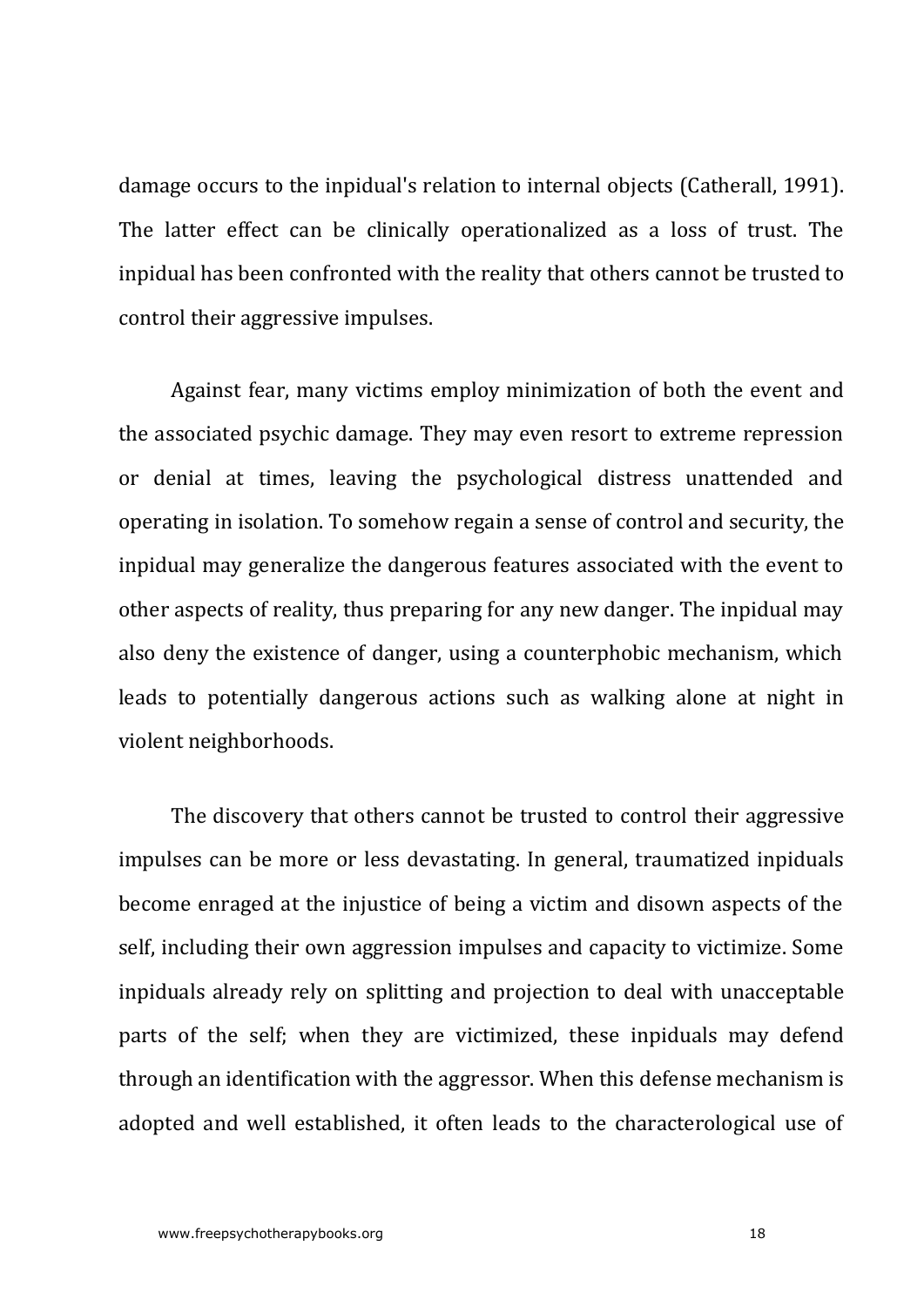damage occurs to the inpidual's relation to internal objects (Catherall, 1991). The latter effect can be clinically operationalized as a loss of trust. The inpidual has been confronted with the reality that others cannot be trusted to control their aggressive impulses.

Against fear, many victims employ minimization of both the event and the associated psychic damage. They may even resort to extreme repression or denial at times, leaving the psychological distress unattended and operating in isolation. To somehow regain a sense of control and security, the inpidual may generalize the dangerous features associated with the event to other aspects of reality, thus preparing for any new danger. The inpidual may also deny the existence of danger, using a counterphobic mechanism, which leads to potentially dangerous actions such as walking alone at night in violent neighborhoods.

The discovery that others cannot be trusted to control their aggressive impulses can be more or less devastating. In general, traumatized inpiduals become enraged at the injustice of being a victim and disown aspects of the self, including their own aggression impulses and capacity to victimize. Some inpiduals already rely on splitting and projection to deal with unacceptable parts of the self; when they are victimized, these inpiduals may defend through an identification with the aggressor. When this defense mechanism is adopted and well established, it often leads to the characterological use of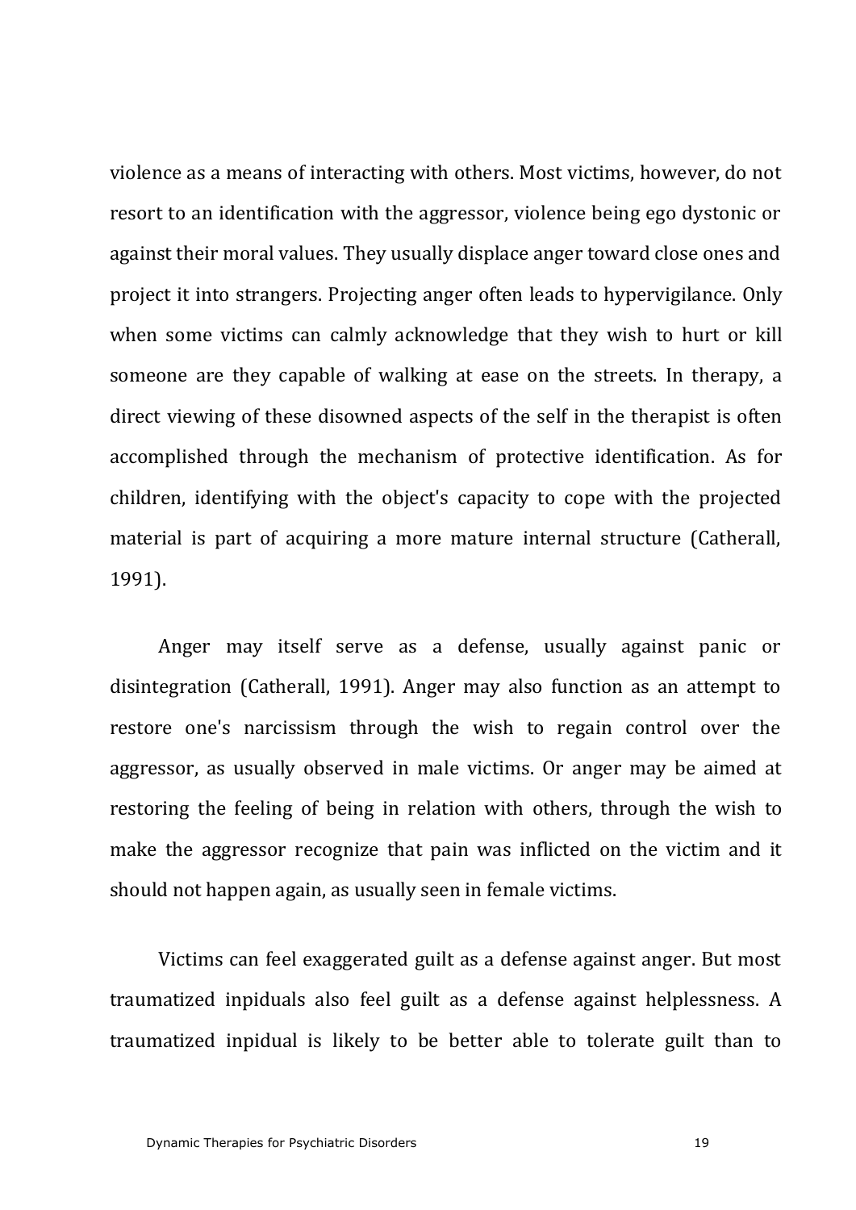violence as a means of interacting with others. Most victims, however, do not resort to an identification with the aggressor, violence being ego dystonic or against their moral values. They usually displace anger toward close ones and project it into strangers. Projecting anger often leads to hypervigilance. Only when some victims can calmly acknowledge that they wish to hurt or kill someone are they capable of walking at ease on the streets. In therapy, a direct viewing of these disowned aspects of the self in the therapist is often accomplished through the mechanism of protective identification. As for children, identifying with the object's capacity to cope with the projected material is part of acquiring a more mature internal structure (Catherall, 1991).

Anger may itself serve as a defense, usually against panic or disintegration (Catherall, 1991). Anger may also function as an attempt to restore one's narcissism through the wish to regain control over the aggressor, as usually observed in male victims. Or anger may be aimed at restoring the feeling of being in relation with others, through the wish to make the aggressor recognize that pain was inflicted on the victim and it should not happen again, as usually seen in female victims.

Victims can feel exaggerated guilt as a defense against anger. But most traumatized inpiduals also feel guilt as a defense against helplessness. A traumatized inpidual is likely to be better able to tolerate guilt than to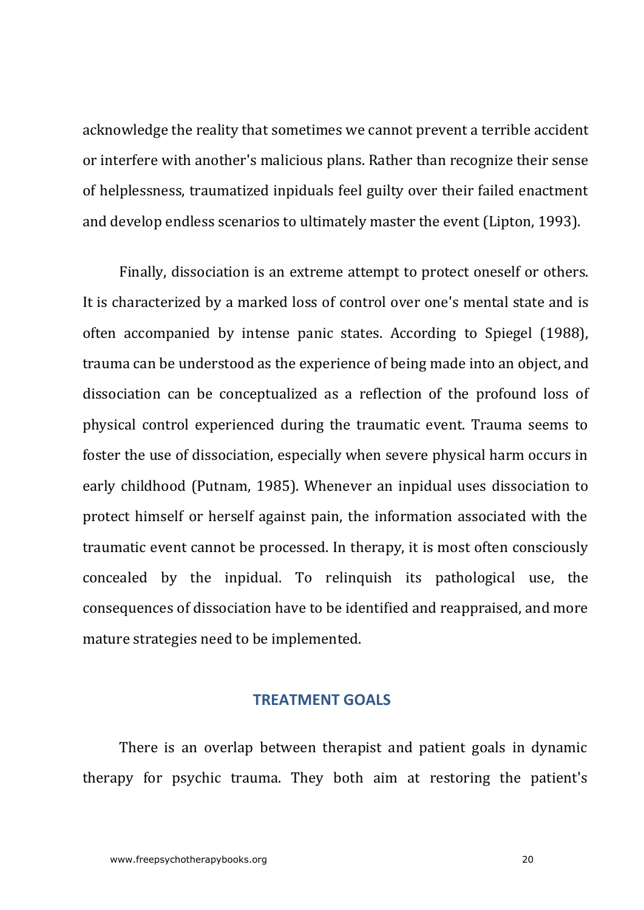acknowledge the reality that sometimes we cannot prevent a terrible accident or interfere with another's malicious plans. Rather than recognize their sense of helplessness, traumatized inpiduals feel guilty over their failed enactment and develop endless scenarios to ultimately master the event (Lipton, 1993).

Finally, dissociation is an extreme attempt to protect oneself or others. It is characterized by a marked loss of control over one's mental state and is often accompanied by intense panic states. According to Spiegel (1988), trauma can be understood as the experience of being made into an object, and dissociation can be conceptualized as a reflection of the profound loss of physical control experienced during the traumatic event. Trauma seems to foster the use of dissociation, especially when severe physical harm occurs in early childhood (Putnam, 1985). Whenever an inpidual uses dissociation to protect himself or herself against pain, the information associated with the traumatic event cannot be processed. In therapy, it is most often consciously concealed by the inpidual. To relinquish its pathological use, the consequences of dissociation have to be identified and reappraised, and more mature strategies need to be implemented.

## TREATMENT GOALS

There is an overlap between therapist and patient goals in dynamic therapy for psychic trauma. They both aim at restoring the patient's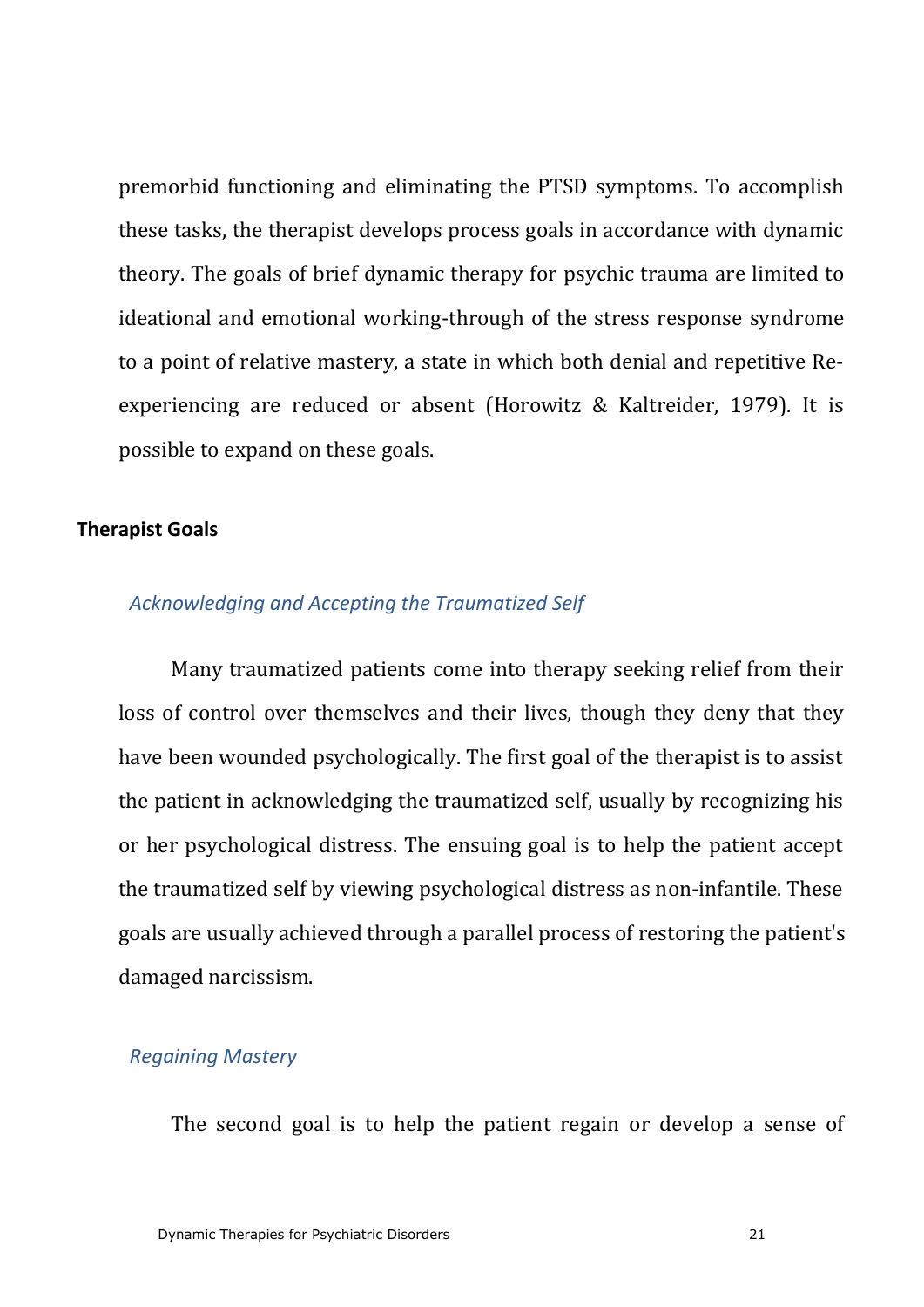premorbid functioning and eliminating the PTSD symptoms. To accomplish these tasks, the therapist develops process goals in accordance with dynamic theory. The goals of brief dynamic therapy for psychic trauma are limited to ideational and emotional working-through of the stress response syndrome to a point of relative mastery, a state in which both denial and repetitive Re-experiencing are reduced or absent (Horowitz & Kaltreider, 1979). It is possible to expand on these goals.

## Therapist Goals

### *Acknowledging and Accepting the Traumatized Self*

Many traumatized patients come into therapy seeking relief from their loss of control over themselves and their lives, though they deny that they have been wounded psychologically. The first goal of the therapist is to assist the patient in acknowledging the traumatized self, usually by recognizing his or her psychological distress. The ensuing goal is to help the patient accept the traumatized self by viewing psychological distress as non-infantile. These goals are usually achieved through a parallel process of restoring the patient's damaged narcissism.

### *Regaining Mastery*

The second goal is to help the patient regain or develop a sense of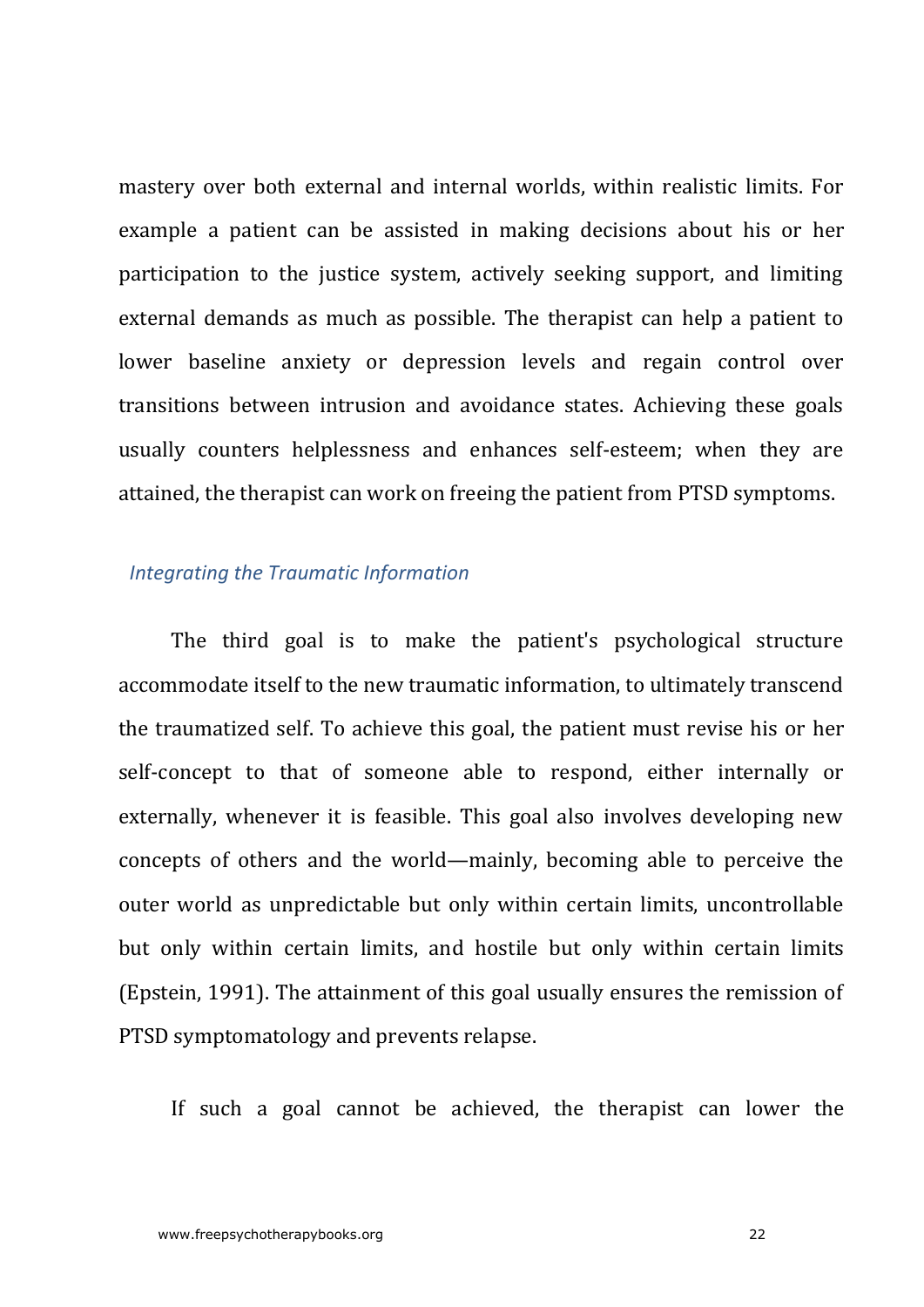mastery over both external and internal worlds, within realistic limits. For example a patient can be assisted in making decisions about his or her participation to the justice system, actively seeking support, and limiting external demands as much as possible. The therapist can help a patient to lower baseline anxiety or depression levels and regain control over transitions between intrusion and avoidance states. Achieving these goals usually counters helplessness and enhances self-esteem; when they are attained, the therapist can work on freeing the patient from PTSD symptoms.

### *Integrating the Traumatic Information*

The third goal is to make the patient's psychological structure accommodate itself to the new traumatic information, to ultimately transcend the traumatized self. To achieve this goal, the patient must revise his or her self-concept to that of someone able to respond, either internally or externally, whenever it is feasible. This goal also involves developing new concepts of others and the world—mainly, becoming able to perceive the outer world as unpredictable but only within certain limits, uncontrollable but only within certain limits, and hostile but only within certain limits (Epstein, 1991). The attainment of this goal usually ensures the remission of PTSD symptomatology and prevents relapse.

If such a goal cannot be achieved, the therapist can lower the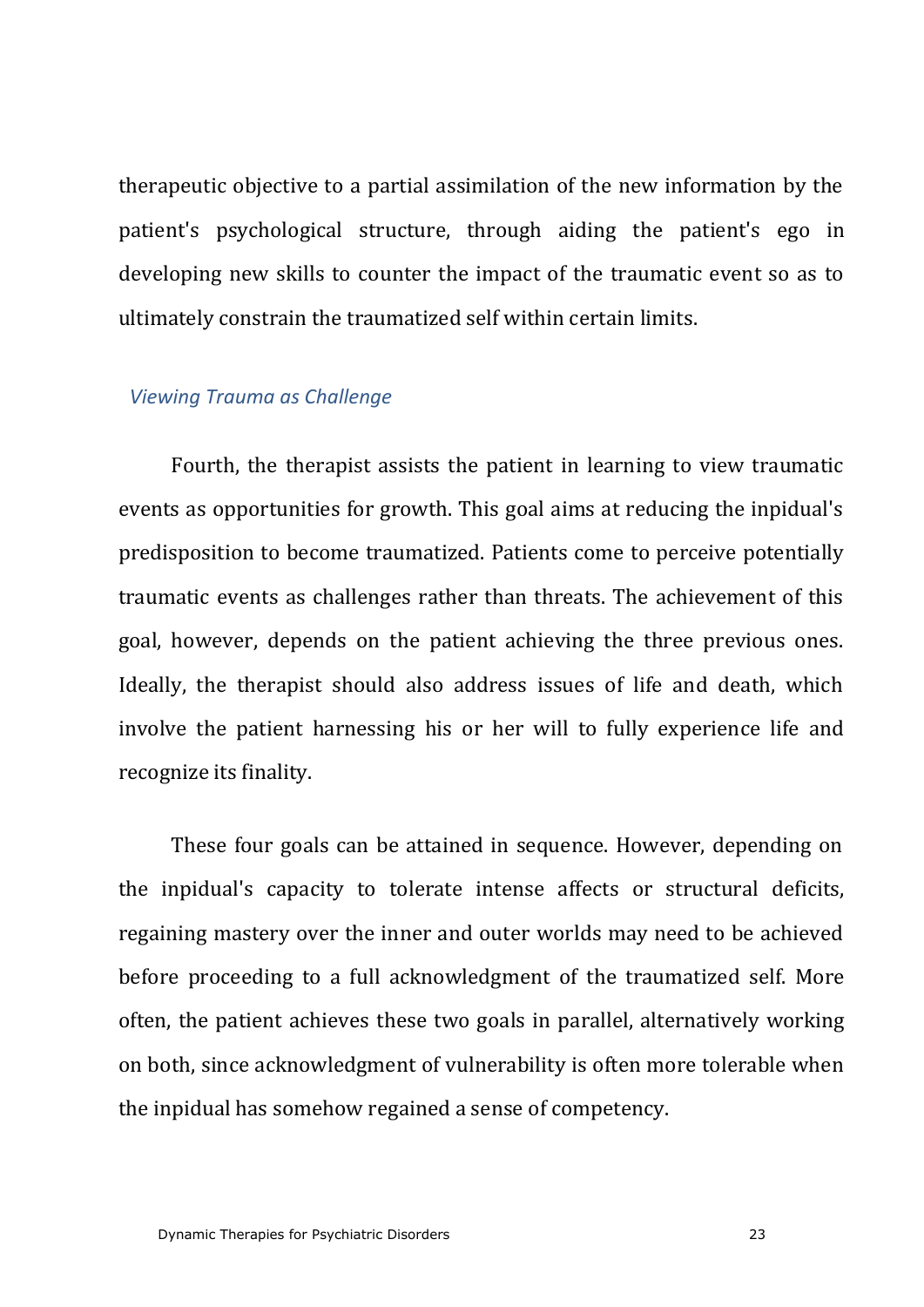therapeutic objective to a partial assimilation of the new information by the patient's psychological structure, through aiding the patient's ego in developing new skills to counter the impact of the traumatic event so as to ultimately constrain the traumatized self within certain limits.

### *Viewing Trauma as Challenge*

Fourth, the therapist assists the patient in learning to view traumatic events as opportunities for growth. This goal aims at reducing the inpidual's predisposition to become traumatized. Patients come to perceive potentially traumatic events as challenges rather than threats. The achievement of this goal, however, depends on the patient achieving the three previous ones. Ideally, the therapist should also address issues of life and death, which involve the patient harnessing his or her will to fully experience life and recognize its finality.

These four goals can be attained in sequence. However, depending on the inpidual's capacity to tolerate intense affects or structural deficits, regaining mastery over the inner and outer worlds may need to be achieved before proceeding to a full acknowledgment of the traumatized self. More often, the patient achieves these two goals in parallel, alternatively working on both, since acknowledgment of vulnerability is often more tolerable when the inpidual has somehow regained a sense of competency.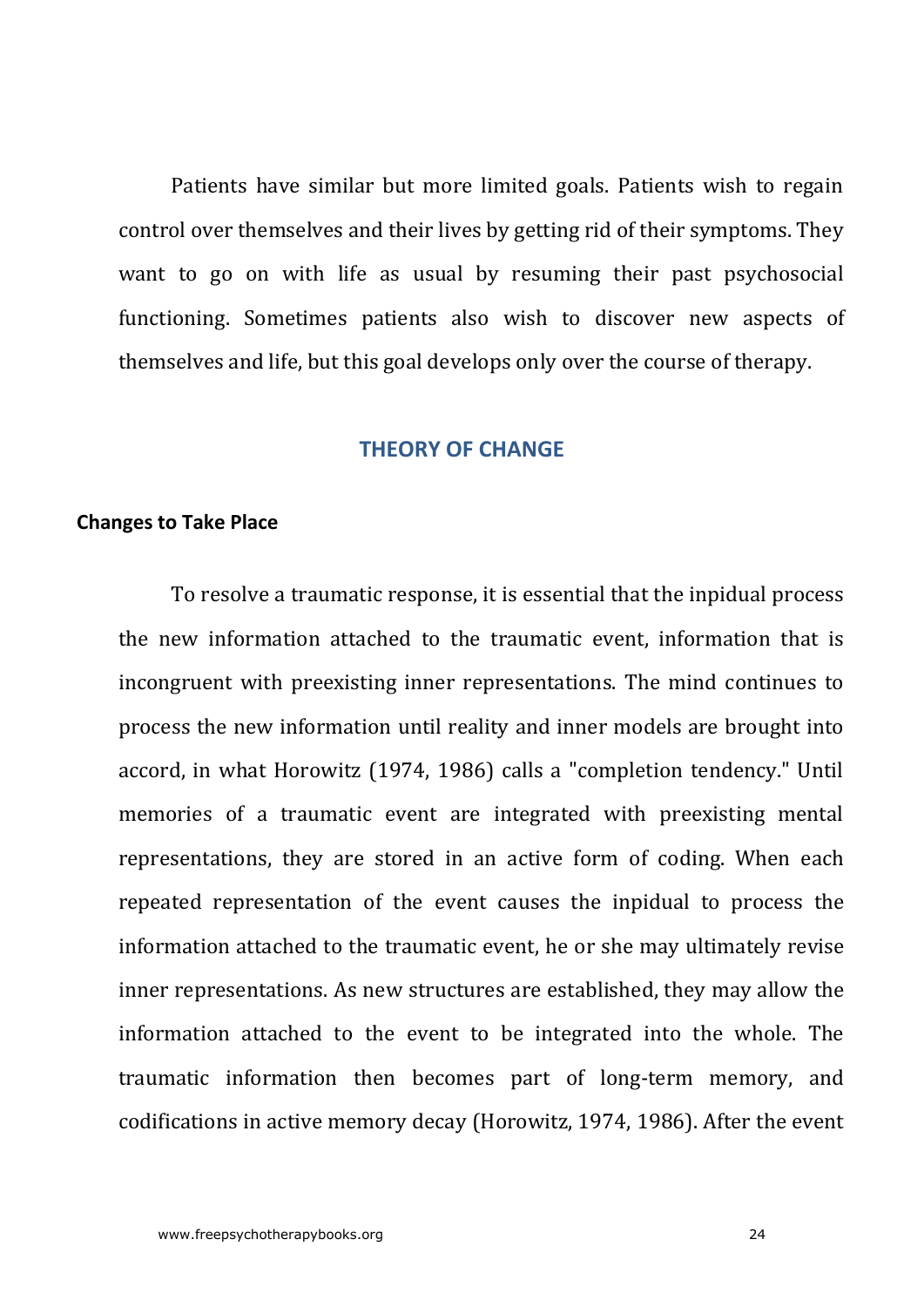Patients have similar but more limited goals. Patients wish to regain control over themselves and their lives by getting rid of their symptoms. They want to go on with life as usual by resuming their past psychosocial functioning. Sometimes patients also wish to discover new aspects of themselves and life, but this goal develops only over the course of therapy.

## THEORY OF CHANGE

### Changes to Take Place

To resolve a traumatic response, it is essential that the inpidual process the new information attached to the traumatic event, information that is incongruent with preexisting inner representations. The mind continues to process the new information until reality and inner models are brought into accord, in what Horowitz (1974, 1986) calls a "completion tendency." Until memories of a traumatic event are integrated with preexisting mental representations, they are stored in an active form of coding. When each repeated representation of the event causes the inpidual to process the information attached to the traumatic event, he or she may ultimately revise inner representations. As new structures are established, they may allow the information attached to the event to be integrated into the whole. The traumatic information then becomes part of long-term memory, and codifications in active memory decay (Horowitz, 1974, 1986). After the event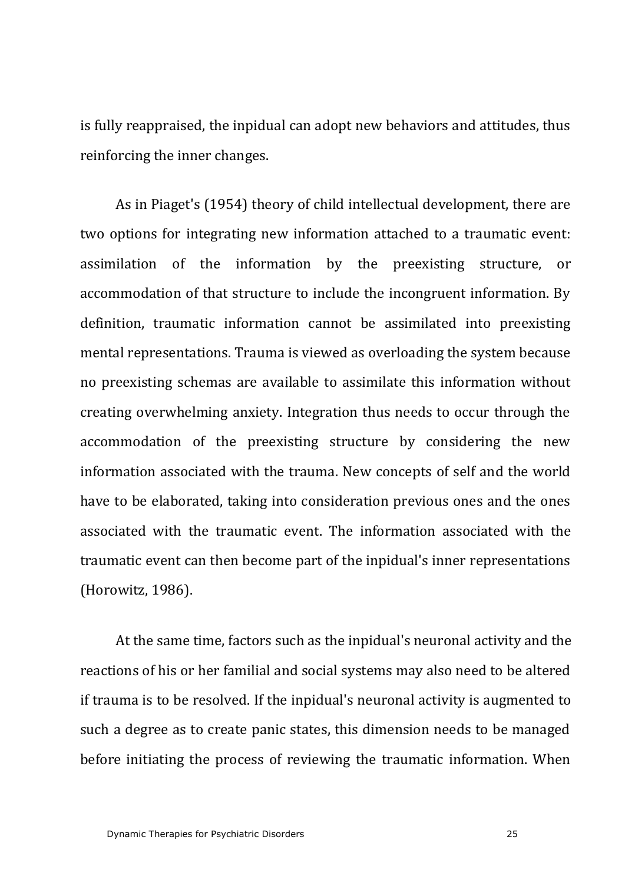is fully reappraised, the inpidual can adopt new behaviors and attitudes, thus reinforcing the inner changes.

As in Piaget's (1954) theory of child intellectual development, there are two options for integrating new information attached to a traumatic event: assimilation of the information by the preexisting structure, or accommodation of that structure to include the incongruent information. By definition, traumatic information cannot be assimilated into preexisting mental representations. Trauma is viewed as overloading the system because no preexisting schemas are available to assimilate this information without creating overwhelming anxiety. Integration thus needs to occur through the accommodation of the preexisting structure by considering the new information associated with the trauma. New concepts of self and the world have to be elaborated, taking into consideration previous ones and the ones associated with the traumatic event. The information associated with the traumatic event can then become part of the inpidual's inner representations (Horowitz, 1986).

At the same time, factors such as the inpidual's neuronal activity and the reactions of his or her familial and social systems may also need to be altered if trauma is to be resolved. If the inpidual's neuronal activity is augmented to such a degree as to create panic states, this dimension needs to be managed before initiating the process of reviewing the traumatic information. When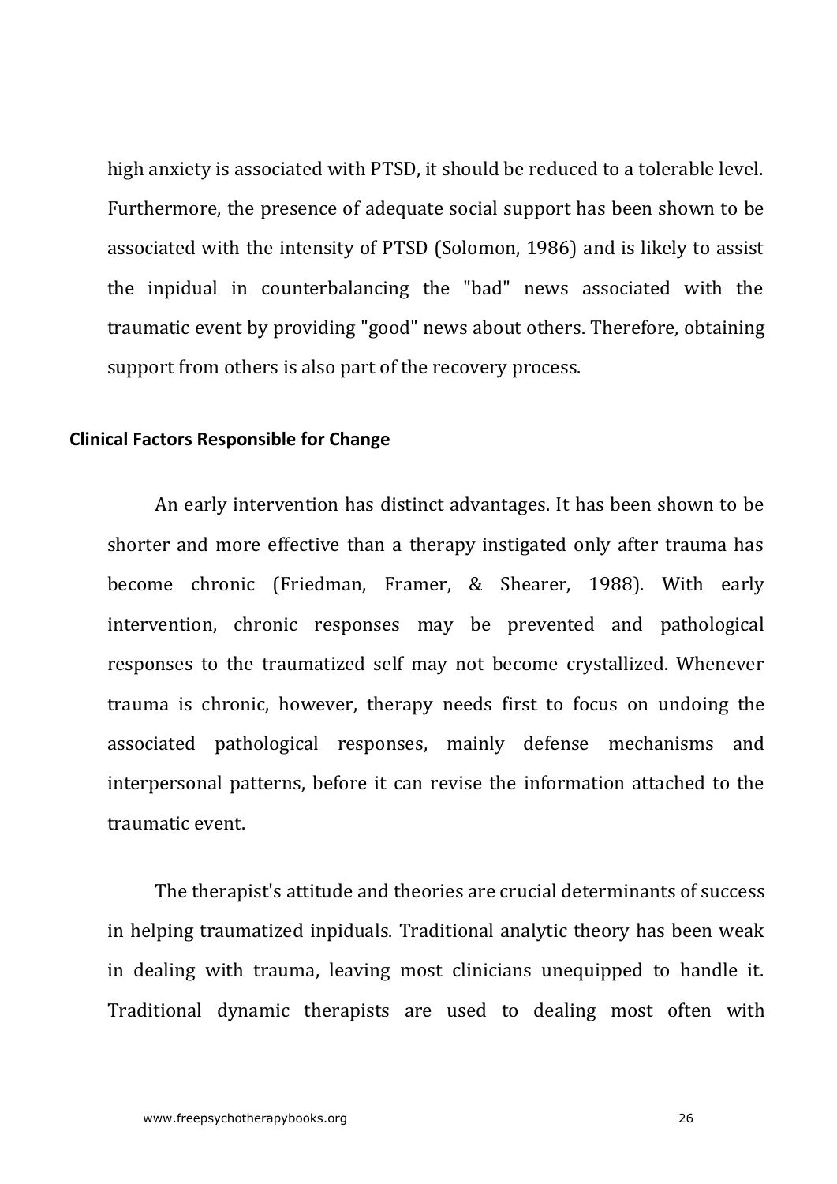high anxiety is associated with PTSD, it should be reduced to a tolerable level. Furthermore, the presence of adequate social support has been shown to be associated with the intensity of PTSD (Solomon, 1986) and is likely to assist the inpidual in counterbalancing the "bad" news associated with the traumatic event by providing "good" news about others. Therefore, obtaining support from others is also part of the recovery process.

### Clinical Factors Responsible for Change

An early intervention has distinct advantages. It has been shown to be shorter and more effective than a therapy instigated only after trauma has become chronic (Friedman, Framer, & Shearer, 1988). With early intervention, chronic responses may be prevented and pathological responses to the traumatized self may not become crystallized. Whenever trauma is chronic, however, therapy needs first to focus on undoing the associated pathological responses, mainly defense mechanisms and interpersonal patterns, before it can revise the information attached to the traumatic event.

The therapist's attitude and theories are crucial determinants of success in helping traumatized inpiduals. Traditional analytic theory has been weak in dealing with trauma, leaving most clinicians unequipped to handle it. Traditional dynamic therapists are used to dealing most often with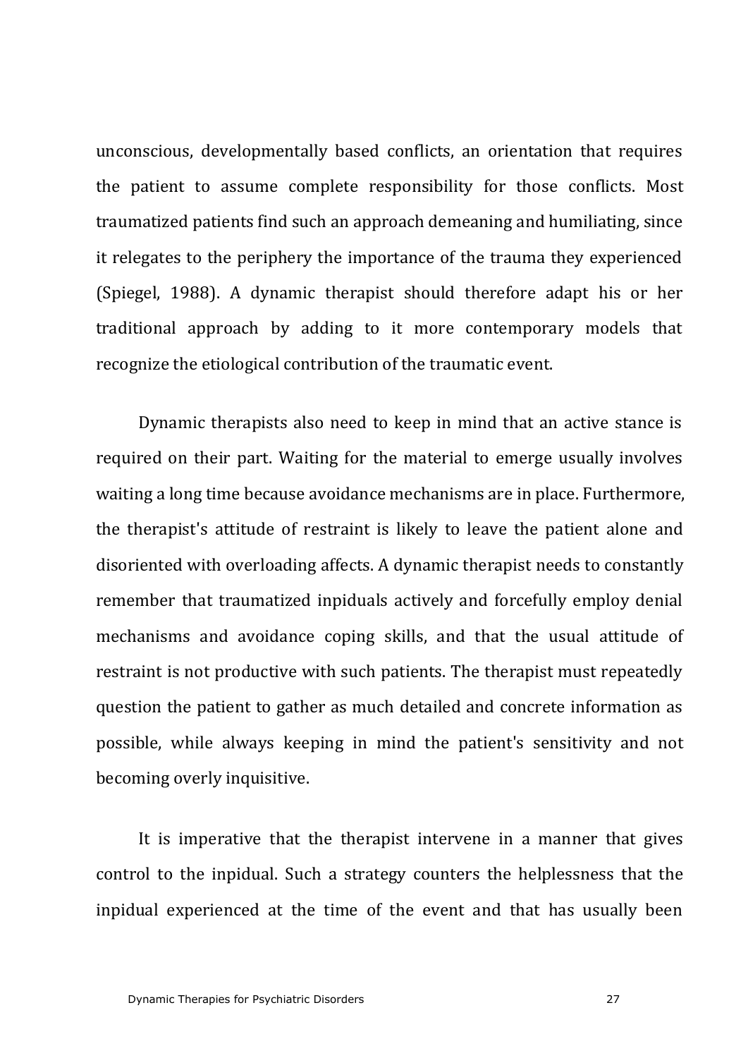unconscious, developmentally based conflicts, an orientation that requires the patient to assume complete responsibility for those conflicts. Most traumatized patients find such an approach demeaning and humiliating, since it relegates to the periphery the importance of the trauma they experienced (Spiegel, 1988). A dynamic therapist should therefore adapt his or her traditional approach by adding to it more contemporary models that recognize the etiological contribution of the traumatic event.

Dynamic therapists also need to keep in mind that an active stance is required on their part. Waiting for the material to emerge usually involves waiting a long time because avoidance mechanisms are in place. Furthermore, the therapist's attitude of restraint is likely to leave the patient alone and disoriented with overloading affects. A dynamic therapist needs to constantly remember that traumatized inpiduals actively and forcefully employ denial mechanisms and avoidance coping skills, and that the usual attitude of restraint is not productive with such patients. The therapist must repeatedly question the patient to gather as much detailed and concrete information as possible, while always keeping in mind the patient's sensitivity and not becoming overly inquisitive.

It is imperative that the therapist intervene in a manner that gives control to the inpidual. Such a strategy counters the helplessness that the inpidual experienced at the time of the event and that has usually been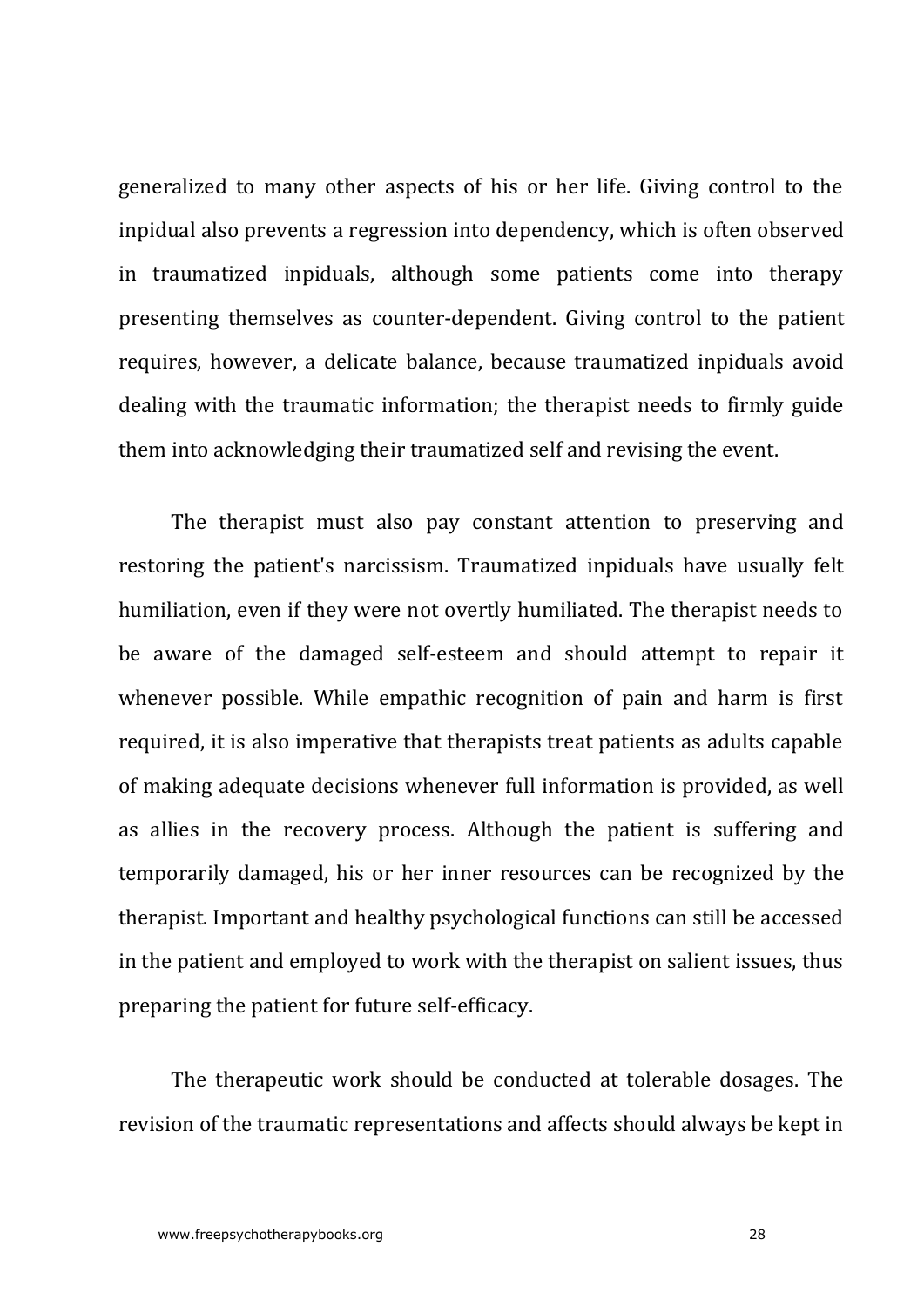generalized to many other aspects of his or her life. Giving control to the inpidual also prevents a regression into dependency, which is often observed in traumatized inpiduals, although some patients come into therapy presenting themselves as counter-dependent. Giving control to the patient requires, however, a delicate balance, because traumatized inpiduals avoid dealing with the traumatic information; the therapist needs to firmly guide them into acknowledging their traumatized self and revising the event.

The therapist must also pay constant attention to preserving and restoring the patient's narcissism. Traumatized inpiduals have usually felt humiliation, even if they were not overtly humiliated. The therapist needs to be aware of the damaged self-esteem and should attempt to repair it whenever possible. While empathic recognition of pain and harm is first required, it is also imperative that therapists treat patients as adults capable of making adequate decisions whenever full information is provided, as well as allies in the recovery process. Although the patient is suffering and temporarily damaged, his or her inner resources can be recognized by the therapist. Important and healthy psychological functions can still be accessed in the patient and employed to work with the therapist on salient issues, thus preparing the patient for future self-efficacy.

The therapeutic work should be conducted at tolerable dosages. The revision of the traumatic representations and affects should always be kept in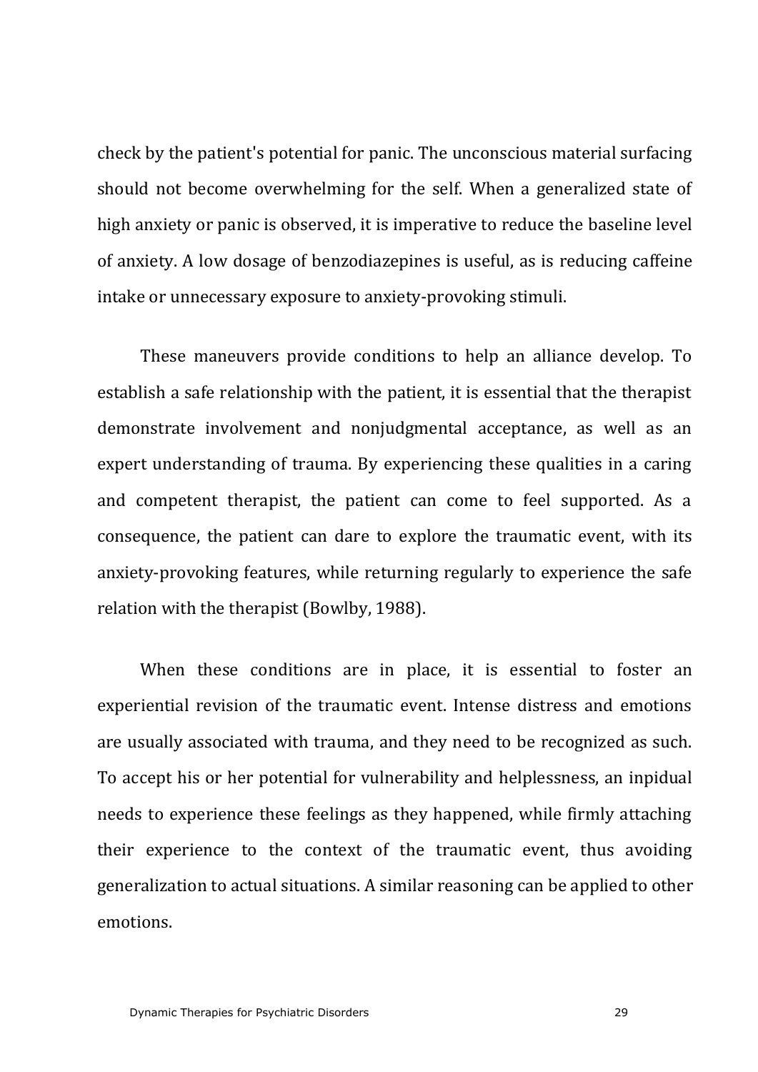check by the patient's potential for panic. The unconscious material surfacing should not become overwhelming for the self. When a generalized state of high anxiety or panic is observed, it is imperative to reduce the baseline level of anxiety. A low dosage of benzodiazepines is useful, as is reducing caffeine intake or unnecessary exposure to anxiety-provoking stimuli.

These maneuvers provide conditions to help an alliance develop. To establish a safe relationship with the patient, it is essential that the therapist demonstrate involvement and nonjudgmental acceptance, as well as an expert understanding of trauma. By experiencing these qualities in a caring and competent therapist, the patient can come to feel supported. As a consequence, the patient can dare to explore the traumatic event, with its anxiety-provoking features, while returning regularly to experience the safe relation with the therapist (Bowlby, 1988).

When these conditions are in place, it is essential to foster an experiential revision of the traumatic event. Intense distress and emotions are usually associated with trauma, and they need to be recognized as such. To accept his or her potential for vulnerability and helplessness, an inpidual needs to experience these feelings as they happened, while firmly attaching their experience to the context of the traumatic event, thus avoiding generalization to actual situations. A similar reasoning can be applied to other emotions.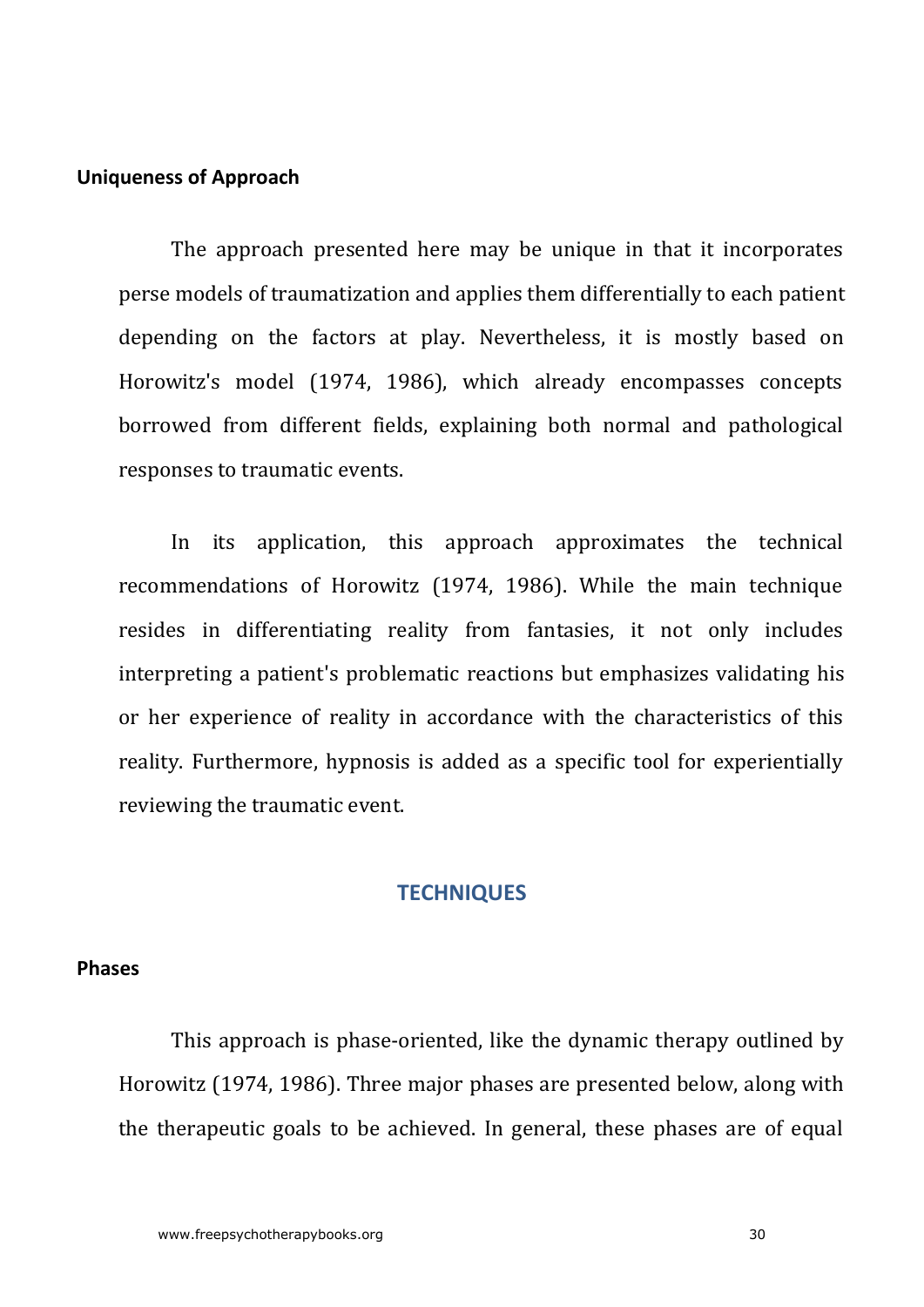**Uniqueness of Approach**

The approach presented here may be unique in that it incorporates perse models of traumatization and applies them differentially to each patient depending on the factors at play. Nevertheless, it is mostly based on Horowitz's model (1974, 1986), which already encompasses concepts borrowed from different fields, explaining both normal and pathological responses to traumatic events.

In its application, this approach approximates the technical recommendations of Horowitz (1974, 1986). While the main technique resides in differentiating reality from fantasies, it not only includes interpreting a patient's problematic reactions but emphasizes validating his or her experience of reality in accordance with the characteristics of this reality. Furthermore, hypnosis is added as a specific tool for experientially reviewing the traumatic event.

## TECHNIQUES

**Phases**

This approach is phase-oriented, like the dynamic therapy outlined by Horowitz (1974, 1986). Three major phases are presented below, along with the therapeutic goals to be achieved. In general, these phases are of equal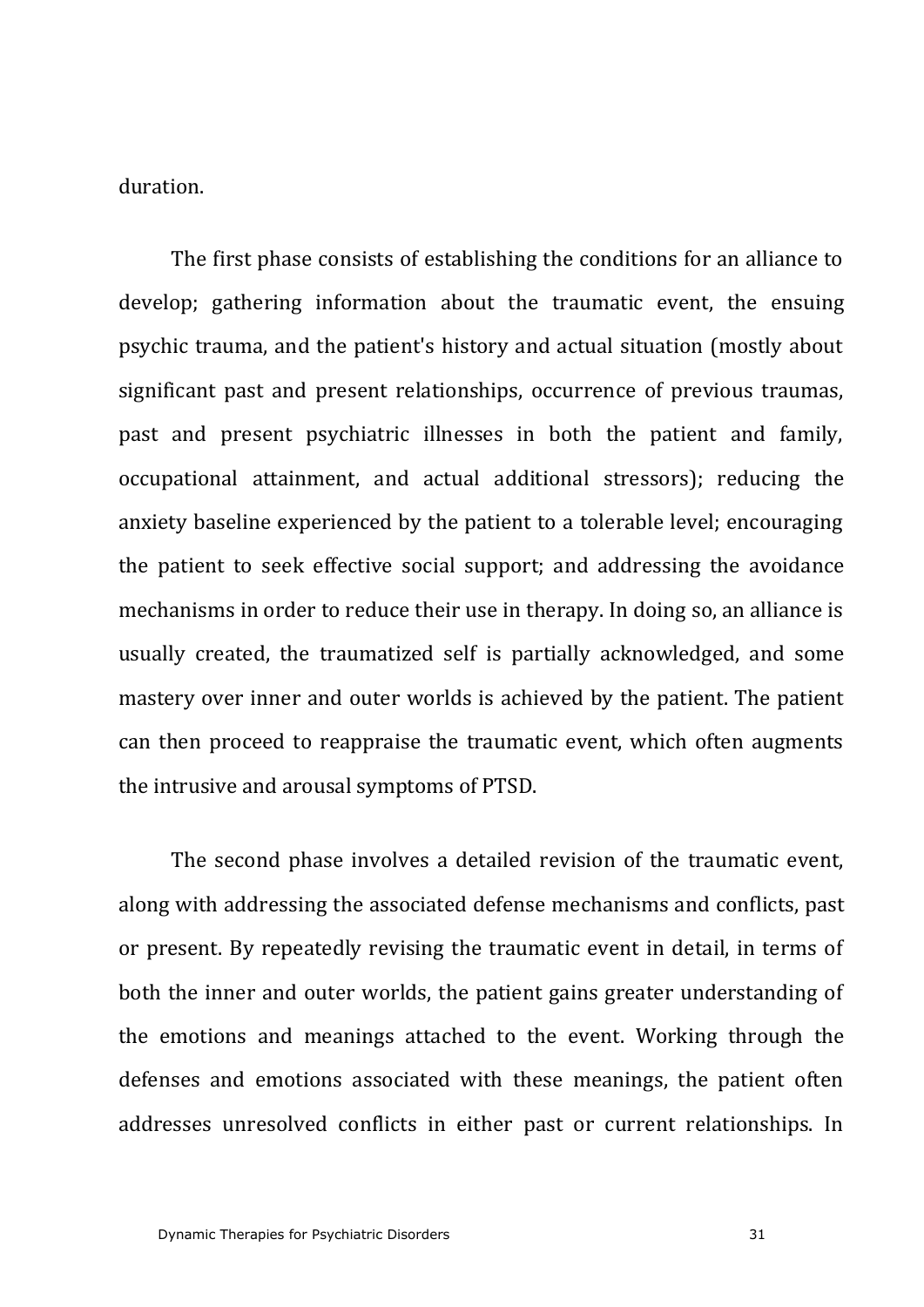duration.

The first phase consists of establishing the conditions for an alliance to develop; gathering information about the traumatic event, the ensuing psychic trauma, and the patient's history and actual situation (mostly about significant past and present relationships, occurrence of previous traumas, past and present psychiatric illnesses in both the patient and family, occupational attainment, and actual additional stressors); reducing the anxiety baseline experienced by the patient to a tolerable level; encouraging the patient to seek effective social support; and addressing the avoidance mechanisms in order to reduce their use in therapy. In doing so, an alliance is usually created, the traumatized self is partially acknowledged, and some mastery over inner and outer worlds is achieved by the patient. The patient can then proceed to reappraise the traumatic event, which often augments the intrusive and arousal symptoms of PTSD.

The second phase involves a detailed revision of the traumatic event, along with addressing the associated defense mechanisms and conflicts, past or present. By repeatedly revising the traumatic event in detail, in terms of both the inner and outer worlds, the patient gains greater understanding of the emotions and meanings attached to the event. Working through the defenses and emotions associated with these meanings, the patient often addresses unresolved conflicts in either past or current relationships. In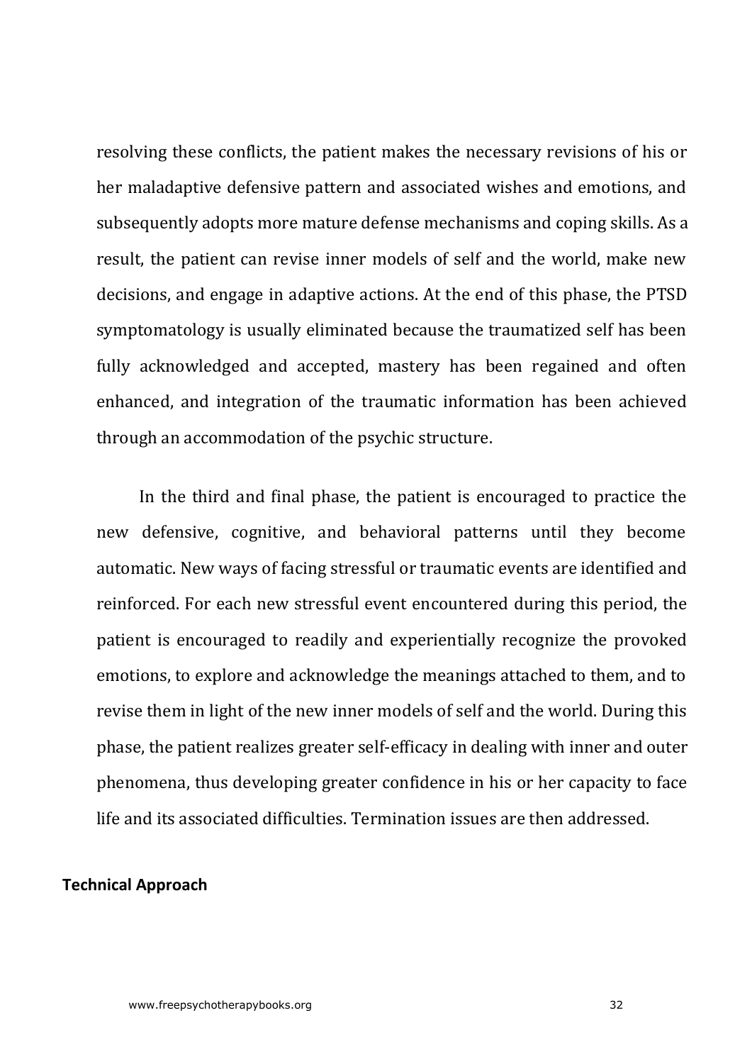resolving these conflicts, the patient makes the necessary revisions of his or her maladaptive defensive pattern and associated wishes and emotions, and subsequently adopts more mature defense mechanisms and coping skills. As a result, the patient can revise inner models of self and the world, make new decisions, and engage in adaptive actions. At the end of this phase, the PTSD symptomatology is usually eliminated because the traumatized self has been fully acknowledged and accepted, mastery has been regained and often enhanced, and integration of the traumatic information has been achieved through an accommodation of the psychic structure.

In the third and final phase, the patient is encouraged to practice the new defensive, cognitive, and behavioral patterns until they become automatic. New ways of facing stressful or traumatic events are identified and reinforced. For each new stressful event encountered during this period, the patient is encouraged to readily and experientially recognize the provoked emotions, to explore and acknowledge the meanings attached to them, and to revise them in light of the new inner models of self and the world. During this phase, the patient realizes greater self-efficacy in dealing with inner and outer phenomena, thus developing greater confidence in his or her capacity to face life and its associated difficulties. Termination issues are then addressed.

**Technical Approach**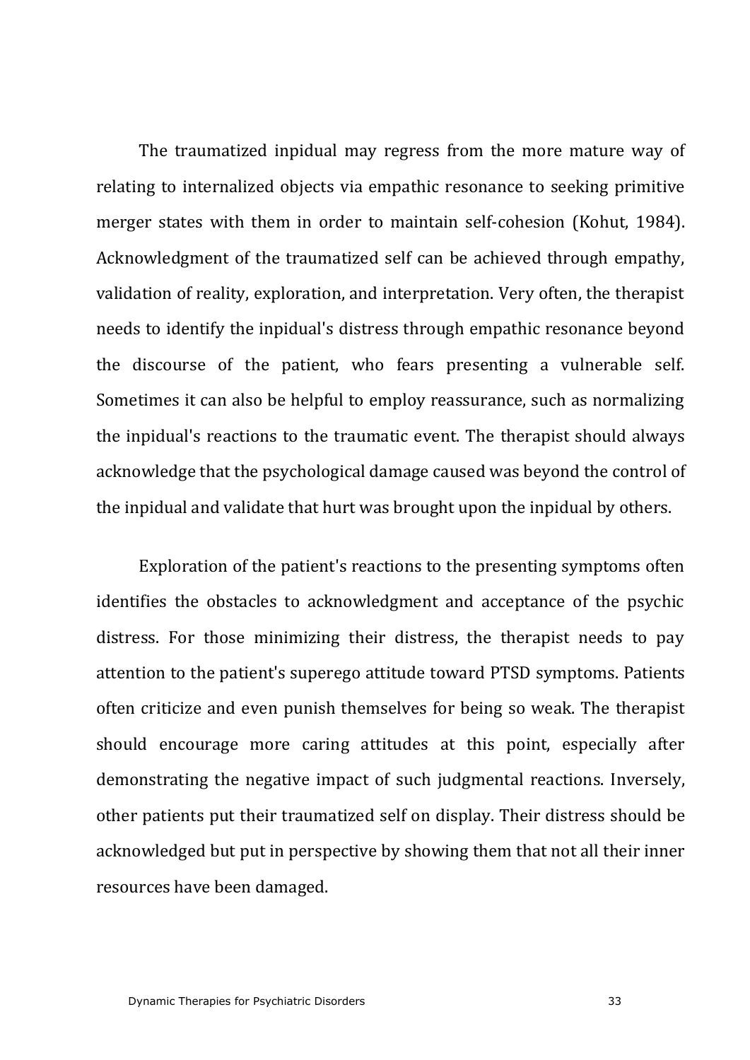The traumatized inpidual may regress from the more mature way of relating to internalized objects via empathic resonance to seeking primitive merger states with them in order to maintain self-cohesion (Kohut, 1984). Acknowledgment of the traumatized self can be achieved through empathy, validation of reality, exploration, and interpretation. Very often, the therapist needs to identify the inpidual's distress through empathic resonance beyond the discourse of the patient, who fears presenting a vulnerable self. Sometimes it can also be helpful to employ reassurance, such as normalizing the inpidual's reactions to the traumatic event. The therapist should always acknowledge that the psychological damage caused was beyond the control of the inpidual and validate that hurt was brought upon the inpidual by others.

Exploration of the patient's reactions to the presenting symptoms often identifies the obstacles to acknowledgment and acceptance of the psychic distress. For those minimizing their distress, the therapist needs to pay attention to the patient's superego attitude toward PTSD symptoms. Patients often criticize and even punish themselves for being so weak. The therapist should encourage more caring attitudes at this point, especially after demonstrating the negative impact of such judgmental reactions. Inversely, other patients put their traumatized self on display. Their distress should be acknowledged but put in perspective by showing them that not all their inner resources have been damaged.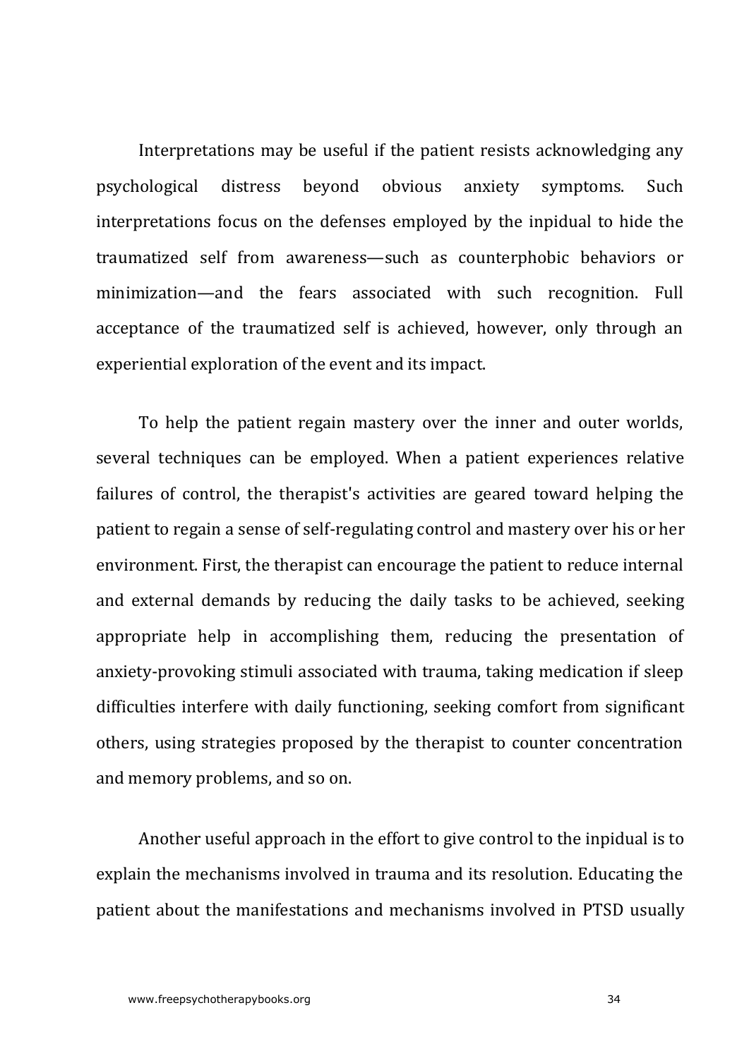Interpretations may be useful if the patient resists acknowledging any psychological distress beyond obvious anxiety symptoms. Such interpretations focus on the defenses employed by the inpidual to hide the traumatized self from awareness—such as counterphobic behaviors or minimization—and the fears associated with such recognition. Full acceptance of the traumatized self is achieved, however, only through an experiential exploration of the event and its impact.

To help the patient regain mastery over the inner and outer worlds, several techniques can be employed. When a patient experiences relative failures of control, the therapist's activities are geared toward helping the patient to regain a sense of self-regulating control and mastery over his or her environment. First, the therapist can encourage the patient to reduce internal and external demands by reducing the daily tasks to be achieved, seeking appropriate help in accomplishing them, reducing the presentation of anxiety-provoking stimuli associated with trauma, taking medication if sleep difficulties interfere with daily functioning, seeking comfort from significant others, using strategies proposed by the therapist to counter concentration and memory problems, and so on.

Another useful approach in the effort to give control to the inpidual is to explain the mechanisms involved in trauma and its resolution. Educating the patient about the manifestations and mechanisms involved in PTSD usually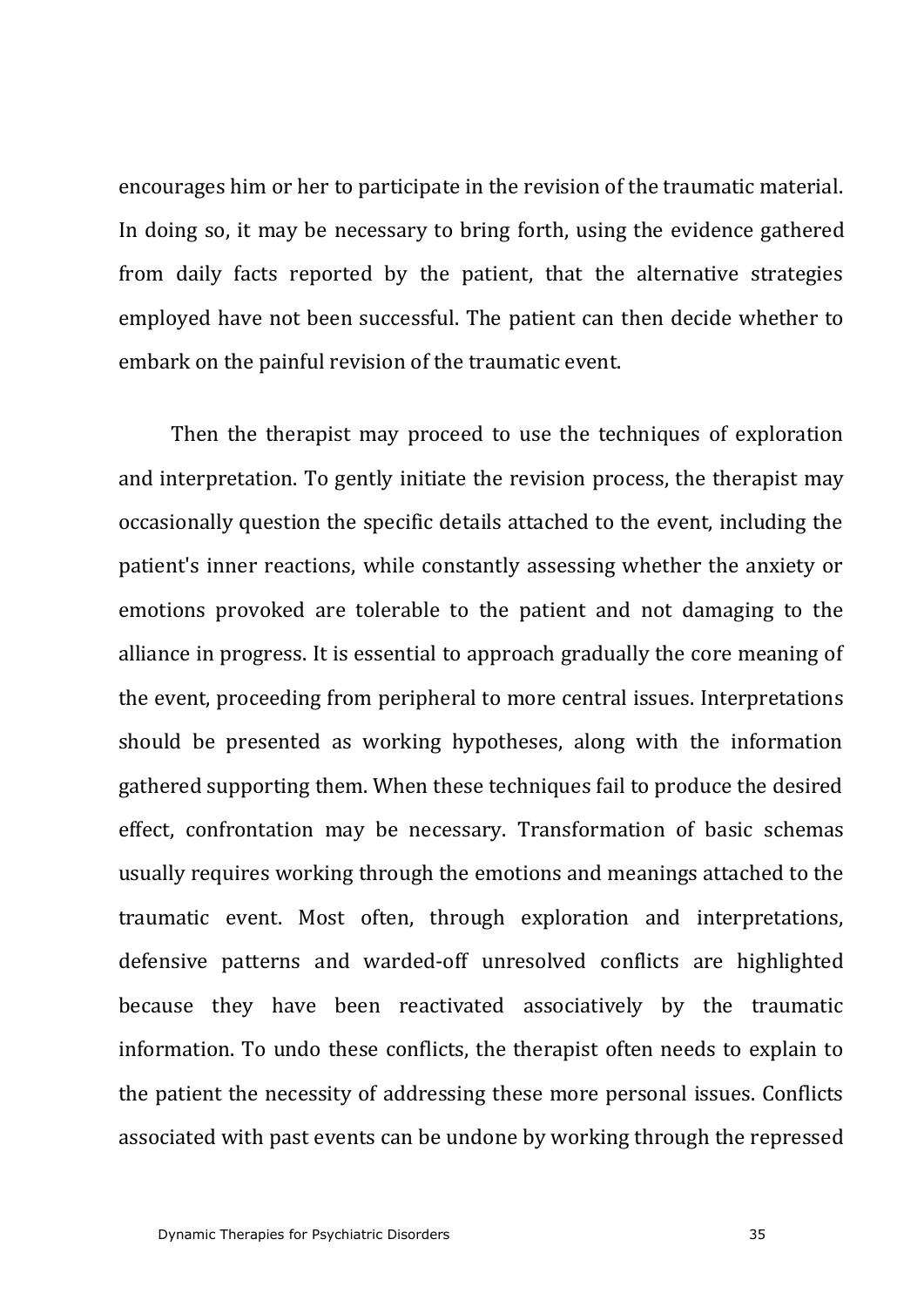encourages him or her to participate in the revision of the traumatic material. In doing so, it may be necessary to bring forth, using the evidence gathered from daily facts reported by the patient, that the alternative strategies employed have not been successful. The patient can then decide whether to embark on the painful revision of the traumatic event.

Then the therapist may proceed to use the techniques of exploration and interpretation. To gently initiate the revision process, the therapist may occasionally question the specific details attached to the event, including the patient's inner reactions, while constantly assessing whether the anxiety or emotions provoked are tolerable to the patient and not damaging to the alliance in progress. It is essential to approach gradually the core meaning of the event, proceeding from peripheral to more central issues. Interpretations should be presented as working hypotheses, along with the information gathered supporting them. When these techniques fail to produce the desired effect, confrontation may be necessary. Transformation of basic schemas usually requires working through the emotions and meanings attached to the traumatic event. Most often, through exploration and interpretations, defensive patterns and warded-off unresolved conflicts are highlighted because they have been reactivated associatively by the traumatic information. To undo these conflicts, the therapist often needs to explain to the patient the necessity of addressing these more personal issues. Conflicts associated with past events can be undone by working through the repressed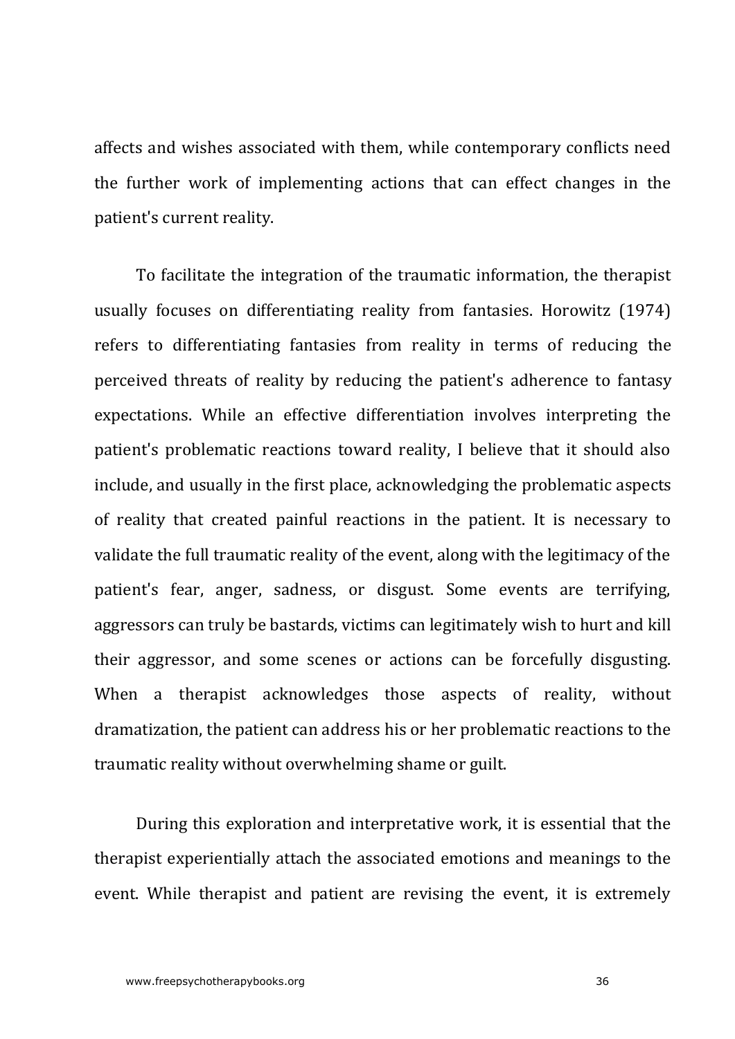affects and wishes associated with them, while contemporary conflicts need the further work of implementing actions that can effect changes in the patient's current reality.

To facilitate the integration of the traumatic information, the therapist usually focuses on differentiating reality from fantasies. Horowitz (1974) refers to differentiating fantasies from reality in terms of reducing the perceived threats of reality by reducing the patient's adherence to fantasy expectations. While an effective differentiation involves interpreting the patient's problematic reactions toward reality, I believe that it should also include, and usually in the first place, acknowledging the problematic aspects of reality that created painful reactions in the patient. It is necessary to validate the full traumatic reality of the event, along with the legitimacy of the patient's fear, anger, sadness, or disgust. Some events are terrifying, aggressors can truly be bastards, victims can legitimately wish to hurt and kill their aggressor, and some scenes or actions can be forcefully disgusting. When a therapist acknowledges those aspects of reality, without dramatization, the patient can address his or her problematic reactions to the traumatic reality without overwhelming shame or guilt.

During this exploration and interpretative work, it is essential that the therapist experientially attach the associated emotions and meanings to the event. While therapist and patient are revising the event, it is extremely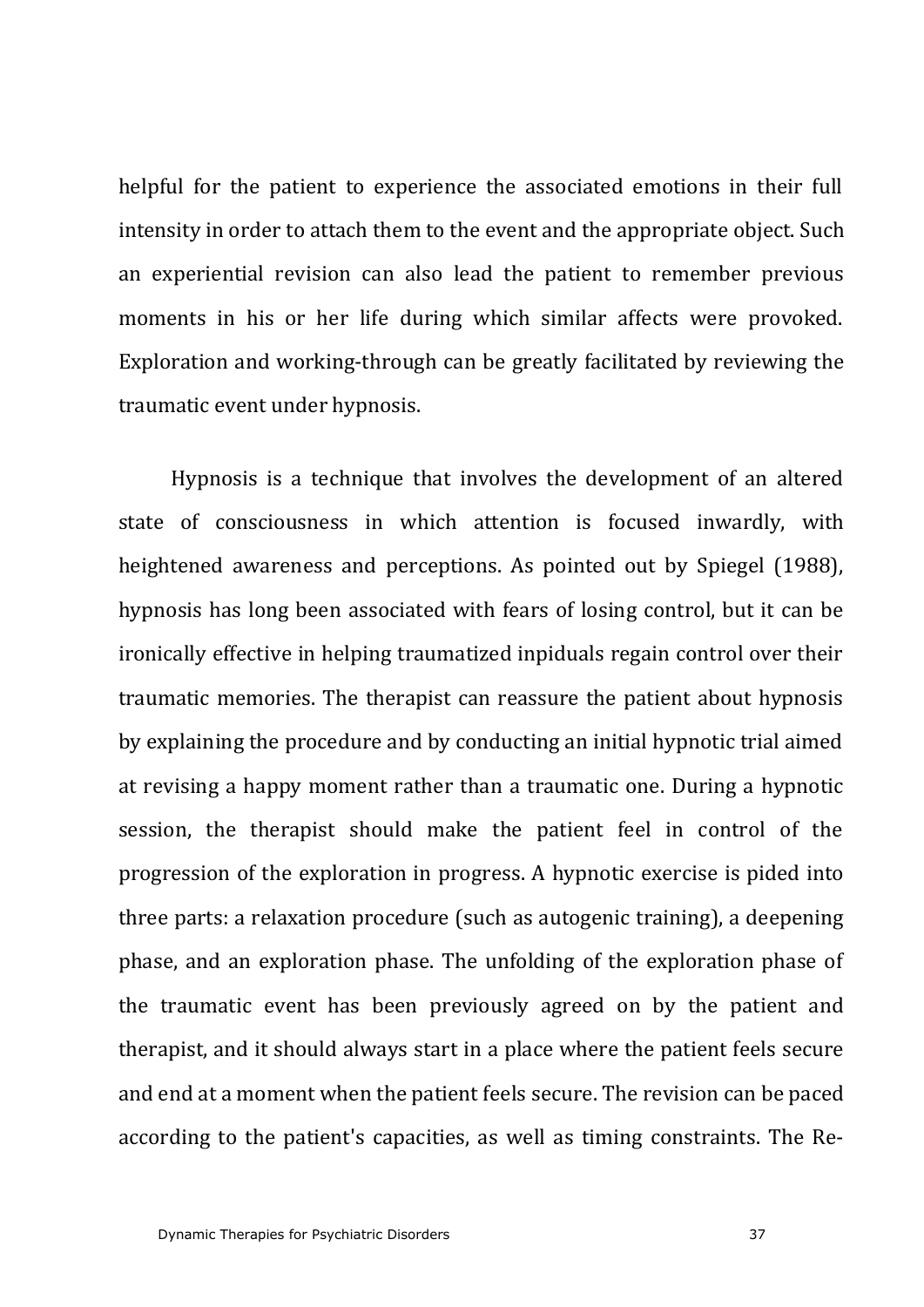helpful for the patient to experience the associated emotions in their full intensity in order to attach them to the event and the appropriate object. Such an experiential revision can also lead the patient to remember previous moments in his or her life during which similar affects were provoked. Exploration and working-through can be greatly facilitated by reviewing the traumatic event under hypnosis.

Hypnosis is a technique that involves the development of an altered state of consciousness in which attention is focused inwardly, with heightened awareness and perceptions. As pointed out by Spiegel (1988), hypnosis has long been associated with fears of losing control, but it can be ironically effective in helping traumatized inpiduals regain control over their traumatic memories. The therapist can reassure the patient about hypnosis by explaining the procedure and by conducting an initial hypnotic trial aimed at revising a happy moment rather than a traumatic one. During a hypnotic session, the therapist should make the patient feel in control of the progression of the exploration in progress. A hypnotic exercise is pided into three parts: a relaxation procedure (such as autogenic training), a deepening phase, and an exploration phase. The unfolding of the exploration phase of the traumatic event has been previously agreed on by the patient and therapist, and it should always start in a place where the patient feels secure and end at a moment when the patient feels secure. The revision can be paced according to the patient's capacities, as well as timing constraints. The Re-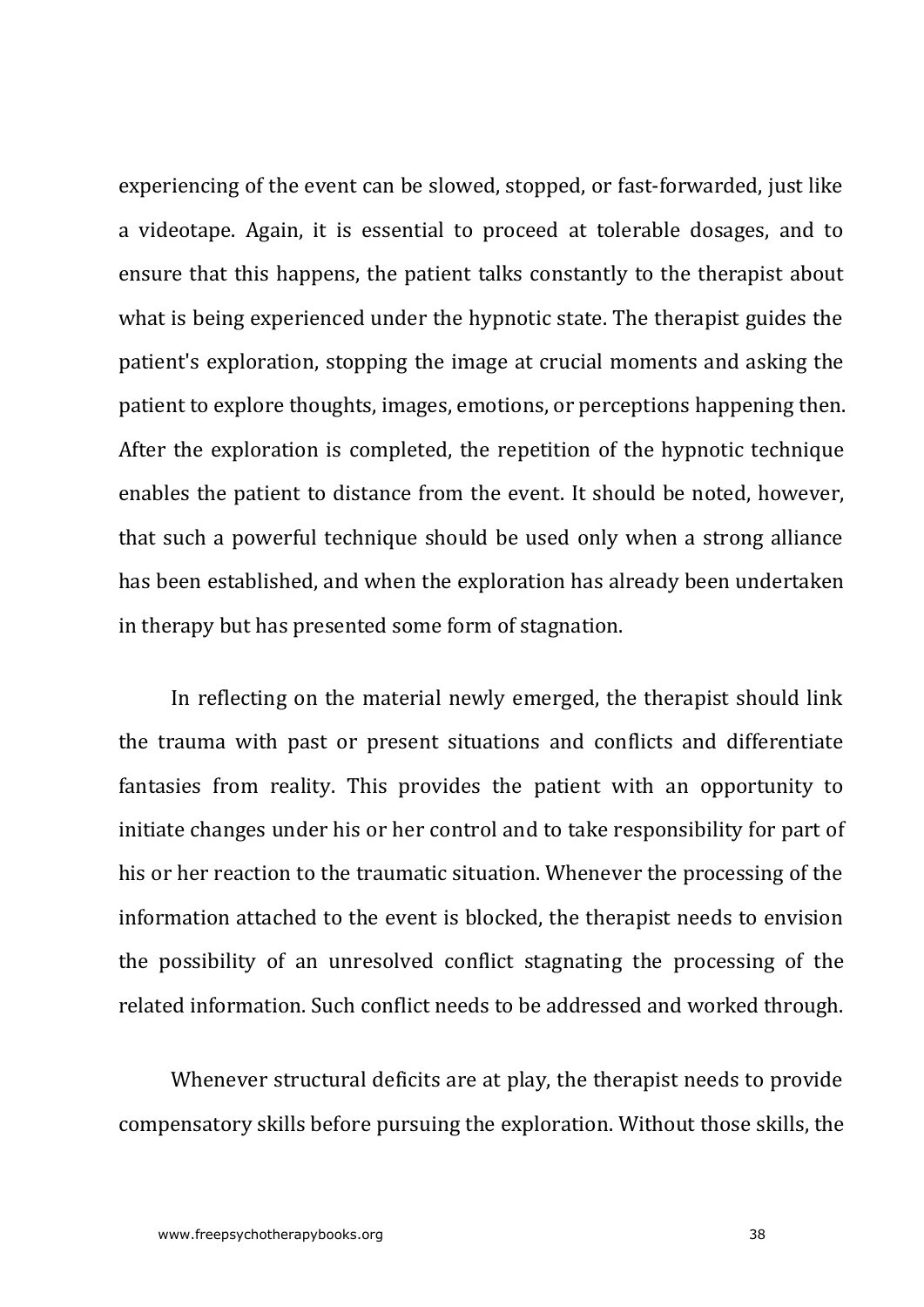experiencing of the event can be slowed, stopped, or fast-forwarded, just like a videotape. Again, it is essential to proceed at tolerable dosages, and to ensure that this happens, the patient talks constantly to the therapist about what is being experienced under the hypnotic state. The therapist guides the patient's exploration, stopping the image at crucial moments and asking the patient to explore thoughts, images, emotions, or perceptions happening then. After the exploration is completed, the repetition of the hypnotic technique enables the patient to distance from the event. It should be noted, however, that such a powerful technique should be used only when a strong alliance has been established, and when the exploration has already been undertaken in therapy but has presented some form of stagnation.

In reflecting on the material newly emerged, the therapist should link the trauma with past or present situations and conflicts and differentiate fantasies from reality. This provides the patient with an opportunity to initiate changes under his or her control and to take responsibility for part of his or her reaction to the traumatic situation. Whenever the processing of the information attached to the event is blocked, the therapist needs to envision the possibility of an unresolved conflict stagnating the processing of the related information. Such conflict needs to be addressed and worked through.

Whenever structural deficits are at play, the therapist needs to provide compensatory skills before pursuing the exploration. Without those skills, the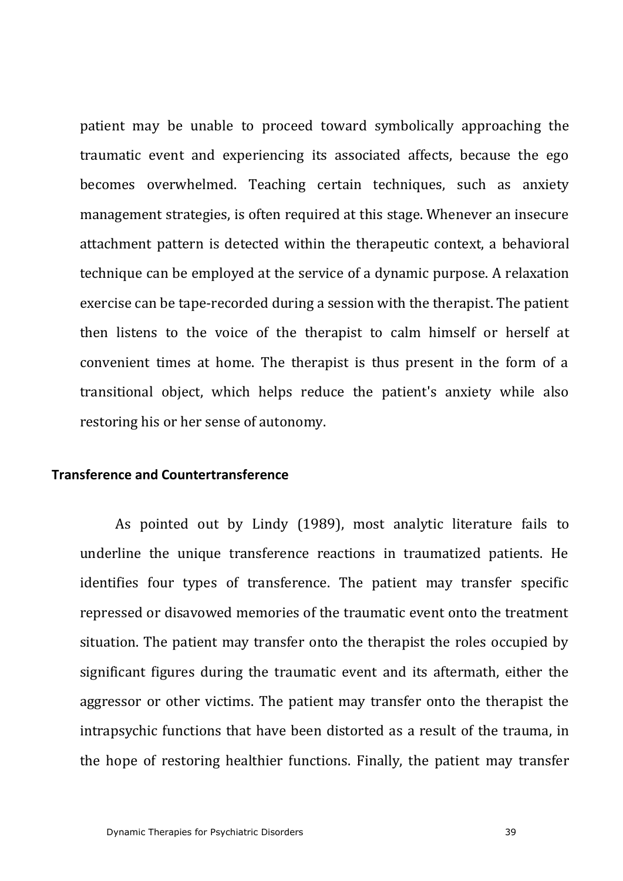patient may be unable to proceed toward symbolically approaching the traumatic event and experiencing its associated affects, because the ego becomes overwhelmed. Teaching certain techniques, such as anxiety management strategies, is often required at this stage. Whenever an insecure attachment pattern is detected within the therapeutic context, a behavioral technique can be employed at the service of a dynamic purpose. A relaxation exercise can be tape-recorded during a session with the therapist. The patient then listens to the voice of the therapist to calm himself or herself at convenient times at home. The therapist is thus present in the form of a transitional object, which helps reduce the patient's anxiety while also restoring his or her sense of autonomy.

### Transference and Countertransference

As pointed out by Lindy (1989), most analytic literature fails to underline the unique transference reactions in traumatized patients. He identifies four types of transference. The patient may transfer specific repressed or disavowed memories of the traumatic event onto the treatment situation. The patient may transfer onto the therapist the roles occupied by significant figures during the traumatic event and its aftermath, either the aggressor or other victims. The patient may transfer onto the therapist the intrapsychic functions that have been distorted as a result of the trauma, in the hope of restoring healthier functions. Finally, the patient may transfer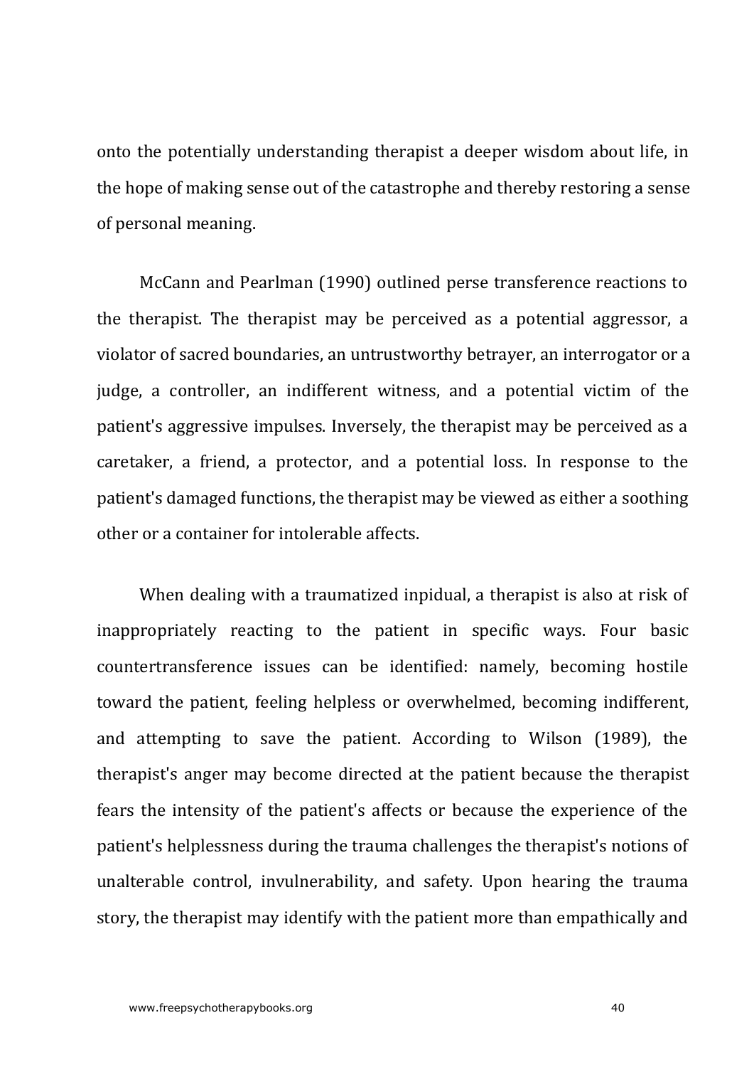onto the potentially understanding therapist a deeper wisdom about life, in the hope of making sense out of the catastrophe and thereby restoring a sense of personal meaning.

McCann and Pearlman (1990) outlined perse transference reactions to the therapist. The therapist may be perceived as a potential aggressor, a violator of sacred boundaries, an untrustworthy betrayer, an interrogator or a judge, a controller, an indifferent witness, and a potential victim of the patient's aggressive impulses. Inversely, the therapist may be perceived as a caretaker, a friend, a protector, and a potential loss. In response to the patient's damaged functions, the therapist may be viewed as either a soothing other or a container for intolerable affects.

When dealing with a traumatized inpidual, a therapist is also at risk of inappropriately reacting to the patient in specific ways. Four basic countertransference issues can be identified: namely, becoming hostile toward the patient, feeling helpless or overwhelmed, becoming indifferent, and attempting to save the patient. According to Wilson (1989), the therapist's anger may become directed at the patient because the therapist fears the intensity of the patient's affects or because the experience of the patient's helplessness during the trauma challenges the therapist's notions of unalterable control, invulnerability, and safety. Upon hearing the trauma story, the therapist may identify with the patient more than empathically and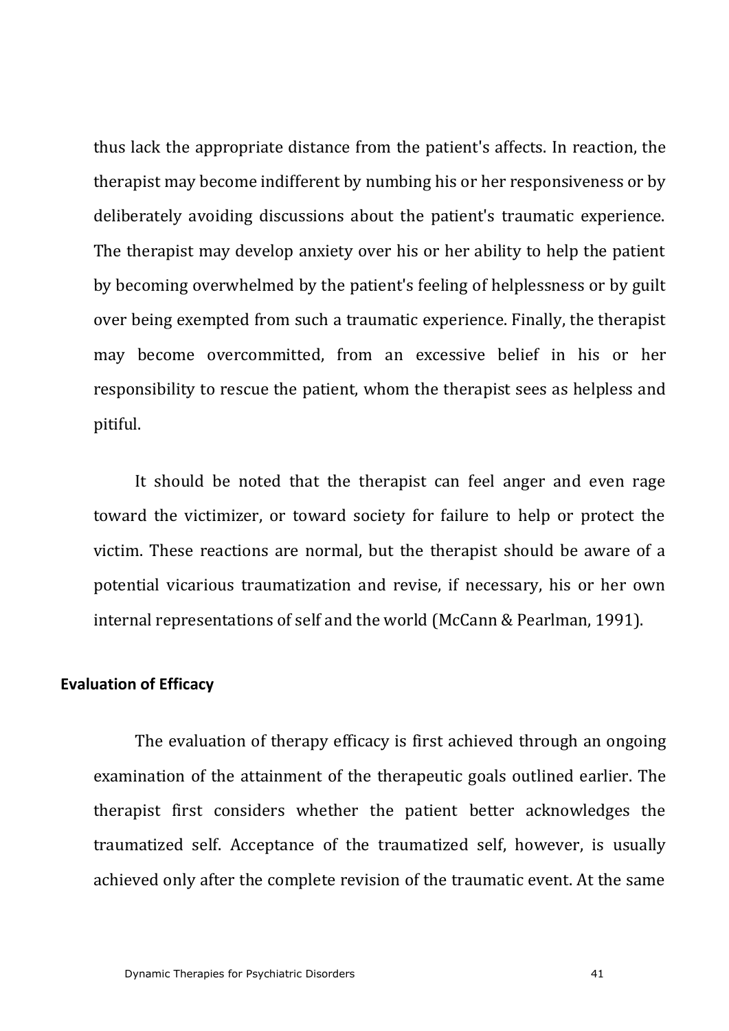thus lack the appropriate distance from the patient's affects. In reaction, the therapist may become indifferent by numbing his or her responsiveness or by deliberately avoiding discussions about the patient's traumatic experience. The therapist may develop anxiety over his or her ability to help the patient by becoming overwhelmed by the patient's feeling of helplessness or by guilt over being exempted from such a traumatic experience. Finally, the therapist may become overcommitted, from an excessive belief in his or her responsibility to rescue the patient, whom the therapist sees as helpless and pitiful.

It should be noted that the therapist can feel anger and even rage toward the victimizer, or toward society for failure to help or protect the victim. These reactions are normal, but the therapist should be aware of a potential vicarious traumatization and revise, if necessary, his or her own internal representations of self and the world (McCann & Pearlman, 1991).

**Evaluation of Efficacy**

The evaluation of therapy efficacy is first achieved through an ongoing examination of the attainment of the therapeutic goals outlined earlier. The therapist first considers whether the patient better acknowledges the traumatized self. Acceptance of the traumatized self, however, is usually achieved only after the complete revision of the traumatic event. At the same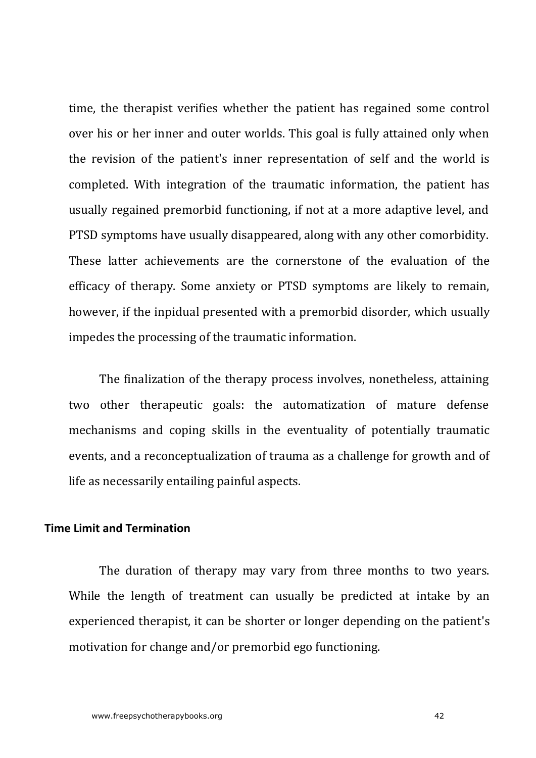time, the therapist verifies whether the patient has regained some control over his or her inner and outer worlds. This goal is fully attained only when the revision of the patient's inner representation of self and the world is completed. With integration of the traumatic information, the patient has usually regained premorbid functioning, if not at a more adaptive level, and PTSD symptoms have usually disappeared, along with any other comorbidity. These latter achievements are the cornerstone of the evaluation of the efficacy of therapy. Some anxiety or PTSD symptoms are likely to remain, however, if the inpidual presented with a premorbid disorder, which usually impedes the processing of the traumatic information.

The finalization of the therapy process involves, nonetheless, attaining two other therapeutic goals: the automatization of mature defense mechanisms and coping skills in the eventuality of potentially traumatic events, and a reconceptualization of trauma as a challenge for growth and of life as necessarily entailing painful aspects.

### Time Limit and Termination

The duration of therapy may vary from three months to two years. While the length of treatment can usually be predicted at intake by an experienced therapist, it can be shorter or longer depending on the patient's motivation for change and/or premorbid ego functioning.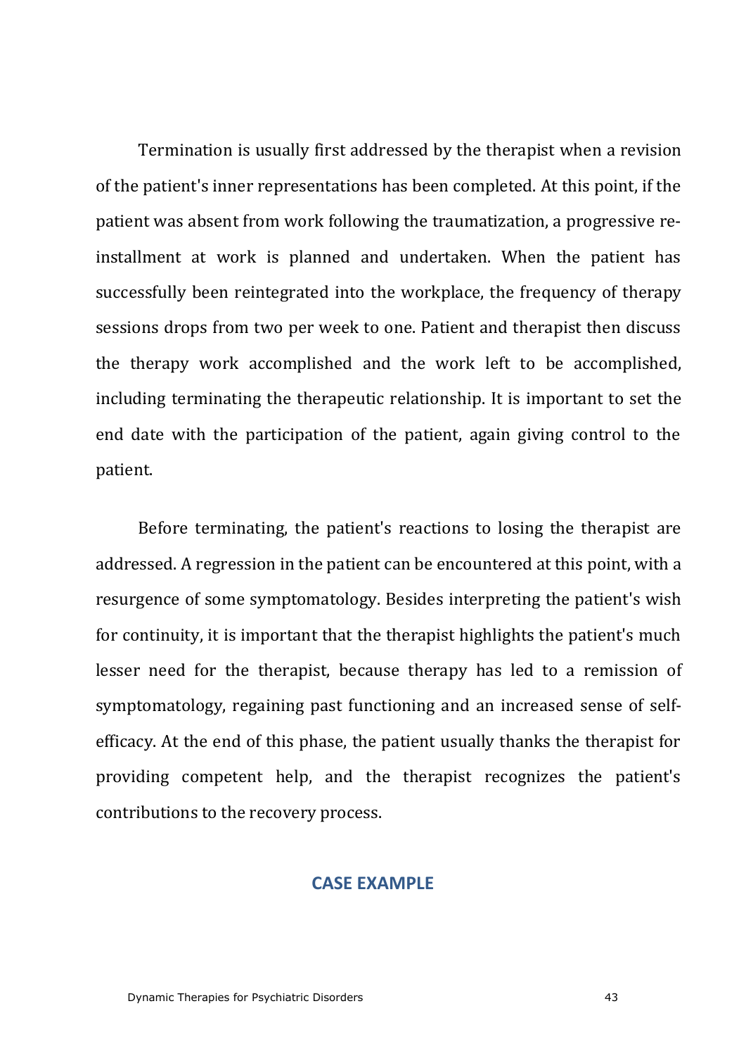Termination is usually first addressed by the therapist when a revision of the patient's inner representations has been completed. At this point, if the patient was absent from work following the traumatization, a progressive re-installment at work is planned and undertaken. When the patient has successfully been reintegrated into the workplace, the frequency of therapy sessions drops from two per week to one. Patient and therapist then discuss the therapy work accomplished and the work left to be accomplished, including terminating the therapeutic relationship. It is important to set the end date with the participation of the patient, again giving control to the patient.

Before terminating, the patient's reactions to losing the therapist are addressed. A regression in the patient can be encountered at this point, with a resurgence of some symptomatology. Besides interpreting the patient's wish for continuity, it is important that the therapist highlights the patient's much lesser need for the therapist, because therapy has led to a remission of symptomatology, regaining past functioning and an increased sense of self-efficacy. At the end of this phase, the patient usually thanks the therapist for providing competent help, and the therapist recognizes the patient's contributions to the recovery process.

## CASE EXAMPLE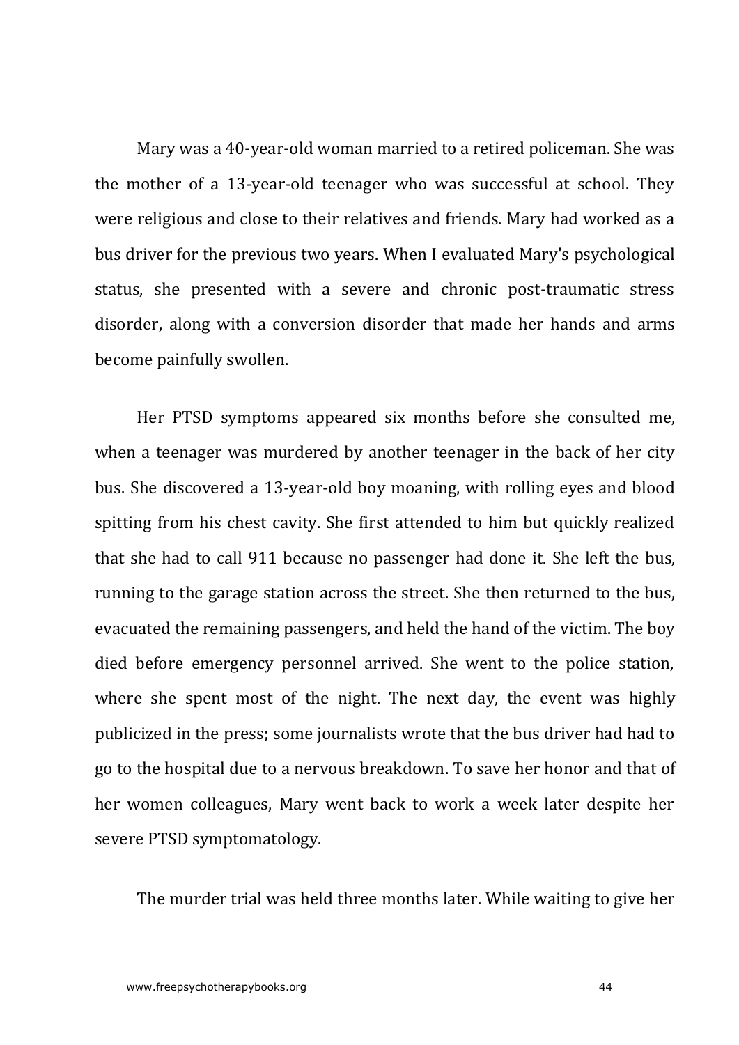Mary was a 40-year-old woman married to a retired policeman. She was the mother of a 13-year-old teenager who was successful at school. They were religious and close to their relatives and friends. Mary had worked as a bus driver for the previous two years. When I evaluated Mary's psychological status, she presented with a severe and chronic post-traumatic stress disorder, along with a conversion disorder that made her hands and arms become painfully swollen.

Her PTSD symptoms appeared six months before she consulted me, when a teenager was murdered by another teenager in the back of her city bus. She discovered a 13-year-old boy moaning, with rolling eyes and blood spitting from his chest cavity. She first attended to him but quickly realized that she had to call 911 because no passenger had done it. She left the bus, running to the garage station across the street. She then returned to the bus, evacuated the remaining passengers, and held the hand of the victim. The boy died before emergency personnel arrived. She went to the police station, where she spent most of the night. The next day, the event was highly publicized in the press; some journalists wrote that the bus driver had had to go to the hospital due to a nervous breakdown. To save her honor and that of her women colleagues, Mary went back to work a week later despite her severe PTSD symptomatology.

The murder trial was held three months later. While waiting to give her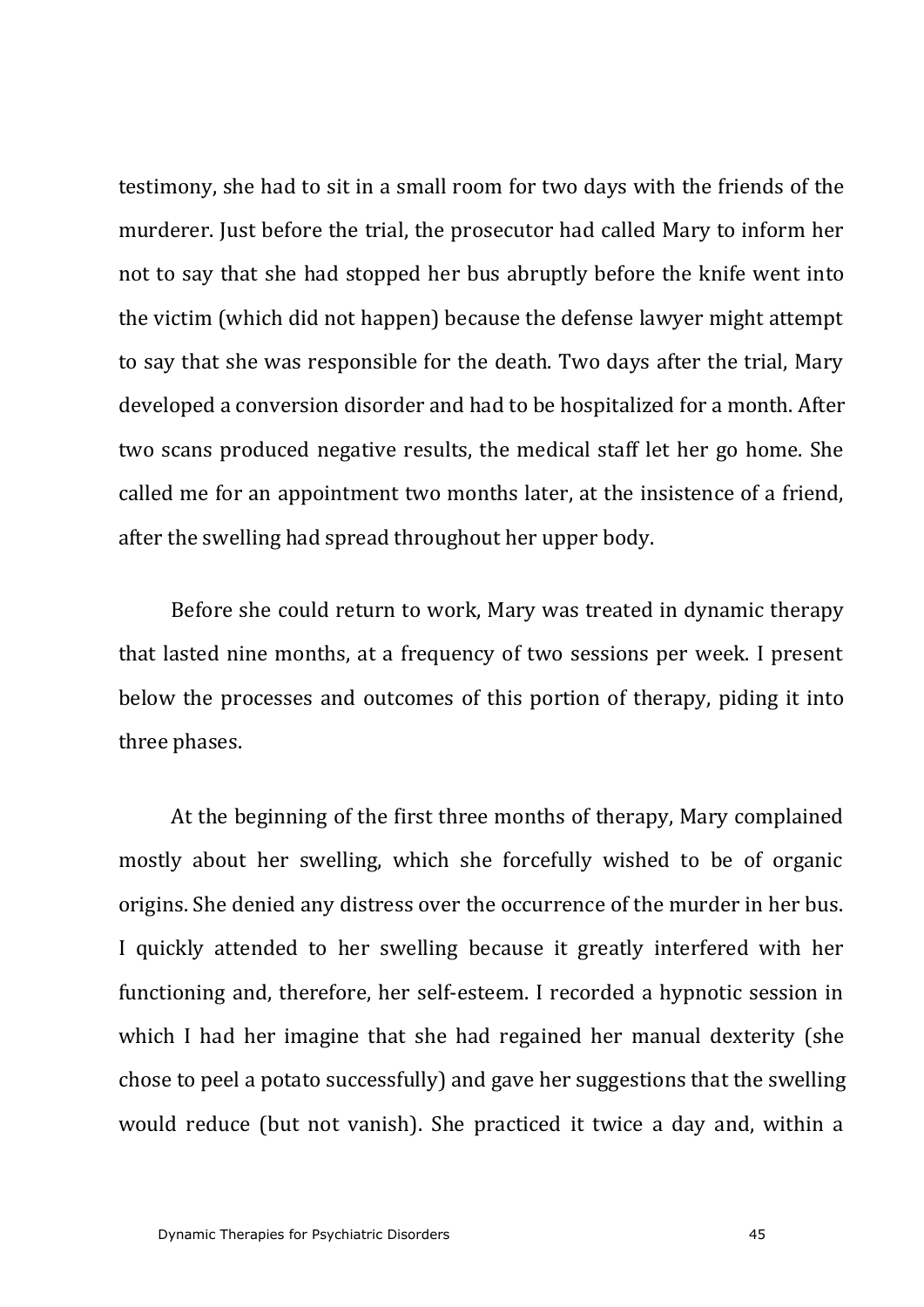testimony, she had to sit in a small room for two days with the friends of the murderer. Just before the trial, the prosecutor had called Mary to inform her not to say that she had stopped her bus abruptly before the knife went into the victim (which did not happen) because the defense lawyer might attempt to say that she was responsible for the death. Two days after the trial, Mary developed a conversion disorder and had to be hospitalized for a month. After two scans produced negative results, the medical staff let her go home. She called me for an appointment two months later, at the insistence of a friend, after the swelling had spread throughout her upper body.

Before she could return to work, Mary was treated in dynamic therapy that lasted nine months, at a frequency of two sessions per week. I present below the processes and outcomes of this portion of therapy, piding it into three phases.

At the beginning of the first three months of therapy, Mary complained mostly about her swelling, which she forcefully wished to be of organic origins. She denied any distress over the occurrence of the murder in her bus. I quickly attended to her swelling because it greatly interfered with her functioning and, therefore, her self-esteem. I recorded a hypnotic session in which I had her imagine that she had regained her manual dexterity (she chose to peel a potato successfully) and gave her suggestions that the swelling would reduce (but not vanish). She practiced it twice a day and, within a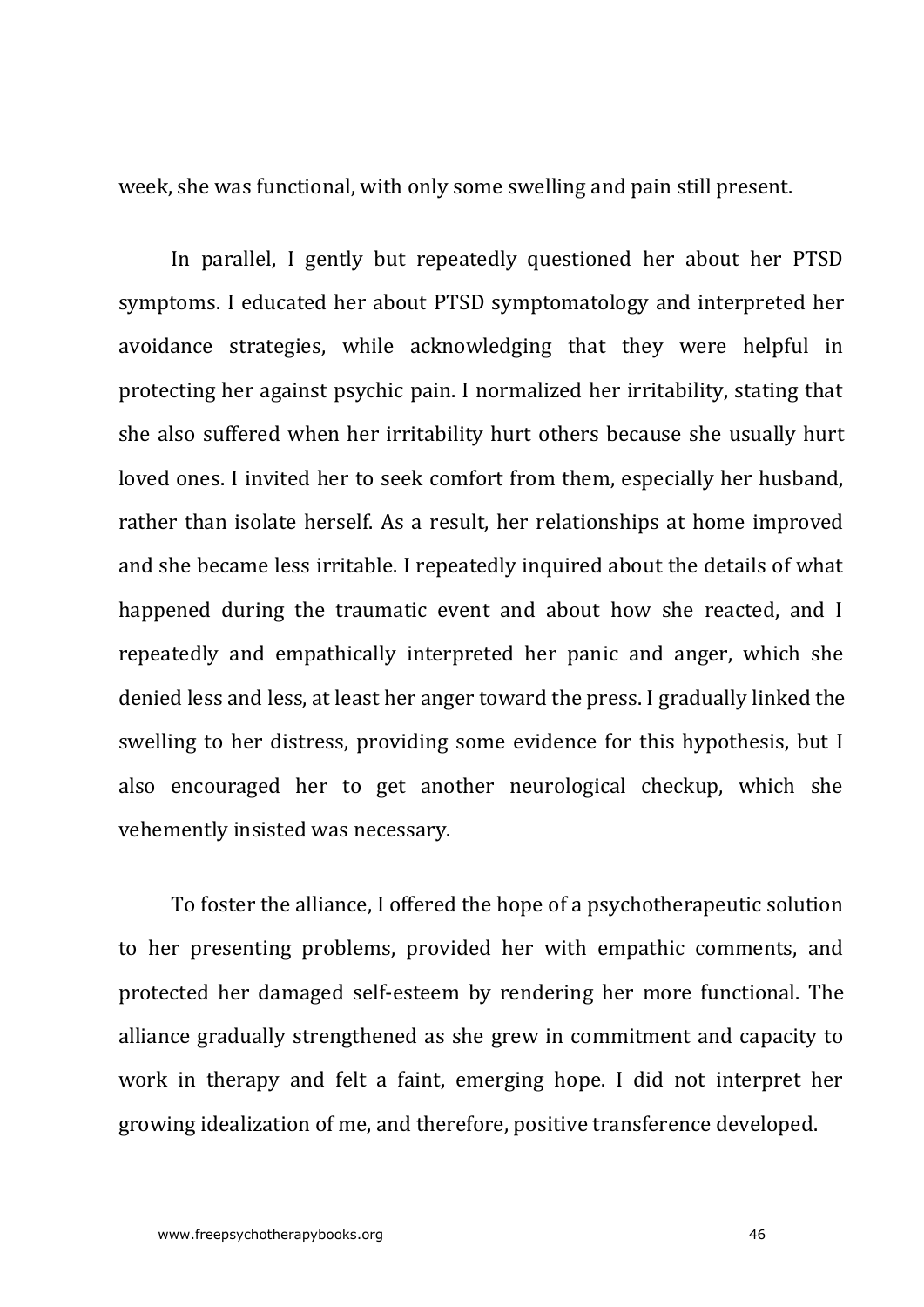week, she was functional, with only some swelling and pain still present.

In parallel, I gently but repeatedly questioned her about her PTSD symptoms. I educated her about PTSD symptomatology and interpreted her avoidance strategies, while acknowledging that they were helpful in protecting her against psychic pain. I normalized her irritability, stating that she also suffered when her irritability hurt others because she usually hurt loved ones. I invited her to seek comfort from them, especially her husband, rather than isolate herself. As a result, her relationships at home improved and she became less irritable. I repeatedly inquired about the details of what happened during the traumatic event and about how she reacted, and I repeatedly and empathically interpreted her panic and anger, which she denied less and less, at least her anger toward the press. I gradually linked the swelling to her distress, providing some evidence for this hypothesis, but I also encouraged her to get another neurological checkup, which she vehemently insisted was necessary.

To foster the alliance, I offered the hope of a psychotherapeutic solution to her presenting problems, provided her with empathic comments, and protected her damaged self-esteem by rendering her more functional. The alliance gradually strengthened as she grew in commitment and capacity to work in therapy and felt a faint, emerging hope. I did not interpret her growing idealization of me, and therefore, positive transference developed.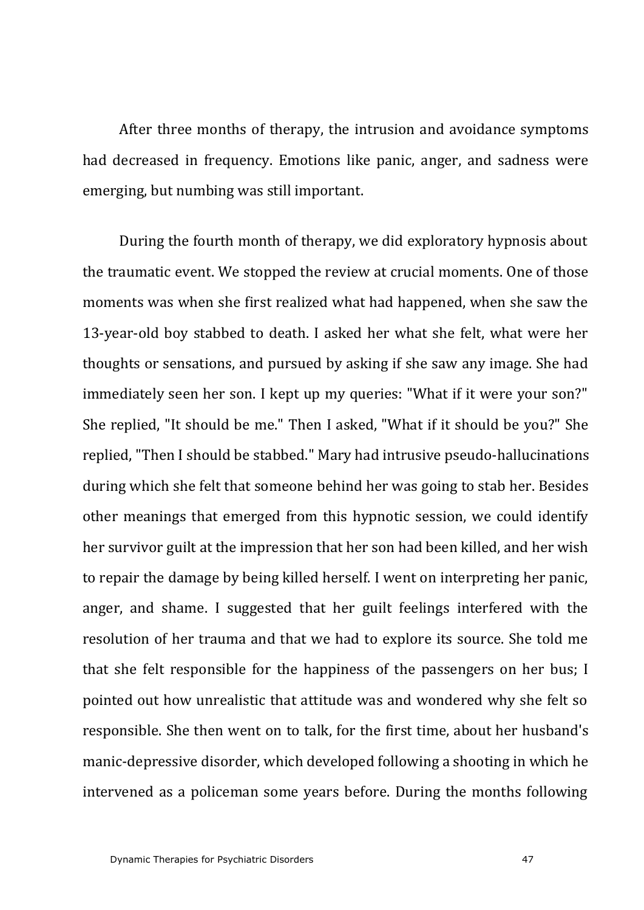After three months of therapy, the intrusion and avoidance symptoms had decreased in frequency. Emotions like panic, anger, and sadness were emerging, but numbing was still important.

During the fourth month of therapy, we did exploratory hypnosis about the traumatic event. We stopped the review at crucial moments. One of those moments was when she first realized what had happened, when she saw the 13-year-old boy stabbed to death. I asked her what she felt, what were her thoughts or sensations, and pursued by asking if she saw any image. She had immediately seen her son. I kept up my queries: "What if it were your son?" She replied, "It should be me." Then I asked, "What if it should be you?" She replied, "Then I should be stabbed." Mary had intrusive pseudo-hallucinations during which she felt that someone behind her was going to stab her. Besides other meanings that emerged from this hypnotic session, we could identify her survivor guilt at the impression that her son had been killed, and her wish to repair the damage by being killed herself. I went on interpreting her panic, anger, and shame. I suggested that her guilt feelings interfered with the resolution of her trauma and that we had to explore its source. She told me that she felt responsible for the happiness of the passengers on her bus; I pointed out how unrealistic that attitude was and wondered why she felt so responsible. She then went on to talk, for the first time, about her husband's manic-depressive disorder, which developed following a shooting in which he intervened as a policeman some years before. During the months following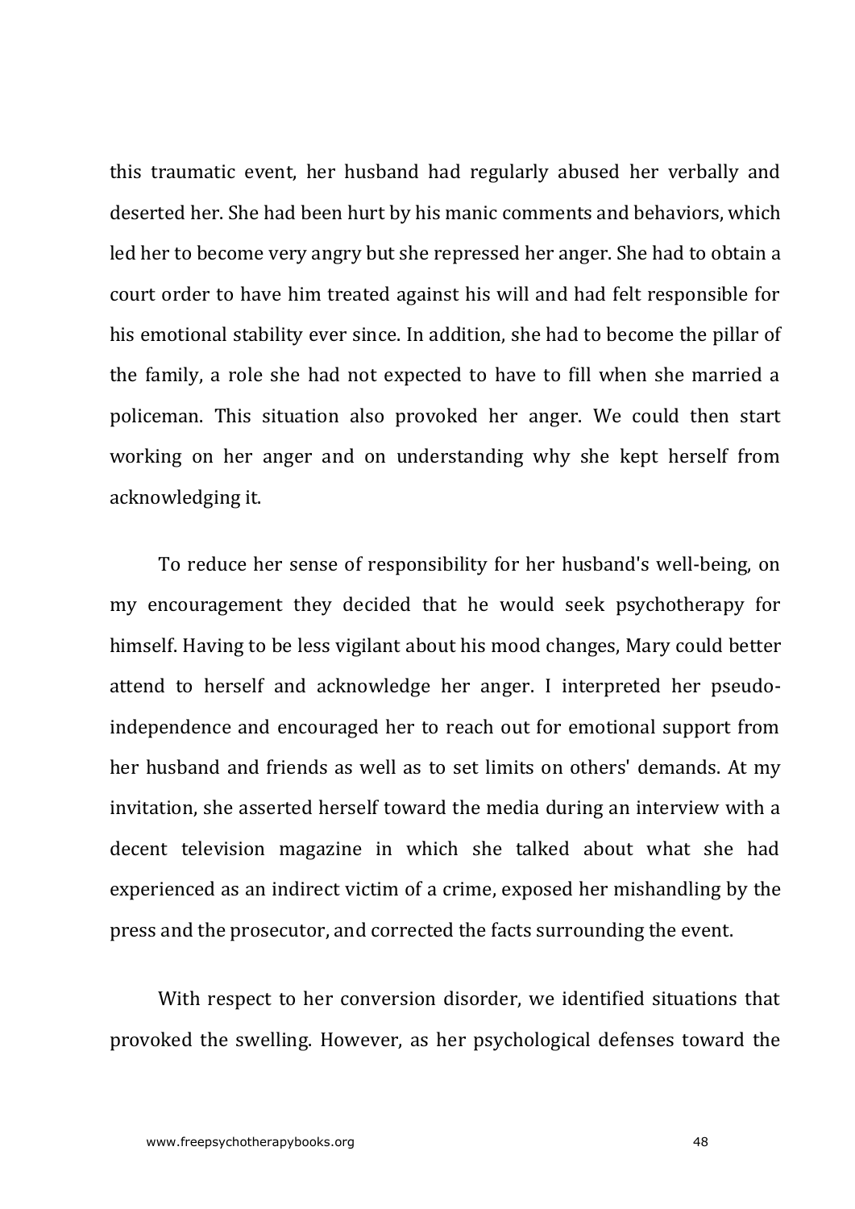this traumatic event, her husband had regularly abused her verbally and deserted her. She had been hurt by his manic comments and behaviors, which led her to become very angry but she repressed her anger. She had to obtain a court order to have him treated against his will and had felt responsible for his emotional stability ever since. In addition, she had to become the pillar of the family, a role she had not expected to have to fill when she married a policeman. This situation also provoked her anger. We could then start working on her anger and on understanding why she kept herself from acknowledging it.

To reduce her sense of responsibility for her husband's well-being, on my encouragement they decided that he would seek psychotherapy for himself. Having to be less vigilant about his mood changes, Mary could better attend to herself and acknowledge her anger. I interpreted her pseudo-independence and encouraged her to reach out for emotional support from her husband and friends as well as to set limits on others' demands. At my invitation, she asserted herself toward the media during an interview with a decent television magazine in which she talked about what she had experienced as an indirect victim of a crime, exposed her mishandling by the press and the prosecutor, and corrected the facts surrounding the event.

With respect to her conversion disorder, we identified situations that provoked the swelling. However, as her psychological defenses toward the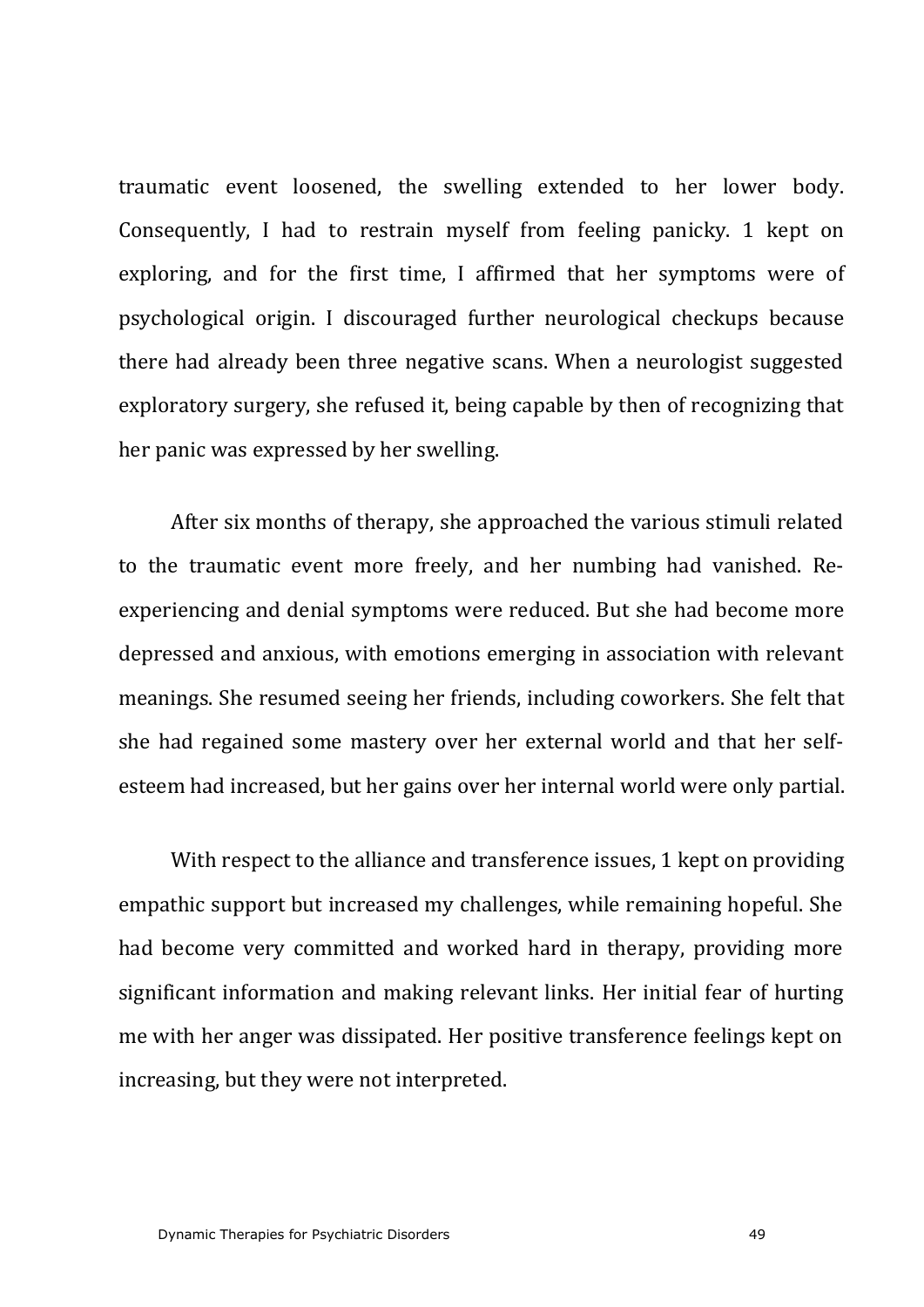traumatic event loosened, the swelling extended to her lower body. Consequently, I had to restrain myself from feeling panicky. 1 kept on exploring, and for the first time, I affirmed that her symptoms were of psychological origin. I discouraged further neurological checkups because there had already been three negative scans. When a neurologist suggested exploratory surgery, she refused it, being capable by then of recognizing that her panic was expressed by her swelling.

After six months of therapy, she approached the various stimuli related to the traumatic event more freely, and her numbing had vanished. Re-experiencing and denial symptoms were reduced. But she had become more depressed and anxious, with emotions emerging in association with relevant meanings. She resumed seeing her friends, including coworkers. She felt that she had regained some mastery over her external world and that her self-esteem had increased, but her gains over her internal world were only partial.

With respect to the alliance and transference issues, 1 kept on providing empathic support but increased my challenges, while remaining hopeful. She had become very committed and worked hard in therapy, providing more significant information and making relevant links. Her initial fear of hurting me with her anger was dissipated. Her positive transference feelings kept on increasing, but they were not interpreted.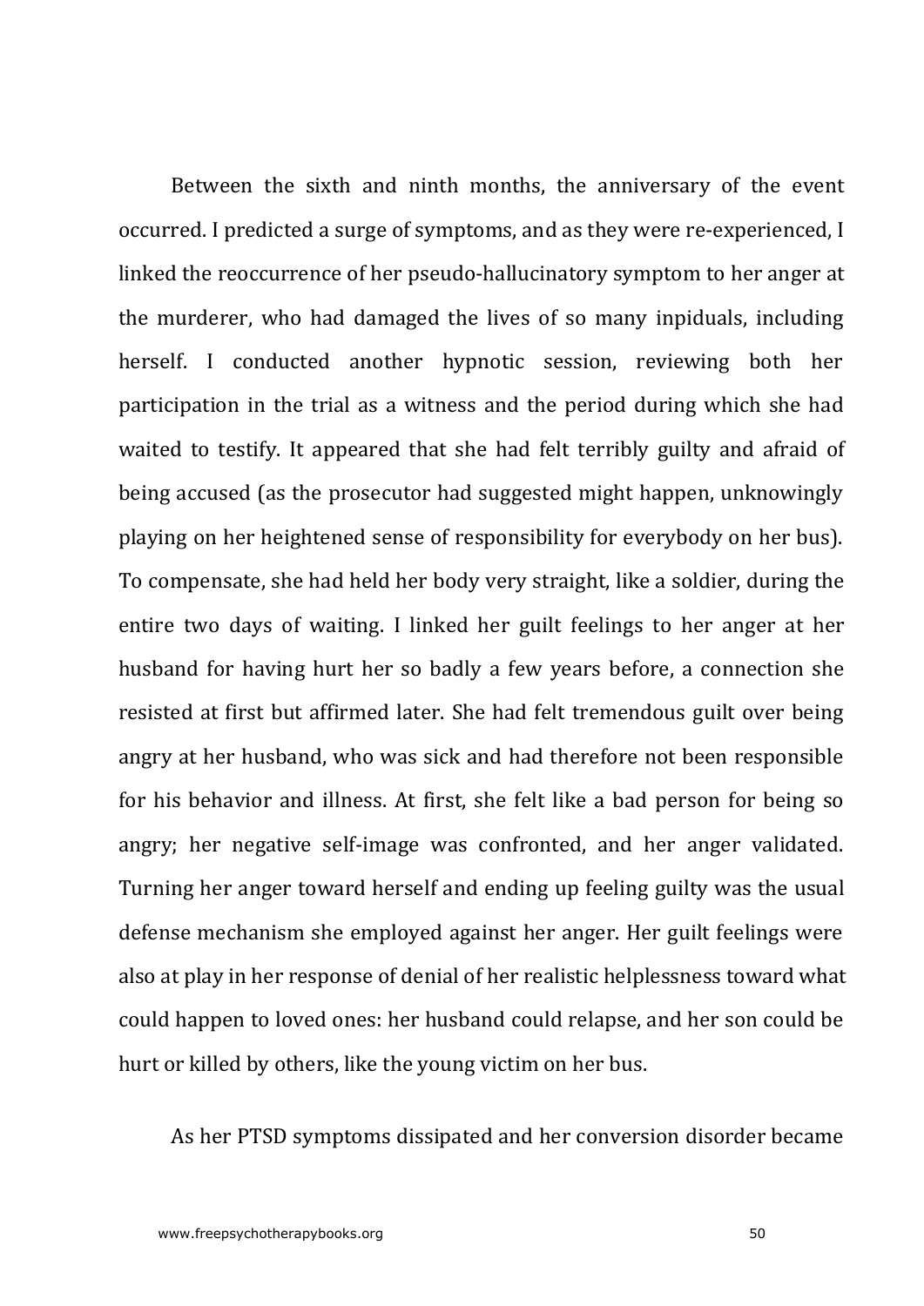Between the sixth and ninth months, the anniversary of the event occurred. I predicted a surge of symptoms, and as they were re-experienced, I linked the reoccurrence of her pseudo-hallucinatory symptom to her anger at the murderer, who had damaged the lives of so many inpiduals, including herself. I conducted another hypnotic session, reviewing both her participation in the trial as a witness and the period during which she had waited to testify. It appeared that she had felt terribly guilty and afraid of being accused (as the prosecutor had suggested might happen, unknowingly playing on her heightened sense of responsibility for everybody on her bus). To compensate, she had held her body very straight, like a soldier, during the entire two days of waiting. I linked her guilt feelings to her anger at her husband for having hurt her so badly a few years before, a connection she resisted at first but affirmed later. She had felt tremendous guilt over being angry at her husband, who was sick and had therefore not been responsible for his behavior and illness. At first, she felt like a bad person for being so angry; her negative self-image was confronted, and her anger validated. Turning her anger toward herself and ending up feeling guilty was the usual defense mechanism she employed against her anger. Her guilt feelings were also at play in her response of denial of her realistic helplessness toward what could happen to loved ones: her husband could relapse, and her son could be hurt or killed by others, like the young victim on her bus.

As her PTSD symptoms dissipated and her conversion disorder became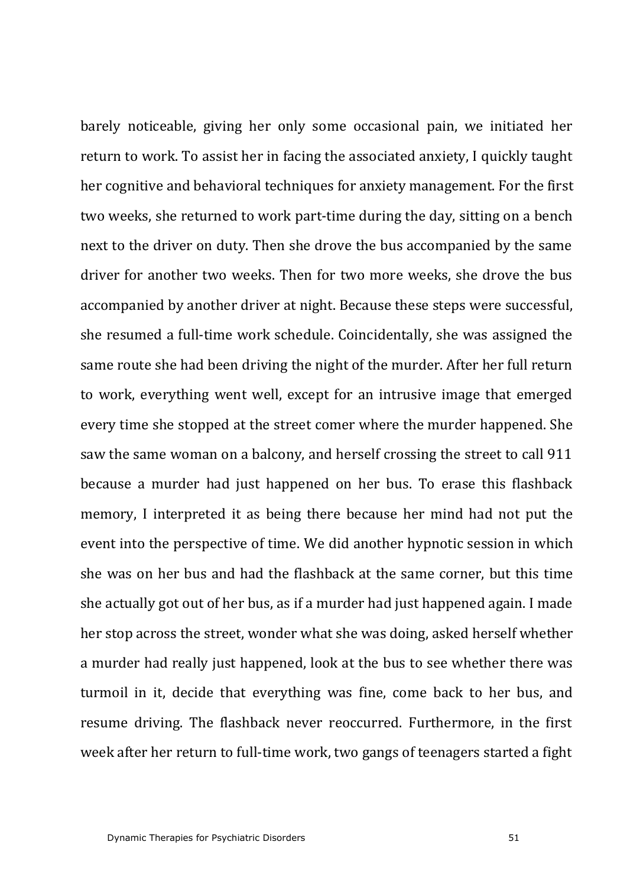barely noticeable, giving her only some occasional pain, we initiated her return to work. To assist her in facing the associated anxiety, I quickly taught her cognitive and behavioral techniques for anxiety management. For the first two weeks, she returned to work part-time during the day, sitting on a bench next to the driver on duty. Then she drove the bus accompanied by the same driver for another two weeks. Then for two more weeks, she drove the bus accompanied by another driver at night. Because these steps were successful, she resumed a full-time work schedule. Coincidentally, she was assigned the same route she had been driving the night of the murder. After her full return to work, everything went well, except for an intrusive image that emerged every time she stopped at the street comer where the murder happened. She saw the same woman on a balcony, and herself crossing the street to call 911 because a murder had just happened on her bus. To erase this flashback memory, I interpreted it as being there because her mind had not put the event into the perspective of time. We did another hypnotic session in which she was on her bus and had the flashback at the same corner, but this time she actually got out of her bus, as if a murder had just happened again. I made her stop across the street, wonder what she was doing, asked herself whether a murder had really just happened, look at the bus to see whether there was turmoil in it, decide that everything was fine, come back to her bus, and resume driving. The flashback never reoccurred. Furthermore, in the first week after her return to full-time work, two gangs of teenagers started a fight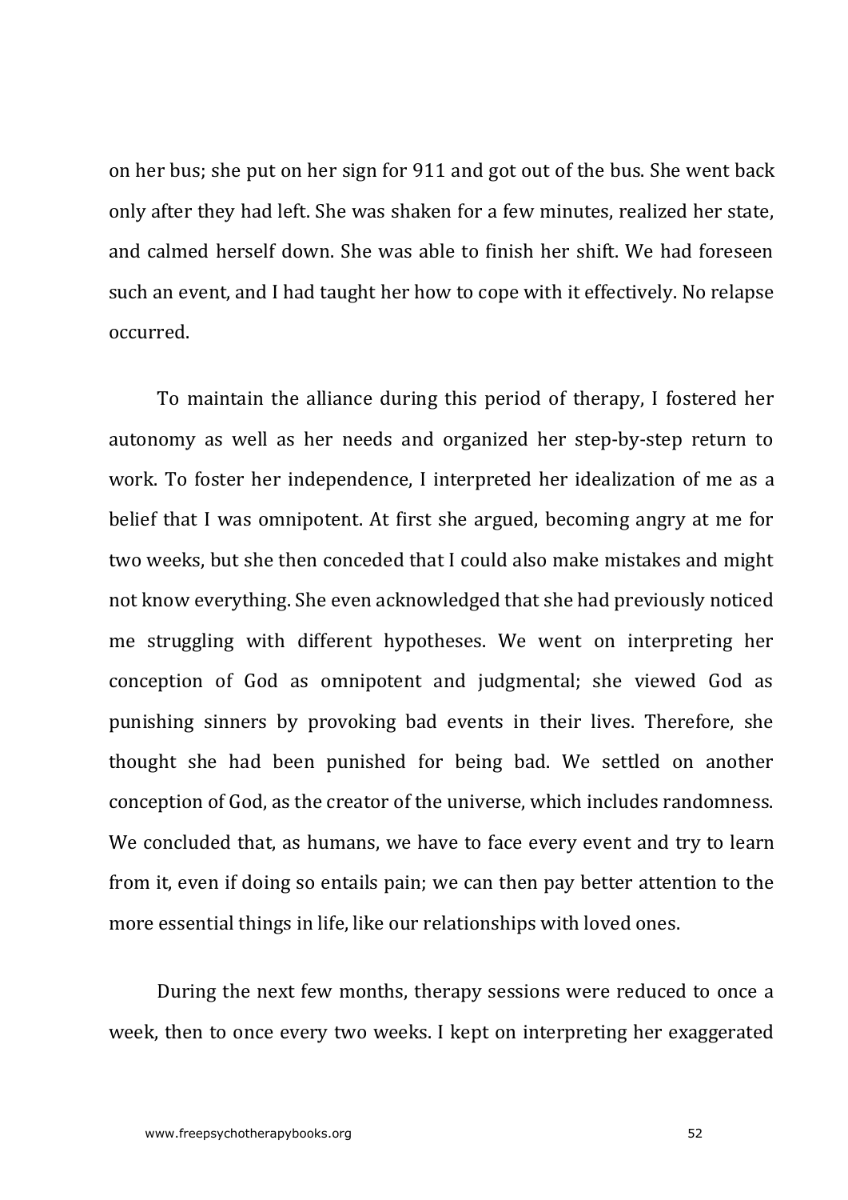on her bus; she put on her sign for 911 and got out of the bus. She went back only after they had left. She was shaken for a few minutes, realized her state, and calmed herself down. She was able to finish her shift. We had foreseen such an event, and I had taught her how to cope with it effectively. No relapse occurred.

To maintain the alliance during this period of therapy, I fostered her autonomy as well as her needs and organized her step-by-step return to work. To foster her independence, I interpreted her idealization of me as a belief that I was omnipotent. At first she argued, becoming angry at me for two weeks, but she then conceded that I could also make mistakes and might not know everything. She even acknowledged that she had previously noticed me struggling with different hypotheses. We went on interpreting her conception of God as omnipotent and judgmental; she viewed God as punishing sinners by provoking bad events in their lives. Therefore, she thought she had been punished for being bad. We settled on another conception of God, as the creator of the universe, which includes randomness. We concluded that, as humans, we have to face every event and try to learn from it, even if doing so entails pain; we can then pay better attention to the more essential things in life, like our relationships with loved ones.

During the next few months, therapy sessions were reduced to once a week, then to once every two weeks. I kept on interpreting her exaggerated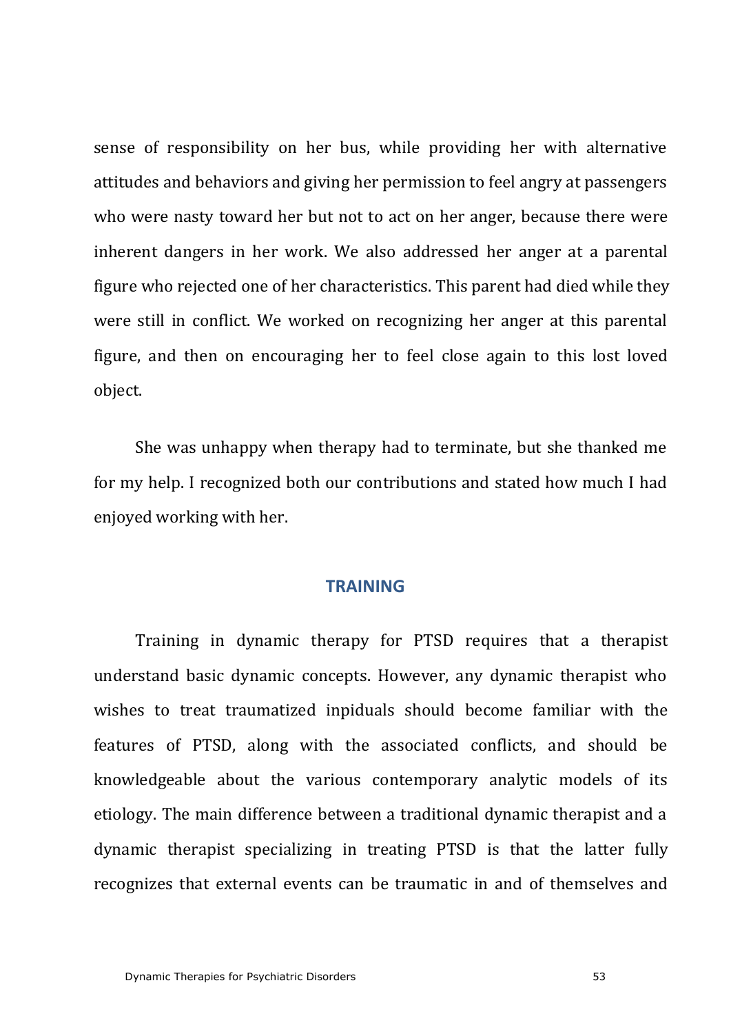sense of responsibility on her bus, while providing her with alternative attitudes and behaviors and giving her permission to feel angry at passengers who were nasty toward her but not to act on her anger, because there were inherent dangers in her work. We also addressed her anger at a parental figure who rejected one of her characteristics. This parent had died while they were still in conflict. We worked on recognizing her anger at this parental figure, and then on encouraging her to feel close again to this lost loved object.

She was unhappy when therapy had to terminate, but she thanked me for my help. I recognized both our contributions and stated how much I had enjoyed working with her.

## TRAINING

Training in dynamic therapy for PTSD requires that a therapist understand basic dynamic concepts. However, any dynamic therapist who wishes to treat traumatized inpiduals should become familiar with the features of PTSD, along with the associated conflicts, and should be knowledgeable about the various contemporary analytic models of its etiology. The main difference between a traditional dynamic therapist and a dynamic therapist specializing in treating PTSD is that the latter fully recognizes that external events can be traumatic in and of themselves and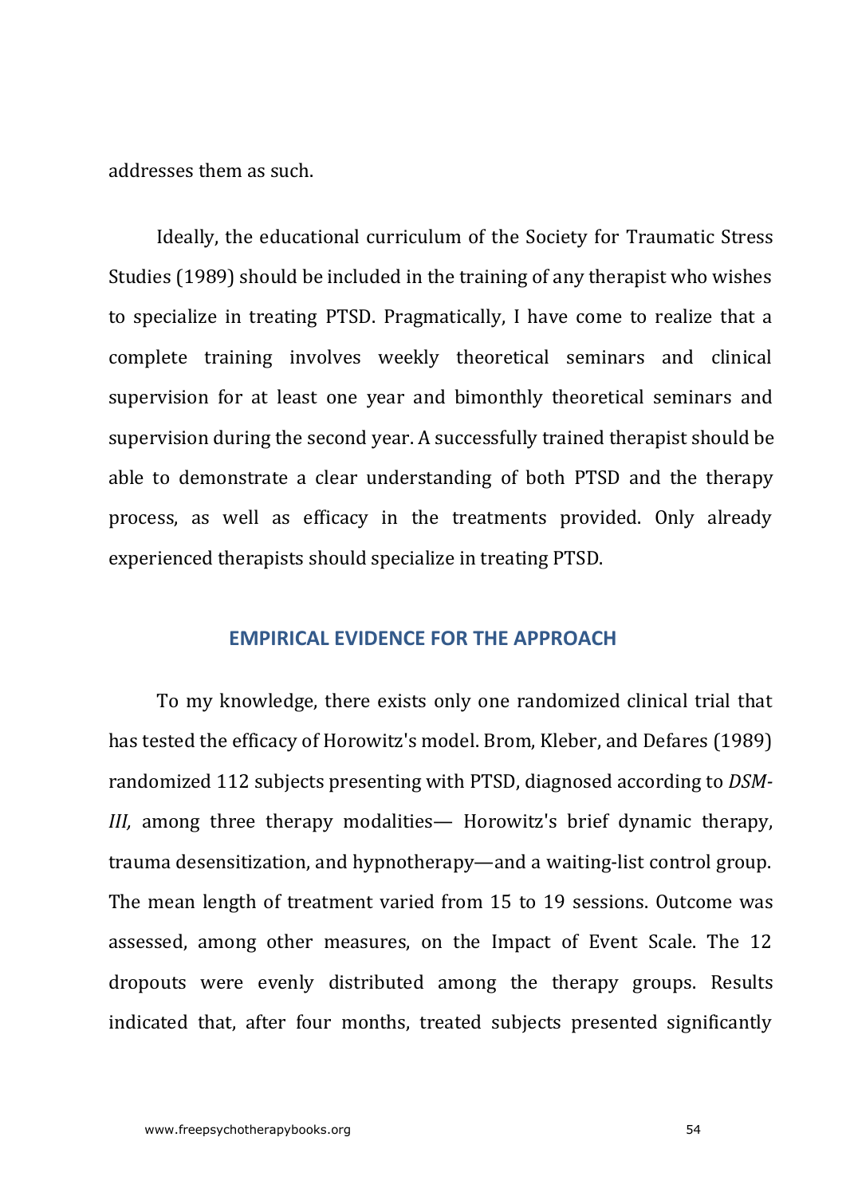addresses them as such.

Ideally, the educational curriculum of the Society for Traumatic Stress Studies (1989) should be included in the training of any therapist who wishes to specialize in treating PTSD. Pragmatically, I have come to realize that a complete training involves weekly theoretical seminars and clinical supervision for at least one year and bimonthly theoretical seminars and supervision during the second year. A successfully trained therapist should be able to demonstrate a clear understanding of both PTSD and the therapy process, as well as efficacy in the treatments provided. Only already experienced therapists should specialize in treating PTSD.

## EMPIRICAL EVIDENCE FOR THE APPROACH

To my knowledge, there exists only one randomized clinical trial that has tested the efficacy of Horowitz's model. Brom, Kleber, and Defares (1989) randomized 112 subjects presenting with PTSD, diagnosed according to *DSM-III,* among three therapy modalities— Horowitz's brief dynamic therapy, trauma desensitization, and hypnotherapy—and a waiting-list control group. The mean length of treatment varied from 15 to 19 sessions. Outcome was assessed, among other measures, on the Impact of Event Scale. The 12 dropouts were evenly distributed among the therapy groups. Results indicated that, after four months, treated subjects presented significantly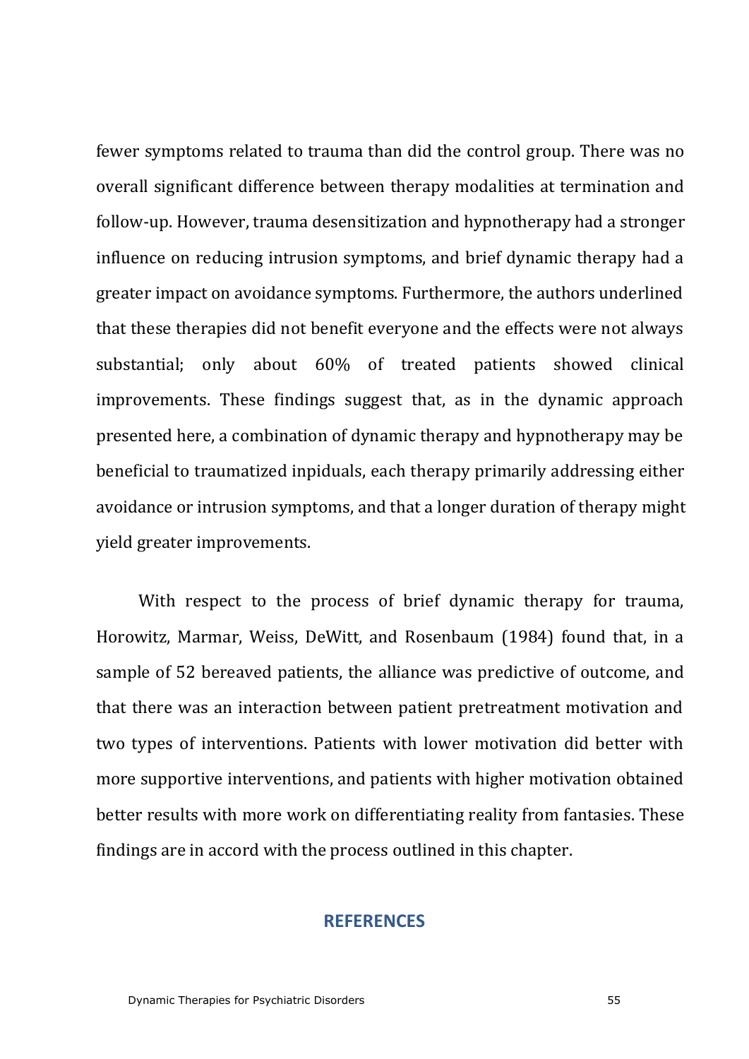fewer symptoms related to trauma than did the control group. There was no overall significant difference between therapy modalities at termination and follow-up. However, trauma desensitization and hypnotherapy had a stronger influence on reducing intrusion symptoms, and brief dynamic therapy had a greater impact on avoidance symptoms. Furthermore, the authors underlined that these therapies did not benefit everyone and the effects were not always substantial; only about 60% of treated patients showed clinical improvements. These findings suggest that, as in the dynamic approach presented here, a combination of dynamic therapy and hypnotherapy may be beneficial to traumatized inpiduals, each therapy primarily addressing either avoidance or intrusion symptoms, and that a longer duration of therapy might yield greater improvements.

With respect to the process of brief dynamic therapy for trauma, Horowitz, Marmar, Weiss, DeWitt, and Rosenbaum (1984) found that, in a sample of 52 bereaved patients, the alliance was predictive of outcome, and that there was an interaction between patient pretreatment motivation and two types of interventions. Patients with lower motivation did better with more supportive interventions, and patients with higher motivation obtained better results with more work on differentiating reality from fantasies. These findings are in accord with the process outlined in this chapter.

## REFERENCES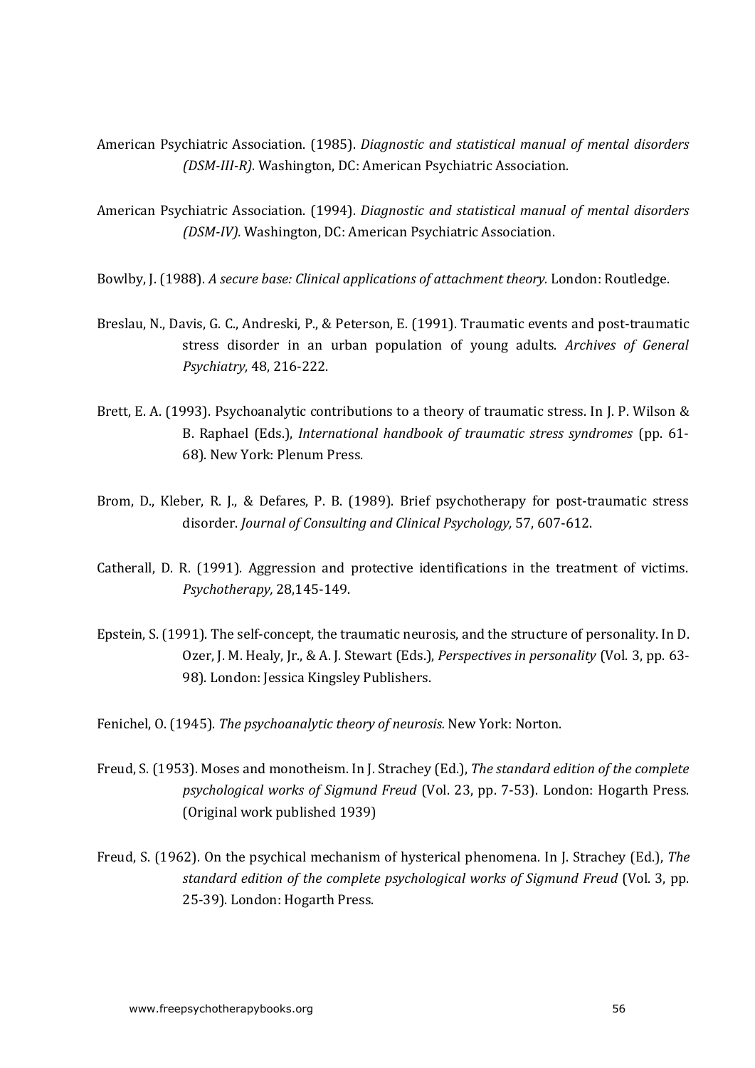American Psychiatric Association. (1985). *Diagnostic and statistical manual of mental disorders (DSM-III-R)*. Washington, DC: American Psychiatric Association.

American Psychiatric Association. (1994). *Diagnostic and statistical manual of mental disorders (DSM-IV).* Washington, DC: American Psychiatric Association.

Bowlby, J. (1988). *A secure base: Clinical applications of attachment theory.* London: Routledge.

Breslau, N., Davis, G. C., Andreski, P., & Peterson, E. (1991). Traumatic events and post-traumatic stress disorder in an urban population of young adults. *Archives of General Psychiatry,* 48, 216-222.

Brett, E. A. (1993). Psychoanalytic contributions to a theory of traumatic stress. In J. P. Wilson & B. Raphael (Eds.), *International handbook of traumatic stress syndromes* (pp. 61-68). New York: Plenum Press.

Brom, D., Kleber, R. J., & Defares, P. B. (1989). Brief psychotherapy for post-traumatic stress disorder. *Journal of Consulting and Clinical Psychology,* 57, 607-612.

Catherall, D. R. (1991). Aggression and protective identifications in the treatment of victims. *Psychotherapy,* 28,145-149.

Epstein, S. (1991). The self-concept, the traumatic neurosis, and the structure of personality. In D. Ozer, J. M. Healy, Jr., & A. J. Stewart (Eds.), *Perspectives in personality* (Vol. 3, pp. 63-98). London: Jessica Kingsley Publishers.

Fenichel, O. (1945). *The psychoanalytic theory of neurosis.* New York: Norton.

Freud, S. (1953). Moses and monotheism. In J. Strachey (Ed.), *The standard edition of the complete psychological works of Sigmund Freud* (Vol. 23, pp. 7-53). London: Hogarth Press. (Original work published 1939)

Freud, S. (1962). On the psychical mechanism of hysterical phenomena. In J. Strachey (Ed.), *The standard edition of the complete psychological works of Sigmund Freud* (Vol. 3, pp. 25-39). London: Hogarth Press.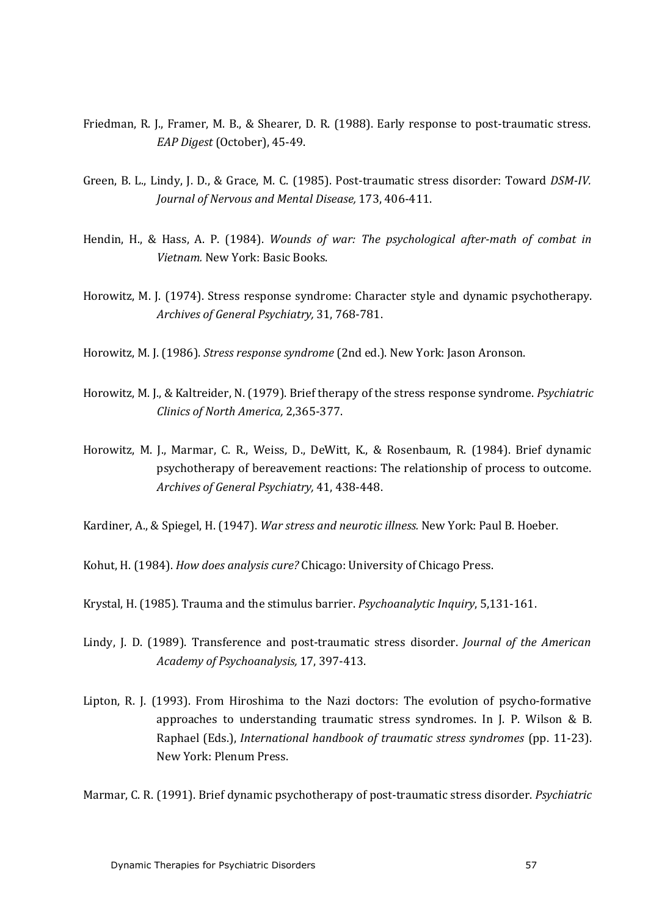Friedman, R. J., Framer, M. B., & Shearer, D. R. (1988). Early response to post-traumatic stress. *EAP Digest* (October), 45-49.

Green, B. L., Lindy, J. D., & Grace, M. C. (1985). Post-traumatic stress disorder: Toward *DSM-IV. Journal of Nervous and Mental Disease,* 173, 406-411.

Hendin, H., & Hass, A. P. (1984). *Wounds of war: The psychological after-math of combat in Vietnam.* New York: Basic Books.

Horowitz, M. J. (1974). Stress response syndrome: Character style and dynamic psychotherapy. *Archives of General Psychiatry,* 31, 768-781.

Horowitz, M. J. (1986). *Stress response syndrome* (2nd ed.). New York: Jason Aronson.

Horowitz, M. J., & Kaltreider, N. (1979). Brief therapy of the stress response syndrome. *Psychiatric Clinics of North America,* 2,365-377.

Horowitz, M. J., Marmar, C. R., Weiss, D., DeWitt, K., & Rosenbaum, R. (1984). Brief dynamic psychotherapy of bereavement reactions: The relationship of process to outcome. *Archives of General Psychiatry,* 41, 438-448.

Kardiner, A., & Spiegel, H. (1947). *War stress and neurotic illness.* New York: Paul B. Hoeber.

Kohut, H. (1984). *How does analysis cure?* Chicago: University of Chicago Press.

Krystal, H. (1985). Trauma and the stimulus barrier. *Psychoanalytic Inquiry*, 5,131-161.

Lindy, J. D. (1989). Transference and post-traumatic stress disorder. *Journal of the American Academy of Psychoanalysis,* 17, 397-413.

Lipton, R. J. (1993). From Hiroshima to the Nazi doctors: The evolution of psycho-formative approaches to understanding traumatic stress syndromes. In J. P. Wilson & B. Raphael (Eds.), *International handbook of traumatic stress syndromes* (pp. 11-23). New York: Plenum Press.

Marmar, C. R. (1991). Brief dynamic psychotherapy of post-traumatic stress disorder. *Psychiatric*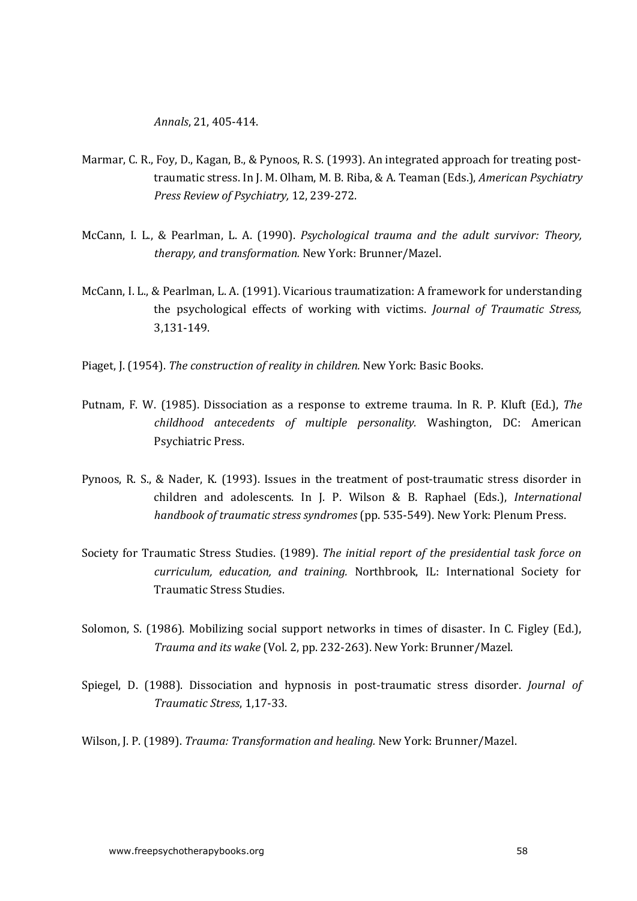*Annals*, 21, 405-414.

Marmar, C. R., Foy, D., Kagan, B., & Pynoos, R. S. (1993). An integrated approach for treating post-traumatic stress. In J. M. Olham, M. B. Riba, & A. Teaman (Eds.), *American Psychiatry Press Review of Psychiatry,* 12, 239-272.

McCann, I. L., & Pearlman, L. A. (1990). *Psychological trauma and the adult survivor: Theory, therapy, and transformation.* New York: Brunner/Mazel.

McCann, I. L., & Pearlman, L. A. (1991). Vicarious traumatization: A framework for understanding the psychological effects of working with victims. *Journal of Traumatic Stress,* 3,131-149.

Piaget, J. (1954). *The construction of reality in children.* New York: Basic Books.

Putnam, F. W. (1985). Dissociation as a response to extreme trauma. In R. P. Kluft (Ed.), *The childhood antecedents of multiple personality.* Washington, DC: American Psychiatric Press.

Pynoos, R. S., & Nader, K. (1993). Issues in the treatment of post-traumatic stress disorder in children and adolescents. In J. P. Wilson & B. Raphael (Eds.), *International handbook of traumatic stress syndromes* (pp. 535-549). New York: Plenum Press.

Society for Traumatic Stress Studies. (1989). *The initial report of the presidential task force on curriculum, education, and training.* Northbrook, IL: International Society for Traumatic Stress Studies.

Solomon, S. (1986). Mobilizing social support networks in times of disaster. In C. Figley (Ed.), *Trauma and its wake* (Vol. 2, pp. 232-263). New York: Brunner/Mazel.

Spiegel, D. (1988). Dissociation and hypnosis in post-traumatic stress disorder. *Journal of Traumatic Stress*, 1,17-33.

Wilson, J. P. (1989). *Trauma: Transformation and healing.* New York: Brunner/Mazel.